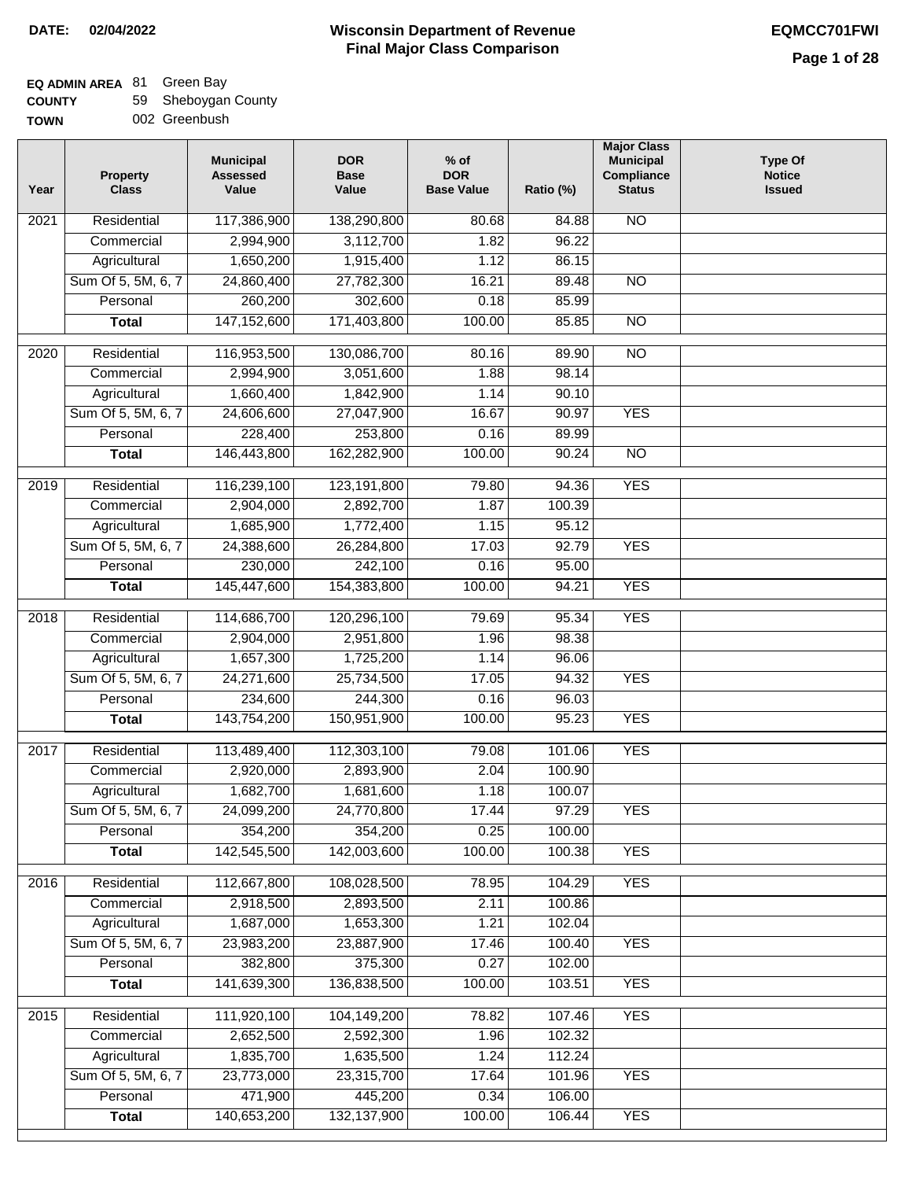**DATE:** 02/04/2022

# Wisconsin Department of Revenue
## Final Major Class Comparison

**EQMCC701FWI**

**EQ ADMIN AREA** 81 Green Bay
**COUNTY** 59 Sheboygan County
**TOWN** 002 Greenbush

| Year | Property Class | Municipal Assessed Value | DOR Base Value | % of DOR Base Value | Ratio (%) | Major Class Municipal Compliance Status | Type Of Notice Issued |
|---|---|---|---|---|---|---|---|
| 2021 | Residential | 117,386,900 | 138,290,800 | 80.68 | 84.88 | NO | |
| | Commercial | 2,994,900 | 3,112,700 | 1.82 | 96.22 | | |
| | Agricultural | 1,650,200 | 1,915,400 | 1.12 | 86.15 | | |
| | Sum Of 5, 5M, 6, 7 | 24,860,400 | 27,782,300 | 16.21 | 89.48 | NO | |
| | Personal | 260,200 | 302,600 | 0.18 | 85.99 | | |
| | **Total** | 147,152,600 | 171,403,800 | 100.00 | 85.85 | NO | |
| 2020 | Residential | 116,953,500 | 130,086,700 | 80.16 | 89.90 | NO | |
| | Commercial | 2,994,900 | 3,051,600 | 1.88 | 98.14 | | |
| | Agricultural | 1,660,400 | 1,842,900 | 1.14 | 90.10 | | |
| | Sum Of 5, 5M, 6, 7 | 24,606,600 | 27,047,900 | 16.67 | 90.97 | YES | |
| | Personal | 228,400 | 253,800 | 0.16 | 89.99 | | |
| | **Total** | 146,443,800 | 162,282,900 | 100.00 | 90.24 | NO | |
| 2019 | Residential | 116,239,100 | 123,191,800 | 79.80 | 94.36 | YES | |
| | Commercial | 2,904,000 | 2,892,700 | 1.87 | 100.39 | | |
| | Agricultural | 1,685,900 | 1,772,400 | 1.15 | 95.12 | | |
| | Sum Of 5, 5M, 6, 7 | 24,388,600 | 26,284,800 | 17.03 | 92.79 | YES | |
| | Personal | 230,000 | 242,100 | 0.16 | 95.00 | | |
| | **Total** | 145,447,600 | 154,383,800 | 100.00 | 94.21 | YES | |
| 2018 | Residential | 114,686,700 | 120,296,100 | 79.69 | 95.34 | YES | |
| | Commercial | 2,904,000 | 2,951,800 | 1.96 | 98.38 | | |
| | Agricultural | 1,657,300 | 1,725,200 | 1.14 | 96.06 | | |
| | Sum Of 5, 5M, 6, 7 | 24,271,600 | 25,734,500 | 17.05 | 94.32 | YES | |
| | Personal | 234,600 | 244,300 | 0.16 | 96.03 | | |
| | **Total** | 143,754,200 | 150,951,900 | 100.00 | 95.23 | YES | |
| 2017 | Residential | 113,489,400 | 112,303,100 | 79.08 | 101.06 | YES | |
| | Commercial | 2,920,000 | 2,893,900 | 2.04 | 100.90 | | |
| | Agricultural | 1,682,700 | 1,681,600 | 1.18 | 100.07 | | |
| | Sum Of 5, 5M, 6, 7 | 24,099,200 | 24,770,800 | 17.44 | 97.29 | YES | |
| | Personal | 354,200 | 354,200 | 0.25 | 100.00 | | |
| | **Total** | 142,545,500 | 142,003,600 | 100.00 | 100.38 | YES | |
| 2016 | Residential | 112,667,800 | 108,028,500 | 78.95 | 104.29 | YES | |
| | Commercial | 2,918,500 | 2,893,500 | 2.11 | 100.86 | | |
| | Agricultural | 1,687,000 | 1,653,300 | 1.21 | 102.04 | | |
| | Sum Of 5, 5M, 6, 7 | 23,983,200 | 23,887,900 | 17.46 | 100.40 | YES | |
| | Personal | 382,800 | 375,300 | 0.27 | 102.00 | | |
| | **Total** | 141,639,300 | 136,838,500 | 100.00 | 103.51 | YES | |
| 2015 | Residential | 111,920,100 | 104,149,200 | 78.82 | 107.46 | YES | |
| | Commercial | 2,652,500 | 2,592,300 | 1.96 | 102.32 | | |
| | Agricultural | 1,835,700 | 1,635,500 | 1.24 | 112.24 | | |
| | Sum Of 5, 5M, 6, 7 | 23,773,000 | 23,315,700 | 17.64 | 101.96 | YES | |
| | Personal | 471,900 | 445,200 | 0.34 | 106.00 | | |
| | **Total** | 140,653,200 | 132,137,900 | 100.00 | 106.44 | YES | |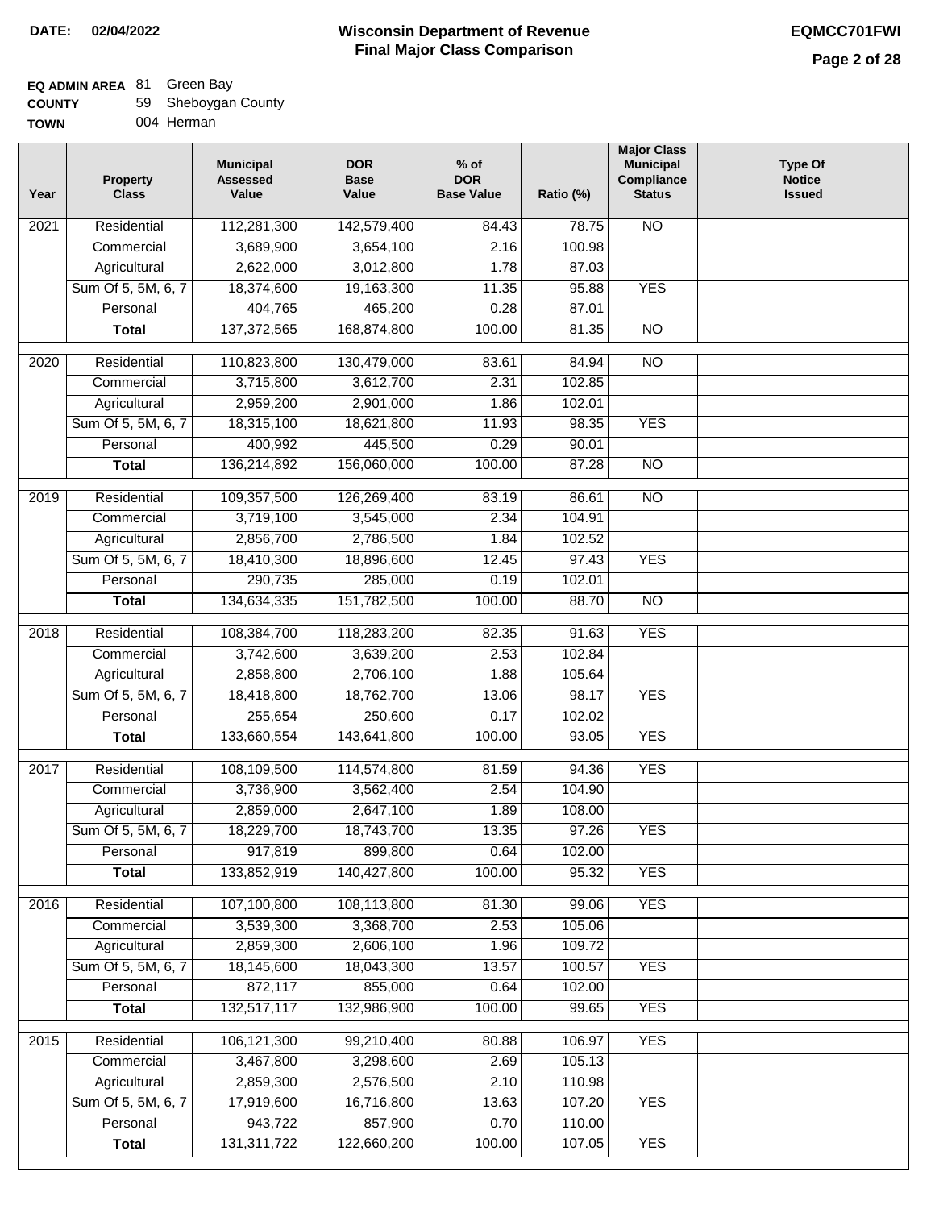**DATE:** 02/04/2022

# Wisconsin Department of Revenue
## Final Major Class Comparison

**EQMCC701FWI**

**EQ ADMIN AREA** 81 Green Bay
**COUNTY** 59 Sheboygan County
**TOWN** 004 Herman

| Year | Property Class | Municipal Assessed Value | DOR Base Value | % of DOR Base Value | Ratio (%) | Major Class Municipal Compliance Status | Type Of Notice Issued |
|---|---|---|---|---|---|---|---|
| 2021 | Residential | 112,281,300 | 142,579,400 | 84.43 | 78.75 | NO | |
| | Commercial | 3,689,900 | 3,654,100 | 2.16 | 100.98 | | |
| | Agricultural | 2,622,000 | 3,012,800 | 1.78 | 87.03 | | |
| | Sum Of 5, 5M, 6, 7 | 18,374,600 | 19,163,300 | 11.35 | 95.88 | YES | |
| | Personal | 404,765 | 465,200 | 0.28 | 87.01 | | |
| | **Total** | 137,372,565 | 168,874,800 | 100.00 | 81.35 | NO | |
| 2020 | Residential | 110,823,800 | 130,479,000 | 83.61 | 84.94 | NO | |
| | Commercial | 3,715,800 | 3,612,700 | 2.31 | 102.85 | | |
| | Agricultural | 2,959,200 | 2,901,000 | 1.86 | 102.01 | | |
| | Sum Of 5, 5M, 6, 7 | 18,315,100 | 18,621,800 | 11.93 | 98.35 | YES | |
| | Personal | 400,992 | 445,500 | 0.29 | 90.01 | | |
| | **Total** | 136,214,892 | 156,060,000 | 100.00 | 87.28 | NO | |
| 2019 | Residential | 109,357,500 | 126,269,400 | 83.19 | 86.61 | NO | |
| | Commercial | 3,719,100 | 3,545,000 | 2.34 | 104.91 | | |
| | Agricultural | 2,856,700 | 2,786,500 | 1.84 | 102.52 | | |
| | Sum Of 5, 5M, 6, 7 | 18,410,300 | 18,896,600 | 12.45 | 97.43 | YES | |
| | Personal | 290,735 | 285,000 | 0.19 | 102.01 | | |
| | **Total** | 134,634,335 | 151,782,500 | 100.00 | 88.70 | NO | |
| 2018 | Residential | 108,384,700 | 118,283,200 | 82.35 | 91.63 | YES | |
| | Commercial | 3,742,600 | 3,639,200 | 2.53 | 102.84 | | |
| | Agricultural | 2,858,800 | 2,706,100 | 1.88 | 105.64 | | |
| | Sum Of 5, 5M, 6, 7 | 18,418,800 | 18,762,700 | 13.06 | 98.17 | YES | |
| | Personal | 255,654 | 250,600 | 0.17 | 102.02 | | |
| | **Total** | 133,660,554 | 143,641,800 | 100.00 | 93.05 | YES | |
| 2017 | Residential | 108,109,500 | 114,574,800 | 81.59 | 94.36 | YES | |
| | Commercial | 3,736,900 | 3,562,400 | 2.54 | 104.90 | | |
| | Agricultural | 2,859,000 | 2,647,100 | 1.89 | 108.00 | | |
| | Sum Of 5, 5M, 6, 7 | 18,229,700 | 18,743,700 | 13.35 | 97.26 | YES | |
| | Personal | 917,819 | 899,800 | 0.64 | 102.00 | | |
| | **Total** | 133,852,919 | 140,427,800 | 100.00 | 95.32 | YES | |
| 2016 | Residential | 107,100,800 | 108,113,800 | 81.30 | 99.06 | YES | |
| | Commercial | 3,539,300 | 3,368,700 | 2.53 | 105.06 | | |
| | Agricultural | 2,859,300 | 2,606,100 | 1.96 | 109.72 | | |
| | Sum Of 5, 5M, 6, 7 | 18,145,600 | 18,043,300 | 13.57 | 100.57 | YES | |
| | Personal | 872,117 | 855,000 | 0.64 | 102.00 | | |
| | **Total** | 132,517,117 | 132,986,900 | 100.00 | 99.65 | YES | |
| 2015 | Residential | 106,121,300 | 99,210,400 | 80.88 | 106.97 | YES | |
| | Commercial | 3,467,800 | 3,298,600 | 2.69 | 105.13 | | |
| | Agricultural | 2,859,300 | 2,576,500 | 2.10 | 110.98 | | |
| | Sum Of 5, 5M, 6, 7 | 17,919,600 | 16,716,800 | 13.63 | 107.20 | YES | |
| | Personal | 943,722 | 857,900 | 0.70 | 110.00 | | |
| | **Total** | 131,311,722 | 122,660,200 | 100.00 | 107.05 | YES | |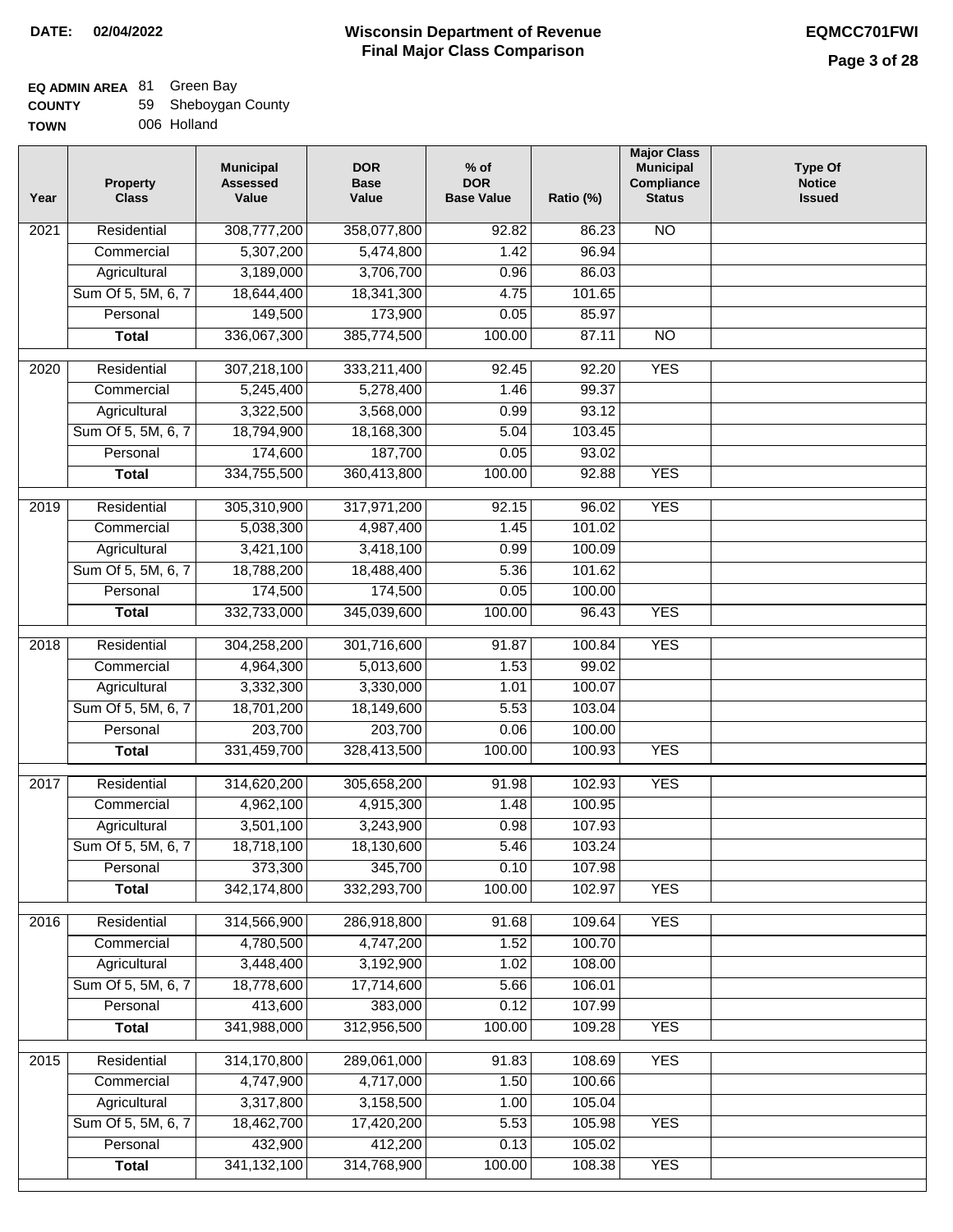**DATE: 02/04/2022**

# Wisconsin Department of Revenue
## Final Major Class Comparison

**EQMCC701FWI**

**EQ ADMIN AREA** 81 Green Bay
**COUNTY** 59 Sheboygan County
**TOWN** 006 Holland

| Year | Property Class | Municipal Assessed Value | DOR Base Value | % of DOR Base Value | Ratio (%) | Major Class Municipal Compliance Status | Type Of Notice Issued |
|---|---|---|---|---|---|---|---|
| 2021 | Residential | 308,777,200 | 358,077,800 | 92.82 | 86.23 | NO | |
| | Commercial | 5,307,200 | 5,474,800 | 1.42 | 96.94 | | |
| | Agricultural | 3,189,000 | 3,706,700 | 0.96 | 86.03 | | |
| | Sum Of 5, 5M, 6, 7 | 18,644,400 | 18,341,300 | 4.75 | 101.65 | | |
| | Personal | 149,500 | 173,900 | 0.05 | 85.97 | | |
| | **Total** | 336,067,300 | 385,774,500 | 100.00 | 87.11 | NO | |
| 2020 | Residential | 307,218,100 | 333,211,400 | 92.45 | 92.20 | YES | |
| | Commercial | 5,245,400 | 5,278,400 | 1.46 | 99.37 | | |
| | Agricultural | 3,322,500 | 3,568,000 | 0.99 | 93.12 | | |
| | Sum Of 5, 5M, 6, 7 | 18,794,900 | 18,168,300 | 5.04 | 103.45 | | |
| | Personal | 174,600 | 187,700 | 0.05 | 93.02 | | |
| | **Total** | 334,755,500 | 360,413,800 | 100.00 | 92.88 | YES | |
| 2019 | Residential | 305,310,900 | 317,971,200 | 92.15 | 96.02 | YES | |
| | Commercial | 5,038,300 | 4,987,400 | 1.45 | 101.02 | | |
| | Agricultural | 3,421,100 | 3,418,100 | 0.99 | 100.09 | | |
| | Sum Of 5, 5M, 6, 7 | 18,788,200 | 18,488,400 | 5.36 | 101.62 | | |
| | Personal | 174,500 | 174,500 | 0.05 | 100.00 | | |
| | **Total** | 332,733,000 | 345,039,600 | 100.00 | 96.43 | YES | |
| 2018 | Residential | 304,258,200 | 301,716,600 | 91.87 | 100.84 | YES | |
| | Commercial | 4,964,300 | 5,013,600 | 1.53 | 99.02 | | |
| | Agricultural | 3,332,300 | 3,330,000 | 1.01 | 100.07 | | |
| | Sum Of 5, 5M, 6, 7 | 18,701,200 | 18,149,600 | 5.53 | 103.04 | | |
| | Personal | 203,700 | 203,700 | 0.06 | 100.00 | | |
| | **Total** | 331,459,700 | 328,413,500 | 100.00 | 100.93 | YES | |
| 2017 | Residential | 314,620,200 | 305,658,200 | 91.98 | 102.93 | YES | |
| | Commercial | 4,962,100 | 4,915,300 | 1.48 | 100.95 | | |
| | Agricultural | 3,501,100 | 3,243,900 | 0.98 | 107.93 | | |
| | Sum Of 5, 5M, 6, 7 | 18,718,100 | 18,130,600 | 5.46 | 103.24 | | |
| | Personal | 373,300 | 345,700 | 0.10 | 107.98 | | |
| | **Total** | 342,174,800 | 332,293,700 | 100.00 | 102.97 | YES | |
| 2016 | Residential | 314,566,900 | 286,918,800 | 91.68 | 109.64 | YES | |
| | Commercial | 4,780,500 | 4,747,200 | 1.52 | 100.70 | | |
| | Agricultural | 3,448,400 | 3,192,900 | 1.02 | 108.00 | | |
| | Sum Of 5, 5M, 6, 7 | 18,778,600 | 17,714,600 | 5.66 | 106.01 | | |
| | Personal | 413,600 | 383,000 | 0.12 | 107.99 | | |
| | **Total** | 341,988,000 | 312,956,500 | 100.00 | 109.28 | YES | |
| 2015 | Residential | 314,170,800 | 289,061,000 | 91.83 | 108.69 | YES | |
| | Commercial | 4,747,900 | 4,717,000 | 1.50 | 100.66 | | |
| | Agricultural | 3,317,800 | 3,158,500 | 1.00 | 105.04 | | |
| | Sum Of 5, 5M, 6, 7 | 18,462,700 | 17,420,200 | 5.53 | 105.98 | YES | |
| | Personal | 432,900 | 412,200 | 0.13 | 105.02 | | |
| | **Total** | 341,132,100 | 314,768,900 | 100.00 | 108.38 | YES | |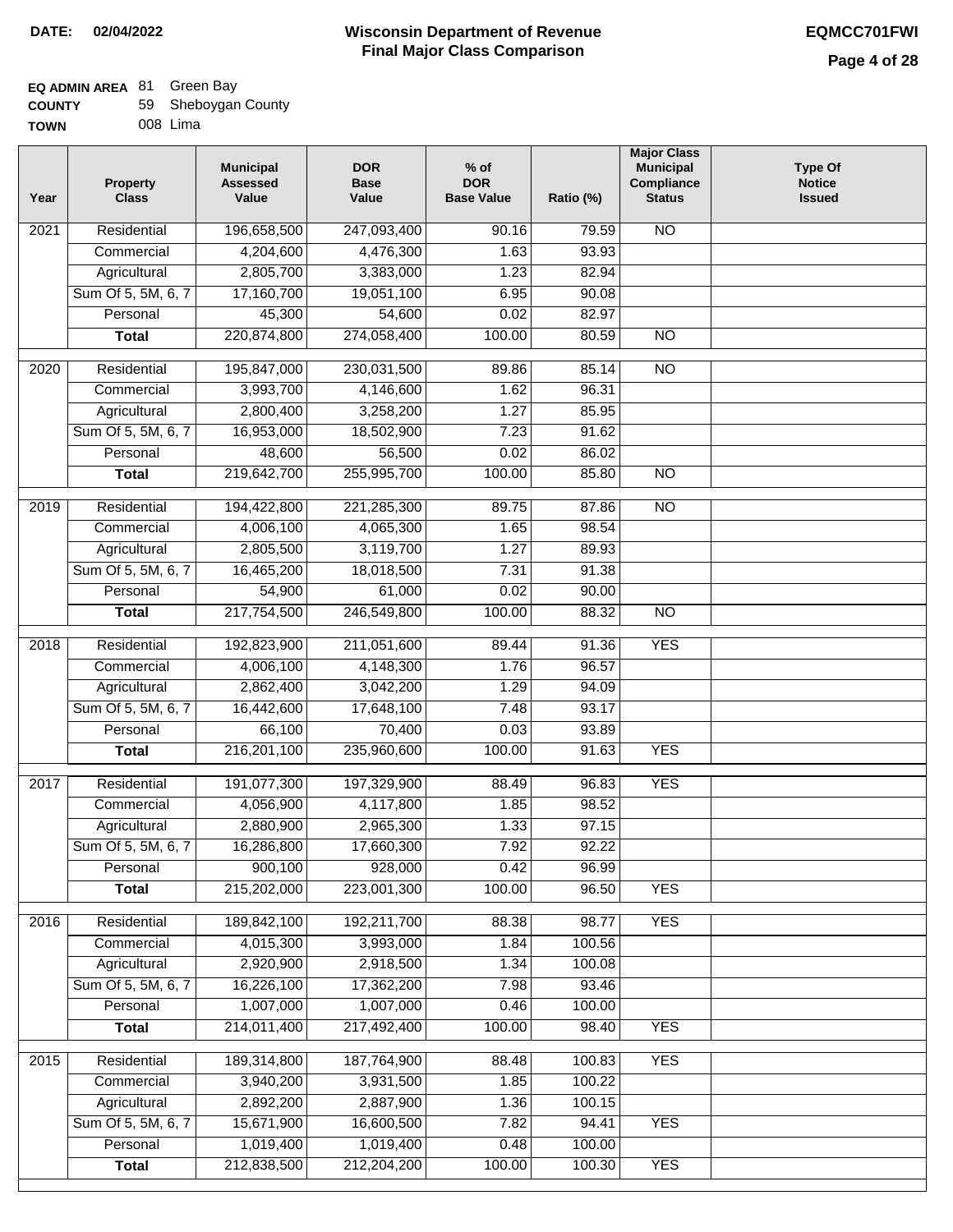**DATE: 02/04/2022**

# Wisconsin Department of Revenue
## Final Major Class Comparison

**EQMCC701FWI**

**EQ ADMIN AREA** 81 Green Bay
**COUNTY** 59 Sheboygan County
**TOWN** 008 Lima

| Year | Property Class | Municipal Assessed Value | DOR Base Value | % of DOR Base Value | Ratio (%) | Major Class Municipal Compliance Status | Type Of Notice Issued |
|---|---|---|---|---|---|---|---|
| 2021 | Residential | 196,658,500 | 247,093,400 | 90.16 | 79.59 | NO | |
| | Commercial | 4,204,600 | 4,476,300 | 1.63 | 93.93 | | |
| | Agricultural | 2,805,700 | 3,383,000 | 1.23 | 82.94 | | |
| | Sum Of 5, 5M, 6, 7 | 17,160,700 | 19,051,100 | 6.95 | 90.08 | | |
| | Personal | 45,300 | 54,600 | 0.02 | 82.97 | | |
| | **Total** | 220,874,800 | 274,058,400 | 100.00 | 80.59 | NO | |
| 2020 | Residential | 195,847,000 | 230,031,500 | 89.86 | 85.14 | NO | |
| | Commercial | 3,993,700 | 4,146,600 | 1.62 | 96.31 | | |
| | Agricultural | 2,800,400 | 3,258,200 | 1.27 | 85.95 | | |
| | Sum Of 5, 5M, 6, 7 | 16,953,000 | 18,502,900 | 7.23 | 91.62 | | |
| | Personal | 48,600 | 56,500 | 0.02 | 86.02 | | |
| | **Total** | 219,642,700 | 255,995,700 | 100.00 | 85.80 | NO | |
| 2019 | Residential | 194,422,800 | 221,285,300 | 89.75 | 87.86 | NO | |
| | Commercial | 4,006,100 | 4,065,300 | 1.65 | 98.54 | | |
| | Agricultural | 2,805,500 | 3,119,700 | 1.27 | 89.93 | | |
| | Sum Of 5, 5M, 6, 7 | 16,465,200 | 18,018,500 | 7.31 | 91.38 | | |
| | Personal | 54,900 | 61,000 | 0.02 | 90.00 | | |
| | **Total** | 217,754,500 | 246,549,800 | 100.00 | 88.32 | NO | |
| 2018 | Residential | 192,823,900 | 211,051,600 | 89.44 | 91.36 | YES | |
| | Commercial | 4,006,100 | 4,148,300 | 1.76 | 96.57 | | |
| | Agricultural | 2,862,400 | 3,042,200 | 1.29 | 94.09 | | |
| | Sum Of 5, 5M, 6, 7 | 16,442,600 | 17,648,100 | 7.48 | 93.17 | | |
| | Personal | 66,100 | 70,400 | 0.03 | 93.89 | | |
| | **Total** | 216,201,100 | 235,960,600 | 100.00 | 91.63 | YES | |
| 2017 | Residential | 191,077,300 | 197,329,900 | 88.49 | 96.83 | YES | |
| | Commercial | 4,056,900 | 4,117,800 | 1.85 | 98.52 | | |
| | Agricultural | 2,880,900 | 2,965,300 | 1.33 | 97.15 | | |
| | Sum Of 5, 5M, 6, 7 | 16,286,800 | 17,660,300 | 7.92 | 92.22 | | |
| | Personal | 900,100 | 928,000 | 0.42 | 96.99 | | |
| | **Total** | 215,202,000 | 223,001,300 | 100.00 | 96.50 | YES | |
| 2016 | Residential | 189,842,100 | 192,211,700 | 88.38 | 98.77 | YES | |
| | Commercial | 4,015,300 | 3,993,000 | 1.84 | 100.56 | | |
| | Agricultural | 2,920,900 | 2,918,500 | 1.34 | 100.08 | | |
| | Sum Of 5, 5M, 6, 7 | 16,226,100 | 17,362,200 | 7.98 | 93.46 | | |
| | Personal | 1,007,000 | 1,007,000 | 0.46 | 100.00 | | |
| | **Total** | 214,011,400 | 217,492,400 | 100.00 | 98.40 | YES | |
| 2015 | Residential | 189,314,800 | 187,764,900 | 88.48 | 100.83 | YES | |
| | Commercial | 3,940,200 | 3,931,500 | 1.85 | 100.22 | | |
| | Agricultural | 2,892,200 | 2,887,900 | 1.36 | 100.15 | | |
| | Sum Of 5, 5M, 6, 7 | 15,671,900 | 16,600,500 | 7.82 | 94.41 | YES | |
| | Personal | 1,019,400 | 1,019,400 | 0.48 | 100.00 | | |
| | **Total** | 212,838,500 | 212,204,200 | 100.00 | 100.30 | YES | |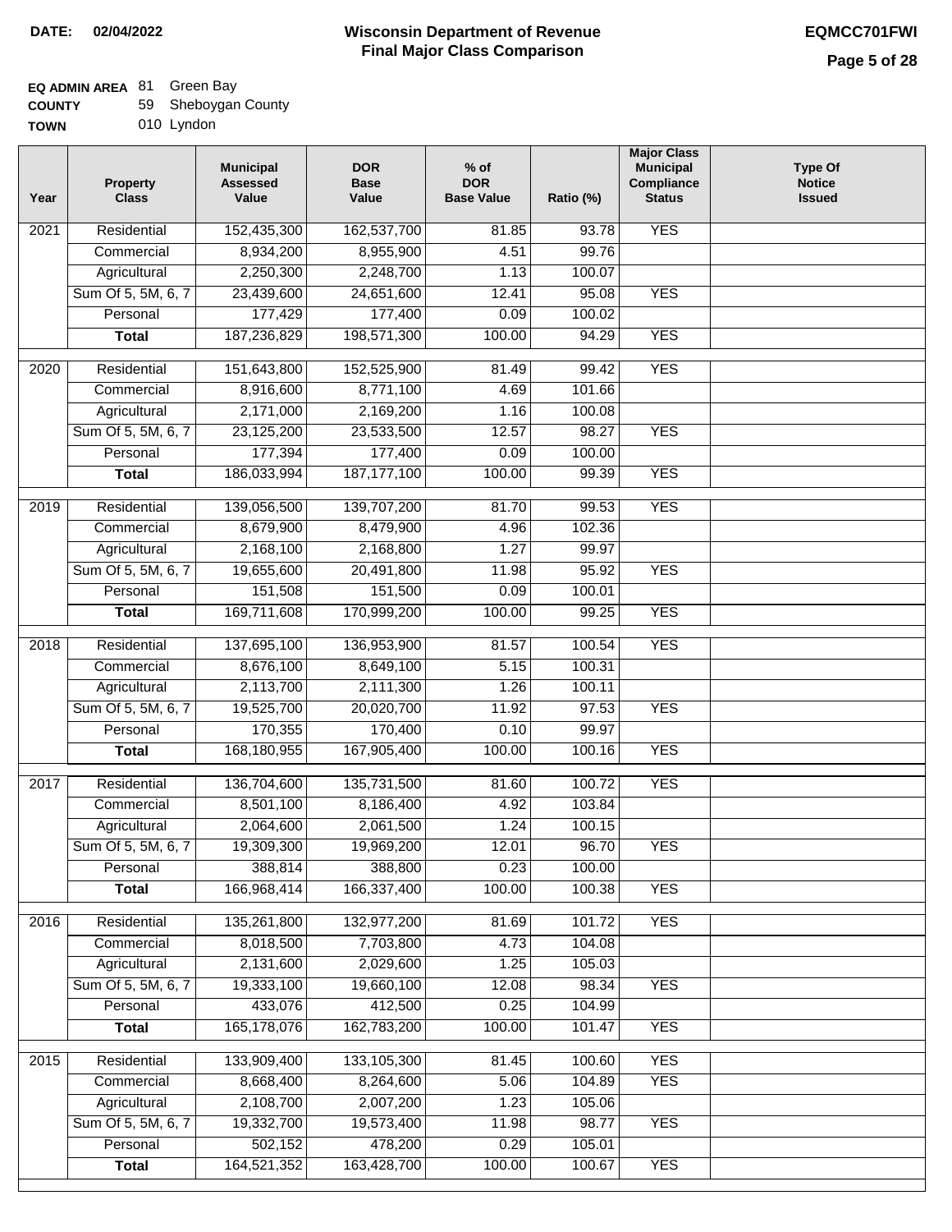**DATE:** 02/04/2022

# Wisconsin Department of Revenue
## Final Major Class Comparison

**EQMCC701FWI**

**EQ ADMIN AREA** 81 Green Bay
**COUNTY** 59 Sheboygan County
**TOWN** 010 Lyndon

| Year | Property Class | Municipal Assessed Value | DOR Base Value | % of DOR Base Value | Ratio (%) | Major Class Municipal Compliance Status | Type Of Notice Issued |
|---|---|---|---|---|---|---|---|
| 2021 | Residential | 152,435,300 | 162,537,700 | 81.85 | 93.78 | YES | |
| | Commercial | 8,934,200 | 8,955,900 | 4.51 | 99.76 | | |
| | Agricultural | 2,250,300 | 2,248,700 | 1.13 | 100.07 | | |
| | Sum Of 5, 5M, 6, 7 | 23,439,600 | 24,651,600 | 12.41 | 95.08 | YES | |
| | Personal | 177,429 | 177,400 | 0.09 | 100.02 | | |
| | **Total** | 187,236,829 | 198,571,300 | 100.00 | 94.29 | YES | |
| 2020 | Residential | 151,643,800 | 152,525,900 | 81.49 | 99.42 | YES | |
| | Commercial | 8,916,600 | 8,771,100 | 4.69 | 101.66 | | |
| | Agricultural | 2,171,000 | 2,169,200 | 1.16 | 100.08 | | |
| | Sum Of 5, 5M, 6, 7 | 23,125,200 | 23,533,500 | 12.57 | 98.27 | YES | |
| | Personal | 177,394 | 177,400 | 0.09 | 100.00 | | |
| | **Total** | 186,033,994 | 187,177,100 | 100.00 | 99.39 | YES | |
| 2019 | Residential | 139,056,500 | 139,707,200 | 81.70 | 99.53 | YES | |
| | Commercial | 8,679,900 | 8,479,900 | 4.96 | 102.36 | | |
| | Agricultural | 2,168,100 | 2,168,800 | 1.27 | 99.97 | | |
| | Sum Of 5, 5M, 6, 7 | 19,655,600 | 20,491,800 | 11.98 | 95.92 | YES | |
| | Personal | 151,508 | 151,500 | 0.09 | 100.01 | | |
| | **Total** | 169,711,608 | 170,999,200 | 100.00 | 99.25 | YES | |
| 2018 | Residential | 137,695,100 | 136,953,900 | 81.57 | 100.54 | YES | |
| | Commercial | 8,676,100 | 8,649,100 | 5.15 | 100.31 | | |
| | Agricultural | 2,113,700 | 2,111,300 | 1.26 | 100.11 | | |
| | Sum Of 5, 5M, 6, 7 | 19,525,700 | 20,020,700 | 11.92 | 97.53 | YES | |
| | Personal | 170,355 | 170,400 | 0.10 | 99.97 | | |
| | **Total** | 168,180,955 | 167,905,400 | 100.00 | 100.16 | YES | |
| 2017 | Residential | 136,704,600 | 135,731,500 | 81.60 | 100.72 | YES | |
| | Commercial | 8,501,100 | 8,186,400 | 4.92 | 103.84 | | |
| | Agricultural | 2,064,600 | 2,061,500 | 1.24 | 100.15 | | |
| | Sum Of 5, 5M, 6, 7 | 19,309,300 | 19,969,200 | 12.01 | 96.70 | YES | |
| | Personal | 388,814 | 388,800 | 0.23 | 100.00 | | |
| | **Total** | 166,968,414 | 166,337,400 | 100.00 | 100.38 | YES | |
| 2016 | Residential | 135,261,800 | 132,977,200 | 81.69 | 101.72 | YES | |
| | Commercial | 8,018,500 | 7,703,800 | 4.73 | 104.08 | | |
| | Agricultural | 2,131,600 | 2,029,600 | 1.25 | 105.03 | | |
| | Sum Of 5, 5M, 6, 7 | 19,333,100 | 19,660,100 | 12.08 | 98.34 | YES | |
| | Personal | 433,076 | 412,500 | 0.25 | 104.99 | | |
| | **Total** | 165,178,076 | 162,783,200 | 100.00 | 101.47 | YES | |
| 2015 | Residential | 133,909,400 | 133,105,300 | 81.45 | 100.60 | YES | |
| | Commercial | 8,668,400 | 8,264,600 | 5.06 | 104.89 | YES | |
| | Agricultural | 2,108,700 | 2,007,200 | 1.23 | 105.06 | | |
| | Sum Of 5, 5M, 6, 7 | 19,332,700 | 19,573,400 | 11.98 | 98.77 | YES | |
| | Personal | 502,152 | 478,200 | 0.29 | 105.01 | | |
| | **Total** | 164,521,352 | 163,428,700 | 100.00 | 100.67 | YES | |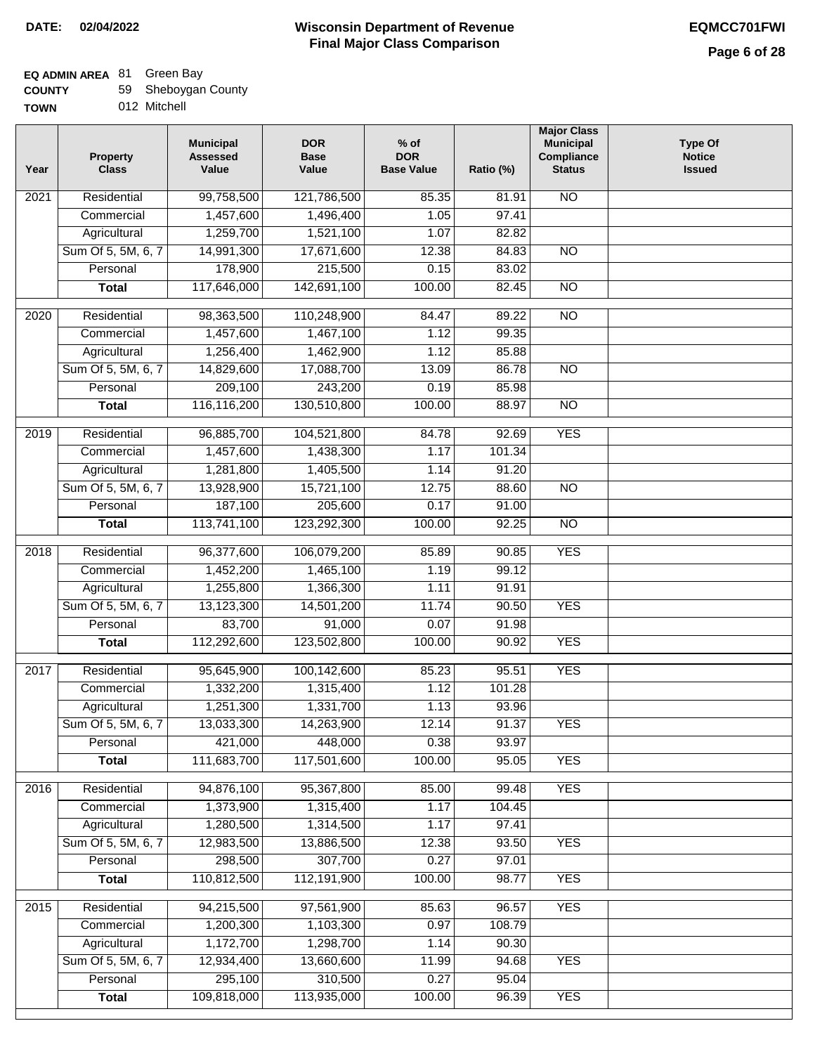**DATE:** 02/04/2022

# Wisconsin Department of Revenue
## Final Major Class Comparison

**EQMCC701FWI**

**EQ ADMIN AREA** 81 Green Bay
**COUNTY** 59 Sheboygan County
**TOWN** 012 Mitchell

| Year | Property Class | Municipal Assessed Value | DOR Base Value | % of DOR Base Value | Ratio (%) | Major Class Municipal Compliance Status | Type Of Notice Issued |
|---|---|---|---|---|---|---|---|
| 2021 | Residential | 99,758,500 | 121,786,500 | 85.35 | 81.91 | NO | |
| | Commercial | 1,457,600 | 1,496,400 | 1.05 | 97.41 | | |
| | Agricultural | 1,259,700 | 1,521,100 | 1.07 | 82.82 | | |
| | Sum Of 5, 5M, 6, 7 | 14,991,300 | 17,671,600 | 12.38 | 84.83 | NO | |
| | Personal | 178,900 | 215,500 | 0.15 | 83.02 | | |
| | **Total** | 117,646,000 | 142,691,100 | 100.00 | 82.45 | NO | |
| 2020 | Residential | 98,363,500 | 110,248,900 | 84.47 | 89.22 | NO | |
| | Commercial | 1,457,600 | 1,467,100 | 1.12 | 99.35 | | |
| | Agricultural | 1,256,400 | 1,462,900 | 1.12 | 85.88 | | |
| | Sum Of 5, 5M, 6, 7 | 14,829,600 | 17,088,700 | 13.09 | 86.78 | NO | |
| | Personal | 209,100 | 243,200 | 0.19 | 85.98 | | |
| | **Total** | 116,116,200 | 130,510,800 | 100.00 | 88.97 | NO | |
| 2019 | Residential | 96,885,700 | 104,521,800 | 84.78 | 92.69 | YES | |
| | Commercial | 1,457,600 | 1,438,300 | 1.17 | 101.34 | | |
| | Agricultural | 1,281,800 | 1,405,500 | 1.14 | 91.20 | | |
| | Sum Of 5, 5M, 6, 7 | 13,928,900 | 15,721,100 | 12.75 | 88.60 | NO | |
| | Personal | 187,100 | 205,600 | 0.17 | 91.00 | | |
| | **Total** | 113,741,100 | 123,292,300 | 100.00 | 92.25 | NO | |
| 2018 | Residential | 96,377,600 | 106,079,200 | 85.89 | 90.85 | YES | |
| | Commercial | 1,452,200 | 1,465,100 | 1.19 | 99.12 | | |
| | Agricultural | 1,255,800 | 1,366,300 | 1.11 | 91.91 | | |
| | Sum Of 5, 5M, 6, 7 | 13,123,300 | 14,501,200 | 11.74 | 90.50 | YES | |
| | Personal | 83,700 | 91,000 | 0.07 | 91.98 | | |
| | **Total** | 112,292,600 | 123,502,800 | 100.00 | 90.92 | YES | |
| 2017 | Residential | 95,645,900 | 100,142,600 | 85.23 | 95.51 | YES | |
| | Commercial | 1,332,200 | 1,315,400 | 1.12 | 101.28 | | |
| | Agricultural | 1,251,300 | 1,331,700 | 1.13 | 93.96 | | |
| | Sum Of 5, 5M, 6, 7 | 13,033,300 | 14,263,900 | 12.14 | 91.37 | YES | |
| | Personal | 421,000 | 448,000 | 0.38 | 93.97 | | |
| | **Total** | 111,683,700 | 117,501,600 | 100.00 | 95.05 | YES | |
| 2016 | Residential | 94,876,100 | 95,367,800 | 85.00 | 99.48 | YES | |
| | Commercial | 1,373,900 | 1,315,400 | 1.17 | 104.45 | | |
| | Agricultural | 1,280,500 | 1,314,500 | 1.17 | 97.41 | | |
| | Sum Of 5, 5M, 6, 7 | 12,983,500 | 13,886,500 | 12.38 | 93.50 | YES | |
| | Personal | 298,500 | 307,700 | 0.27 | 97.01 | | |
| | **Total** | 110,812,500 | 112,191,900 | 100.00 | 98.77 | YES | |
| 2015 | Residential | 94,215,500 | 97,561,900 | 85.63 | 96.57 | YES | |
| | Commercial | 1,200,300 | 1,103,300 | 0.97 | 108.79 | | |
| | Agricultural | 1,172,700 | 1,298,700 | 1.14 | 90.30 | | |
| | Sum Of 5, 5M, 6, 7 | 12,934,400 | 13,660,600 | 11.99 | 94.68 | YES | |
| | Personal | 295,100 | 310,500 | 0.27 | 95.04 | | |
| | **Total** | 109,818,000 | 113,935,000 | 100.00 | 96.39 | YES | |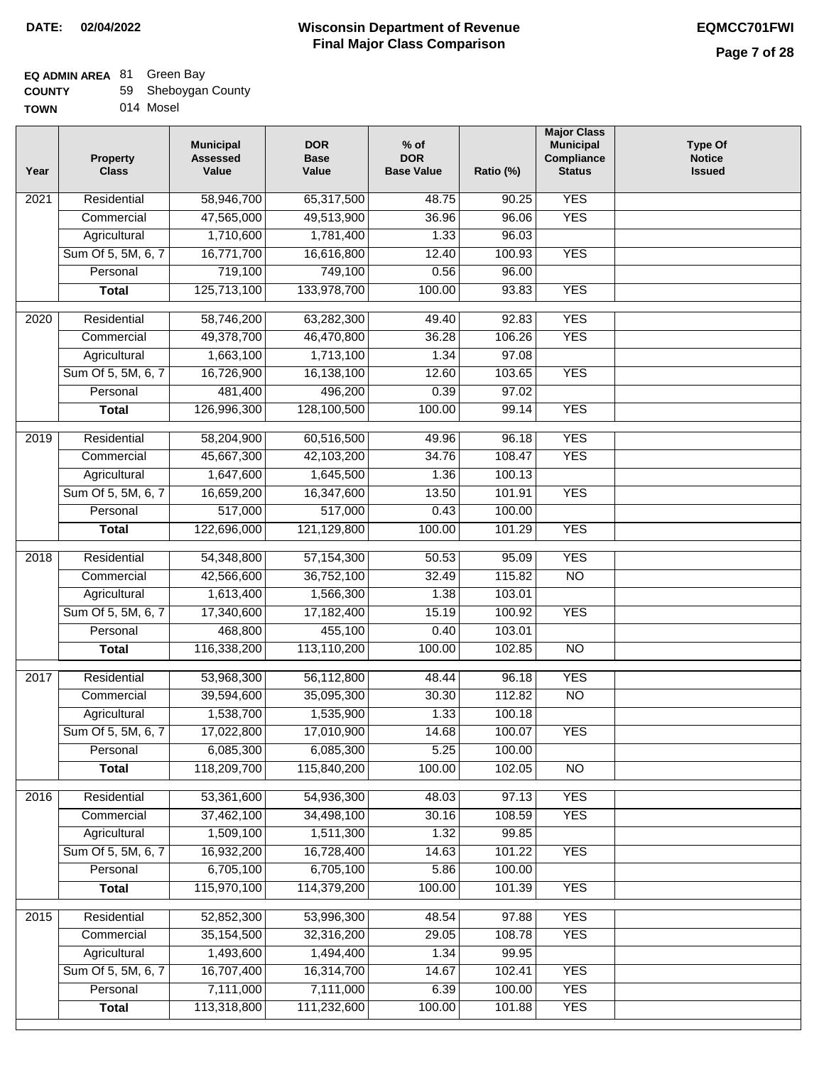**DATE: 02/04/2022**

# Wisconsin Department of Revenue
## Final Major Class Comparison

**EQMCC701FWI**

**EQ ADMIN AREA** 81 Green Bay
**COUNTY** 59 Sheboygan County
**TOWN** 014 Mosel

| Year | Property Class | Municipal Assessed Value | DOR Base Value | % of DOR Base Value | Ratio (%) | Major Class Municipal Compliance Status | Type Of Notice Issued |
|---|---|---|---|---|---|---|---|
| 2021 | Residential | 58,946,700 | 65,317,500 | 48.75 | 90.25 | YES | |
| | Commercial | 47,565,000 | 49,513,900 | 36.96 | 96.06 | YES | |
| | Agricultural | 1,710,600 | 1,781,400 | 1.33 | 96.03 | | |
| | Sum Of 5, 5M, 6, 7 | 16,771,700 | 16,616,800 | 12.40 | 100.93 | YES | |
| | Personal | 719,100 | 749,100 | 0.56 | 96.00 | | |
| | **Total** | 125,713,100 | 133,978,700 | 100.00 | 93.83 | YES | |
| 2020 | Residential | 58,746,200 | 63,282,300 | 49.40 | 92.83 | YES | |
| | Commercial | 49,378,700 | 46,470,800 | 36.28 | 106.26 | YES | |
| | Agricultural | 1,663,100 | 1,713,100 | 1.34 | 97.08 | | |
| | Sum Of 5, 5M, 6, 7 | 16,726,900 | 16,138,100 | 12.60 | 103.65 | YES | |
| | Personal | 481,400 | 496,200 | 0.39 | 97.02 | | |
| | **Total** | 126,996,300 | 128,100,500 | 100.00 | 99.14 | YES | |
| 2019 | Residential | 58,204,900 | 60,516,500 | 49.96 | 96.18 | YES | |
| | Commercial | 45,667,300 | 42,103,200 | 34.76 | 108.47 | YES | |
| | Agricultural | 1,647,600 | 1,645,500 | 1.36 | 100.13 | | |
| | Sum Of 5, 5M, 6, 7 | 16,659,200 | 16,347,600 | 13.50 | 101.91 | YES | |
| | Personal | 517,000 | 517,000 | 0.43 | 100.00 | | |
| | **Total** | 122,696,000 | 121,129,800 | 100.00 | 101.29 | YES | |
| 2018 | Residential | 54,348,800 | 57,154,300 | 50.53 | 95.09 | YES | |
| | Commercial | 42,566,600 | 36,752,100 | 32.49 | 115.82 | NO | |
| | Agricultural | 1,613,400 | 1,566,300 | 1.38 | 103.01 | | |
| | Sum Of 5, 5M, 6, 7 | 17,340,600 | 17,182,400 | 15.19 | 100.92 | YES | |
| | Personal | 468,800 | 455,100 | 0.40 | 103.01 | | |
| | **Total** | 116,338,200 | 113,110,200 | 100.00 | 102.85 | NO | |
| 2017 | Residential | 53,968,300 | 56,112,800 | 48.44 | 96.18 | YES | |
| | Commercial | 39,594,600 | 35,095,300 | 30.30 | 112.82 | NO | |
| | Agricultural | 1,538,700 | 1,535,900 | 1.33 | 100.18 | | |
| | Sum Of 5, 5M, 6, 7 | 17,022,800 | 17,010,900 | 14.68 | 100.07 | YES | |
| | Personal | 6,085,300 | 6,085,300 | 5.25 | 100.00 | | |
| | **Total** | 118,209,700 | 115,840,200 | 100.00 | 102.05 | NO | |
| 2016 | Residential | 53,361,600 | 54,936,300 | 48.03 | 97.13 | YES | |
| | Commercial | 37,462,100 | 34,498,100 | 30.16 | 108.59 | YES | |
| | Agricultural | 1,509,100 | 1,511,300 | 1.32 | 99.85 | | |
| | Sum Of 5, 5M, 6, 7 | 16,932,200 | 16,728,400 | 14.63 | 101.22 | YES | |
| | Personal | 6,705,100 | 6,705,100 | 5.86 | 100.00 | | |
| | **Total** | 115,970,100 | 114,379,200 | 100.00 | 101.39 | YES | |
| 2015 | Residential | 52,852,300 | 53,996,300 | 48.54 | 97.88 | YES | |
| | Commercial | 35,154,500 | 32,316,200 | 29.05 | 108.78 | YES | |
| | Agricultural | 1,493,600 | 1,494,400 | 1.34 | 99.95 | | |
| | Sum Of 5, 5M, 6, 7 | 16,707,400 | 16,314,700 | 14.67 | 102.41 | YES | |
| | Personal | 7,111,000 | 7,111,000 | 6.39 | 100.00 | YES | |
| | **Total** | 113,318,800 | 111,232,600 | 100.00 | 101.88 | YES | |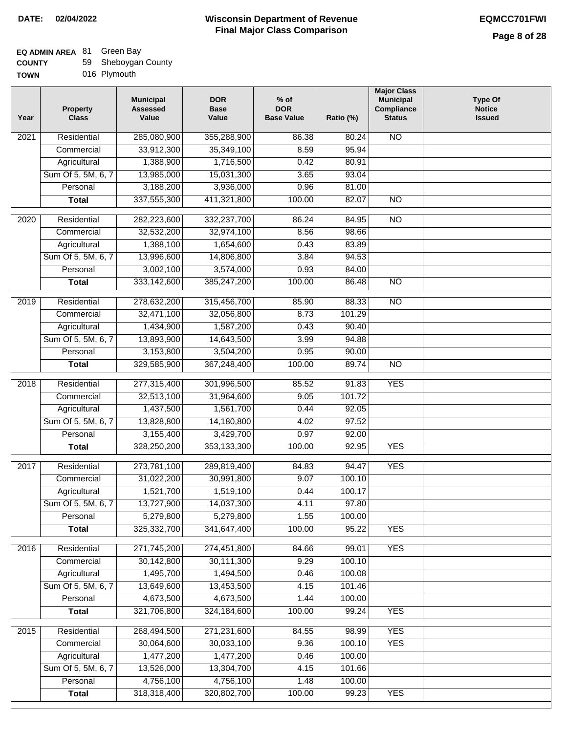**DATE: 02/04/2022**

# Wisconsin Department of Revenue
## Final Major Class Comparison

**EQMCC701FWI**

**EQ ADMIN AREA** 81 Green Bay
**COUNTY** 59 Sheboygan County
**TOWN** 016 Plymouth

| Year | Property Class | Municipal Assessed Value | DOR Base Value | % of DOR Base Value | Ratio (%) | Major Class Municipal Compliance Status | Type Of Notice Issued |
|---|---|---|---|---|---|---|---|
| 2021 | Residential | 285,080,900 | 355,288,900 | 86.38 | 80.24 | NO | |
| | Commercial | 33,912,300 | 35,349,100 | 8.59 | 95.94 | | |
| | Agricultural | 1,388,900 | 1,716,500 | 0.42 | 80.91 | | |
| | Sum Of 5, 5M, 6, 7 | 13,985,000 | 15,031,300 | 3.65 | 93.04 | | |
| | Personal | 3,188,200 | 3,936,000 | 0.96 | 81.00 | | |
| | **Total** | 337,555,300 | 411,321,800 | 100.00 | 82.07 | NO | |
| 2020 | Residential | 282,223,600 | 332,237,700 | 86.24 | 84.95 | NO | |
| | Commercial | 32,532,200 | 32,974,100 | 8.56 | 98.66 | | |
| | Agricultural | 1,388,100 | 1,654,600 | 0.43 | 83.89 | | |
| | Sum Of 5, 5M, 6, 7 | 13,996,600 | 14,806,800 | 3.84 | 94.53 | | |
| | Personal | 3,002,100 | 3,574,000 | 0.93 | 84.00 | | |
| | **Total** | 333,142,600 | 385,247,200 | 100.00 | 86.48 | NO | |
| 2019 | Residential | 278,632,200 | 315,456,700 | 85.90 | 88.33 | NO | |
| | Commercial | 32,471,100 | 32,056,800 | 8.73 | 101.29 | | |
| | Agricultural | 1,434,900 | 1,587,200 | 0.43 | 90.40 | | |
| | Sum Of 5, 5M, 6, 7 | 13,893,900 | 14,643,500 | 3.99 | 94.88 | | |
| | Personal | 3,153,800 | 3,504,200 | 0.95 | 90.00 | | |
| | **Total** | 329,585,900 | 367,248,400 | 100.00 | 89.74 | NO | |
| 2018 | Residential | 277,315,400 | 301,996,500 | 85.52 | 91.83 | YES | |
| | Commercial | 32,513,100 | 31,964,600 | 9.05 | 101.72 | | |
| | Agricultural | 1,437,500 | 1,561,700 | 0.44 | 92.05 | | |
| | Sum Of 5, 5M, 6, 7 | 13,828,800 | 14,180,800 | 4.02 | 97.52 | | |
| | Personal | 3,155,400 | 3,429,700 | 0.97 | 92.00 | | |
| | **Total** | 328,250,200 | 353,133,300 | 100.00 | 92.95 | YES | |
| 2017 | Residential | 273,781,100 | 289,819,400 | 84.83 | 94.47 | YES | |
| | Commercial | 31,022,200 | 30,991,800 | 9.07 | 100.10 | | |
| | Agricultural | 1,521,700 | 1,519,100 | 0.44 | 100.17 | | |
| | Sum Of 5, 5M, 6, 7 | 13,727,900 | 14,037,300 | 4.11 | 97.80 | | |
| | Personal | 5,279,800 | 5,279,800 | 1.55 | 100.00 | | |
| | **Total** | 325,332,700 | 341,647,400 | 100.00 | 95.22 | YES | |
| 2016 | Residential | 271,745,200 | 274,451,800 | 84.66 | 99.01 | YES | |
| | Commercial | 30,142,800 | 30,111,300 | 9.29 | 100.10 | | |
| | Agricultural | 1,495,700 | 1,494,500 | 0.46 | 100.08 | | |
| | Sum Of 5, 5M, 6, 7 | 13,649,600 | 13,453,500 | 4.15 | 101.46 | | |
| | Personal | 4,673,500 | 4,673,500 | 1.44 | 100.00 | | |
| | **Total** | 321,706,800 | 324,184,600 | 100.00 | 99.24 | YES | |
| 2015 | Residential | 268,494,500 | 271,231,600 | 84.55 | 98.99 | YES | |
| | Commercial | 30,064,600 | 30,033,100 | 9.36 | 100.10 | YES | |
| | Agricultural | 1,477,200 | 1,477,200 | 0.46 | 100.00 | | |
| | Sum Of 5, 5M, 6, 7 | 13,526,000 | 13,304,700 | 4.15 | 101.66 | | |
| | Personal | 4,756,100 | 4,756,100 | 1.48 | 100.00 | | |
| | **Total** | 318,318,400 | 320,802,700 | 100.00 | 99.23 | YES | |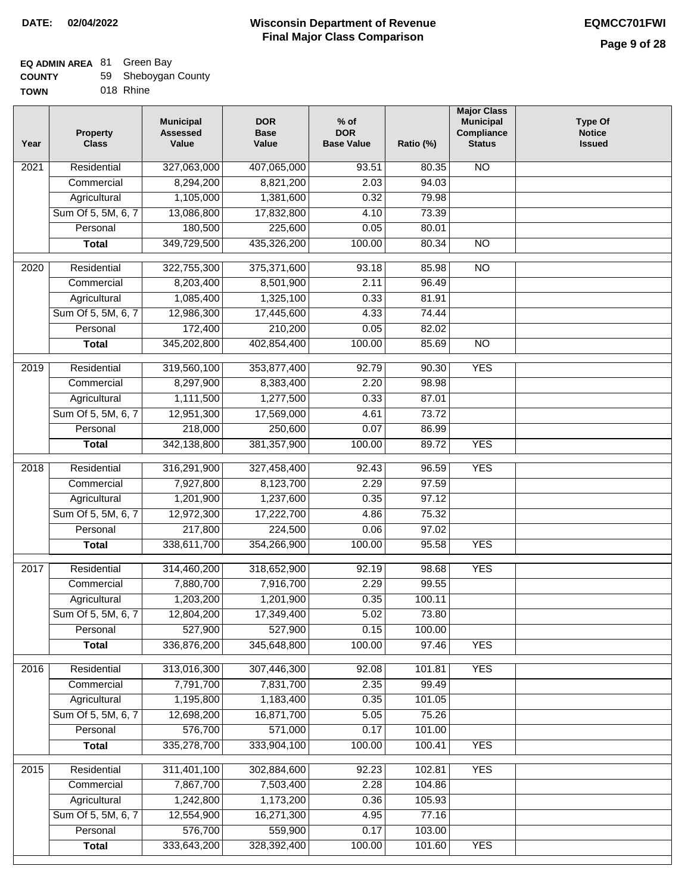**DATE:** 02/04/2022

# Wisconsin Department of Revenue
## Final Major Class Comparison

**EQMCC701FWI**

**EQ ADMIN AREA** 81 Green Bay
**COUNTY** 59 Sheboygan County
**TOWN** 018 Rhine

| Year | Property Class | Municipal Assessed Value | DOR Base Value | % of DOR Base Value | Ratio (%) | Major Class Municipal Compliance Status | Type Of Notice Issued |
|---|---|---|---|---|---|---|---|
| 2021 | Residential | 327,063,000 | 407,065,000 | 93.51 | 80.35 | NO | |
| | Commercial | 8,294,200 | 8,821,200 | 2.03 | 94.03 | | |
| | Agricultural | 1,105,000 | 1,381,600 | 0.32 | 79.98 | | |
| | Sum Of 5, 5M, 6, 7 | 13,086,800 | 17,832,800 | 4.10 | 73.39 | | |
| | Personal | 180,500 | 225,600 | 0.05 | 80.01 | | |
| | **Total** | 349,729,500 | 435,326,200 | 100.00 | 80.34 | NO | |
| 2020 | Residential | 322,755,300 | 375,371,600 | 93.18 | 85.98 | NO | |
| | Commercial | 8,203,400 | 8,501,900 | 2.11 | 96.49 | | |
| | Agricultural | 1,085,400 | 1,325,100 | 0.33 | 81.91 | | |
| | Sum Of 5, 5M, 6, 7 | 12,986,300 | 17,445,600 | 4.33 | 74.44 | | |
| | Personal | 172,400 | 210,200 | 0.05 | 82.02 | | |
| | **Total** | 345,202,800 | 402,854,400 | 100.00 | 85.69 | NO | |
| 2019 | Residential | 319,560,100 | 353,877,400 | 92.79 | 90.30 | YES | |
| | Commercial | 8,297,900 | 8,383,400 | 2.20 | 98.98 | | |
| | Agricultural | 1,111,500 | 1,277,500 | 0.33 | 87.01 | | |
| | Sum Of 5, 5M, 6, 7 | 12,951,300 | 17,569,000 | 4.61 | 73.72 | | |
| | Personal | 218,000 | 250,600 | 0.07 | 86.99 | | |
| | **Total** | 342,138,800 | 381,357,900 | 100.00 | 89.72 | YES | |
| 2018 | Residential | 316,291,900 | 327,458,400 | 92.43 | 96.59 | YES | |
| | Commercial | 7,927,800 | 8,123,700 | 2.29 | 97.59 | | |
| | Agricultural | 1,201,900 | 1,237,600 | 0.35 | 97.12 | | |
| | Sum Of 5, 5M, 6, 7 | 12,972,300 | 17,222,700 | 4.86 | 75.32 | | |
| | Personal | 217,800 | 224,500 | 0.06 | 97.02 | | |
| | **Total** | 338,611,700 | 354,266,900 | 100.00 | 95.58 | YES | |
| 2017 | Residential | 314,460,200 | 318,652,900 | 92.19 | 98.68 | YES | |
| | Commercial | 7,880,700 | 7,916,700 | 2.29 | 99.55 | | |
| | Agricultural | 1,203,200 | 1,201,900 | 0.35 | 100.11 | | |
| | Sum Of 5, 5M, 6, 7 | 12,804,200 | 17,349,400 | 5.02 | 73.80 | | |
| | Personal | 527,900 | 527,900 | 0.15 | 100.00 | | |
| | **Total** | 336,876,200 | 345,648,800 | 100.00 | 97.46 | YES | |
| 2016 | Residential | 313,016,300 | 307,446,300 | 92.08 | 101.81 | YES | |
| | Commercial | 7,791,700 | 7,831,700 | 2.35 | 99.49 | | |
| | Agricultural | 1,195,800 | 1,183,400 | 0.35 | 101.05 | | |
| | Sum Of 5, 5M, 6, 7 | 12,698,200 | 16,871,700 | 5.05 | 75.26 | | |
| | Personal | 576,700 | 571,000 | 0.17 | 101.00 | | |
| | **Total** | 335,278,700 | 333,904,100 | 100.00 | 100.41 | YES | |
| 2015 | Residential | 311,401,100 | 302,884,600 | 92.23 | 102.81 | YES | |
| | Commercial | 7,867,700 | 7,503,400 | 2.28 | 104.86 | | |
| | Agricultural | 1,242,800 | 1,173,200 | 0.36 | 105.93 | | |
| | Sum Of 5, 5M, 6, 7 | 12,554,900 | 16,271,300 | 4.95 | 77.16 | | |
| | Personal | 576,700 | 559,900 | 0.17 | 103.00 | | |
| | **Total** | 333,643,200 | 328,392,400 | 100.00 | 101.60 | YES | |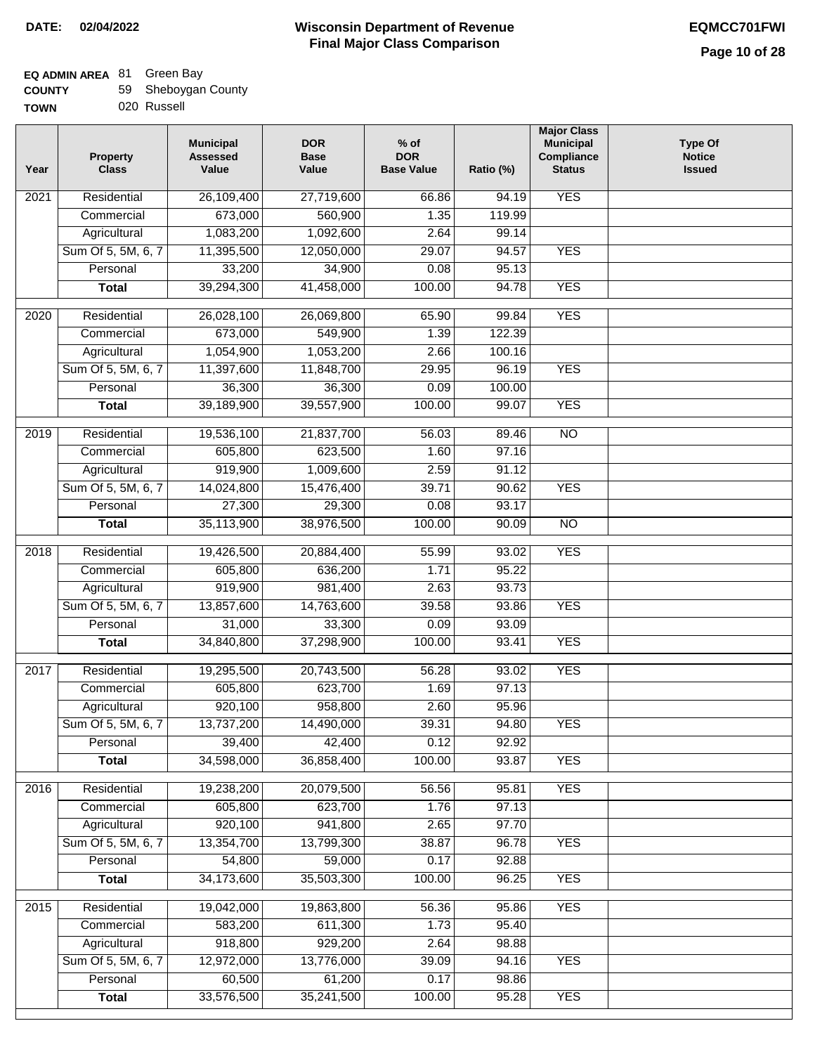**DATE: 02/04/2022**

# Wisconsin Department of Revenue
## Final Major Class Comparison

**EQMCC701FWI**

**EQ ADMIN AREA** 81 Green Bay
**COUNTY** 59 Sheboygan County
**TOWN** 020 Russell

| Year | Property Class | Municipal Assessed Value | DOR Base Value | % of DOR Base Value | Ratio (%) | Major Class Municipal Compliance Status | Type Of Notice Issued |
|---|---|---|---|---|---|---|---|
| 2021 | Residential | 26,109,400 | 27,719,600 | 66.86 | 94.19 | YES | |
| | Commercial | 673,000 | 560,900 | 1.35 | 119.99 | | |
| | Agricultural | 1,083,200 | 1,092,600 | 2.64 | 99.14 | | |
| | Sum Of 5, 5M, 6, 7 | 11,395,500 | 12,050,000 | 29.07 | 94.57 | YES | |
| | Personal | 33,200 | 34,900 | 0.08 | 95.13 | | |
| | **Total** | 39,294,300 | 41,458,000 | 100.00 | 94.78 | YES | |
| 2020 | Residential | 26,028,100 | 26,069,800 | 65.90 | 99.84 | YES | |
| | Commercial | 673,000 | 549,900 | 1.39 | 122.39 | | |
| | Agricultural | 1,054,900 | 1,053,200 | 2.66 | 100.16 | | |
| | Sum Of 5, 5M, 6, 7 | 11,397,600 | 11,848,700 | 29.95 | 96.19 | YES | |
| | Personal | 36,300 | 36,300 | 0.09 | 100.00 | | |
| | **Total** | 39,189,900 | 39,557,900 | 100.00 | 99.07 | YES | |
| 2019 | Residential | 19,536,100 | 21,837,700 | 56.03 | 89.46 | NO | |
| | Commercial | 605,800 | 623,500 | 1.60 | 97.16 | | |
| | Agricultural | 919,900 | 1,009,600 | 2.59 | 91.12 | | |
| | Sum Of 5, 5M, 6, 7 | 14,024,800 | 15,476,400 | 39.71 | 90.62 | YES | |
| | Personal | 27,300 | 29,300 | 0.08 | 93.17 | | |
| | **Total** | 35,113,900 | 38,976,500 | 100.00 | 90.09 | NO | |
| 2018 | Residential | 19,426,500 | 20,884,400 | 55.99 | 93.02 | YES | |
| | Commercial | 605,800 | 636,200 | 1.71 | 95.22 | | |
| | Agricultural | 919,900 | 981,400 | 2.63 | 93.73 | | |
| | Sum Of 5, 5M, 6, 7 | 13,857,600 | 14,763,600 | 39.58 | 93.86 | YES | |
| | Personal | 31,000 | 33,300 | 0.09 | 93.09 | | |
| | **Total** | 34,840,800 | 37,298,900 | 100.00 | 93.41 | YES | |
| 2017 | Residential | 19,295,500 | 20,743,500 | 56.28 | 93.02 | YES | |
| | Commercial | 605,800 | 623,700 | 1.69 | 97.13 | | |
| | Agricultural | 920,100 | 958,800 | 2.60 | 95.96 | | |
| | Sum Of 5, 5M, 6, 7 | 13,737,200 | 14,490,000 | 39.31 | 94.80 | YES | |
| | Personal | 39,400 | 42,400 | 0.12 | 92.92 | | |
| | **Total** | 34,598,000 | 36,858,400 | 100.00 | 93.87 | YES | |
| 2016 | Residential | 19,238,200 | 20,079,500 | 56.56 | 95.81 | YES | |
| | Commercial | 605,800 | 623,700 | 1.76 | 97.13 | | |
| | Agricultural | 920,100 | 941,800 | 2.65 | 97.70 | | |
| | Sum Of 5, 5M, 6, 7 | 13,354,700 | 13,799,300 | 38.87 | 96.78 | YES | |
| | Personal | 54,800 | 59,000 | 0.17 | 92.88 | | |
| | **Total** | 34,173,600 | 35,503,300 | 100.00 | 96.25 | YES | |
| 2015 | Residential | 19,042,000 | 19,863,800 | 56.36 | 95.86 | YES | |
| | Commercial | 583,200 | 611,300 | 1.73 | 95.40 | | |
| | Agricultural | 918,800 | 929,200 | 2.64 | 98.88 | | |
| | Sum Of 5, 5M, 6, 7 | 12,972,000 | 13,776,000 | 39.09 | 94.16 | YES | |
| | Personal | 60,500 | 61,200 | 0.17 | 98.86 | | |
| | **Total** | 33,576,500 | 35,241,500 | 100.00 | 95.28 | YES | |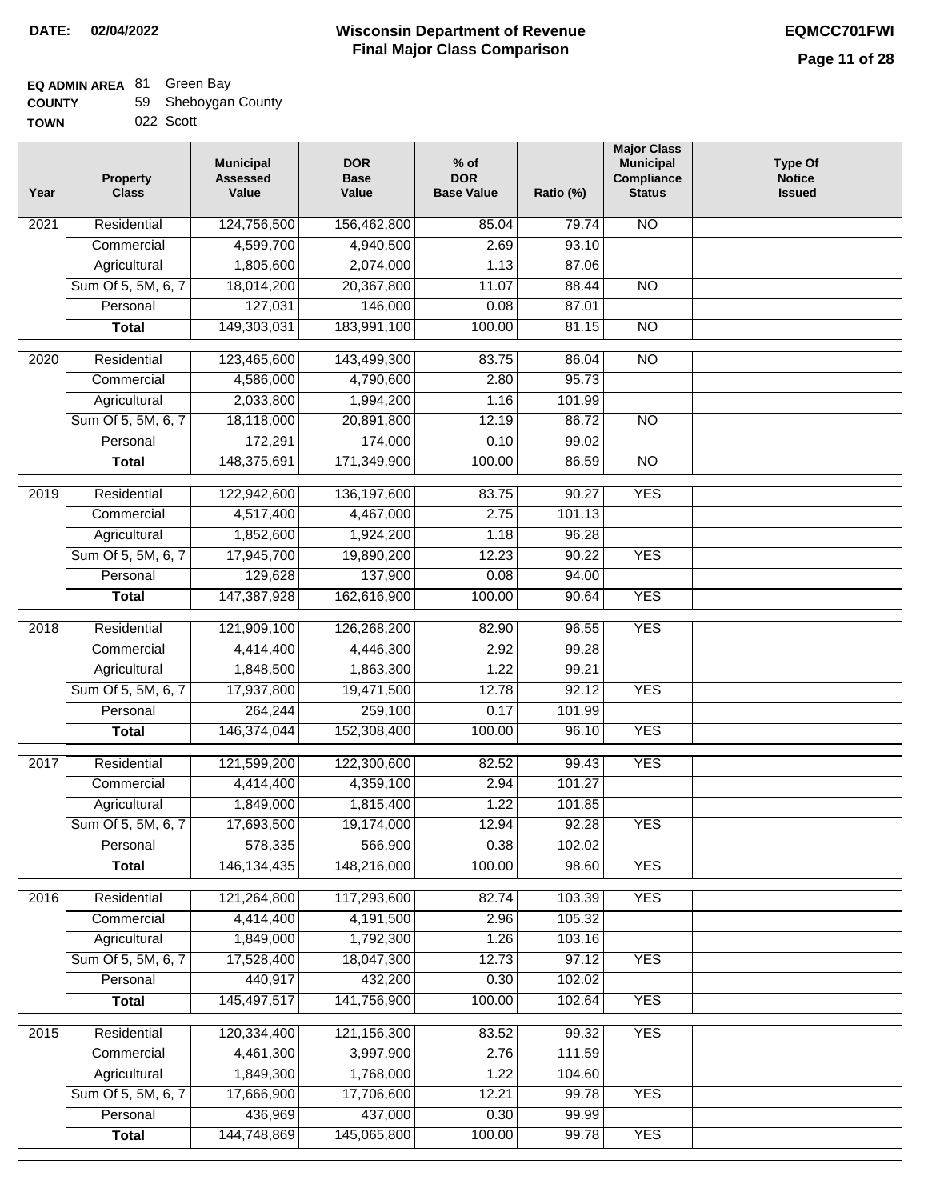**DATE: 02/04/2022**

# Wisconsin Department of Revenue
## Final Major Class Comparison

**EQMCC701FWI**

**EQ ADMIN AREA** 81 Green Bay
**COUNTY** 59 Sheboygan County
**TOWN** 022 Scott

| Year | Property Class | Municipal Assessed Value | DOR Base Value | % of DOR Base Value | Ratio (%) | Major Class Municipal Compliance Status | Type Of Notice Issued |
|---|---|---|---|---|---|---|---|
| 2021 | Residential | 124,756,500 | 156,462,800 | 85.04 | 79.74 | NO | |
| | Commercial | 4,599,700 | 4,940,500 | 2.69 | 93.10 | | |
| | Agricultural | 1,805,600 | 2,074,000 | 1.13 | 87.06 | | |
| | Sum Of 5, 5M, 6, 7 | 18,014,200 | 20,367,800 | 11.07 | 88.44 | NO | |
| | Personal | 127,031 | 146,000 | 0.08 | 87.01 | | |
| | **Total** | 149,303,031 | 183,991,100 | 100.00 | 81.15 | NO | |
| 2020 | Residential | 123,465,600 | 143,499,300 | 83.75 | 86.04 | NO | |
| | Commercial | 4,586,000 | 4,790,600 | 2.80 | 95.73 | | |
| | Agricultural | 2,033,800 | 1,994,200 | 1.16 | 101.99 | | |
| | Sum Of 5, 5M, 6, 7 | 18,118,000 | 20,891,800 | 12.19 | 86.72 | NO | |
| | Personal | 172,291 | 174,000 | 0.10 | 99.02 | | |
| | **Total** | 148,375,691 | 171,349,900 | 100.00 | 86.59 | NO | |
| 2019 | Residential | 122,942,600 | 136,197,600 | 83.75 | 90.27 | YES | |
| | Commercial | 4,517,400 | 4,467,000 | 2.75 | 101.13 | | |
| | Agricultural | 1,852,600 | 1,924,200 | 1.18 | 96.28 | | |
| | Sum Of 5, 5M, 6, 7 | 17,945,700 | 19,890,200 | 12.23 | 90.22 | YES | |
| | Personal | 129,628 | 137,900 | 0.08 | 94.00 | | |
| | **Total** | 147,387,928 | 162,616,900 | 100.00 | 90.64 | YES | |
| 2018 | Residential | 121,909,100 | 126,268,200 | 82.90 | 96.55 | YES | |
| | Commercial | 4,414,400 | 4,446,300 | 2.92 | 99.28 | | |
| | Agricultural | 1,848,500 | 1,863,300 | 1.22 | 99.21 | | |
| | Sum Of 5, 5M, 6, 7 | 17,937,800 | 19,471,500 | 12.78 | 92.12 | YES | |
| | Personal | 264,244 | 259,100 | 0.17 | 101.99 | | |
| | **Total** | 146,374,044 | 152,308,400 | 100.00 | 96.10 | YES | |
| 2017 | Residential | 121,599,200 | 122,300,600 | 82.52 | 99.43 | YES | |
| | Commercial | 4,414,400 | 4,359,100 | 2.94 | 101.27 | | |
| | Agricultural | 1,849,000 | 1,815,400 | 1.22 | 101.85 | | |
| | Sum Of 5, 5M, 6, 7 | 17,693,500 | 19,174,000 | 12.94 | 92.28 | YES | |
| | Personal | 578,335 | 566,900 | 0.38 | 102.02 | | |
| | **Total** | 146,134,435 | 148,216,000 | 100.00 | 98.60 | YES | |
| 2016 | Residential | 121,264,800 | 117,293,600 | 82.74 | 103.39 | YES | |
| | Commercial | 4,414,400 | 4,191,500 | 2.96 | 105.32 | | |
| | Agricultural | 1,849,000 | 1,792,300 | 1.26 | 103.16 | | |
| | Sum Of 5, 5M, 6, 7 | 17,528,400 | 18,047,300 | 12.73 | 97.12 | YES | |
| | Personal | 440,917 | 432,200 | 0.30 | 102.02 | | |
| | **Total** | 145,497,517 | 141,756,900 | 100.00 | 102.64 | YES | |
| 2015 | Residential | 120,334,400 | 121,156,300 | 83.52 | 99.32 | YES | |
| | Commercial | 4,461,300 | 3,997,900 | 2.76 | 111.59 | | |
| | Agricultural | 1,849,300 | 1,768,000 | 1.22 | 104.60 | | |
| | Sum Of 5, 5M, 6, 7 | 17,666,900 | 17,706,600 | 12.21 | 99.78 | YES | |
| | Personal | 436,969 | 437,000 | 0.30 | 99.99 | | |
| | **Total** | 144,748,869 | 145,065,800 | 100.00 | 99.78 | YES | |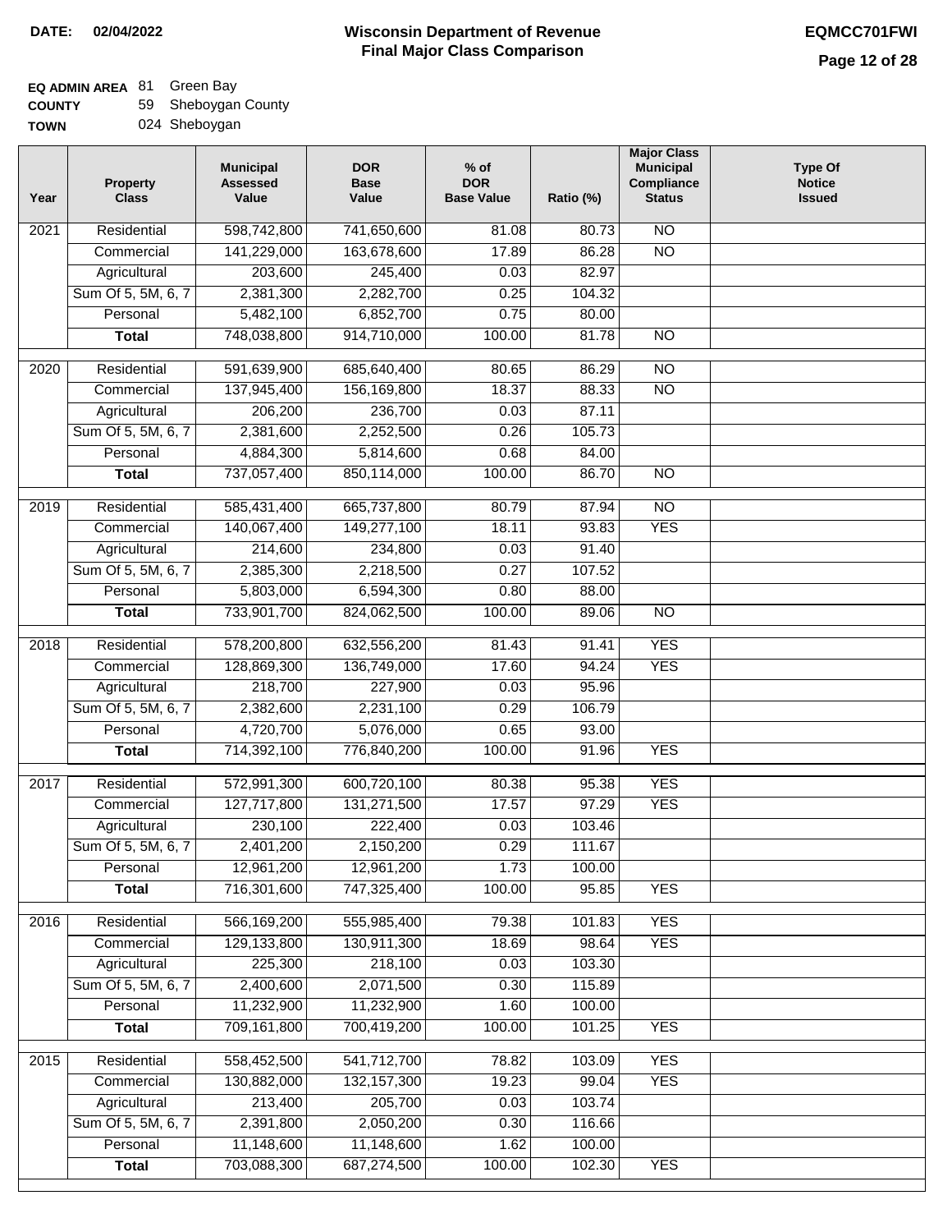**DATE:** 02/04/2022

# Wisconsin Department of Revenue
## Final Major Class Comparison

**EQMCC701FWI**

**EQ ADMIN AREA** 81 Green Bay
**COUNTY** 59 Sheboygan County
**TOWN** 024 Sheboygan

| Year | Property Class | Municipal Assessed Value | DOR Base Value | % of DOR Base Value | Ratio (%) | Major Class Municipal Compliance Status | Type Of Notice Issued |
|---|---|---|---|---|---|---|---|
| 2021 | Residential | 598,742,800 | 741,650,600 | 81.08 | 80.73 | NO | |
| | Commercial | 141,229,000 | 163,678,600 | 17.89 | 86.28 | NO | |
| | Agricultural | 203,600 | 245,400 | 0.03 | 82.97 | | |
| | Sum Of 5, 5M, 6, 7 | 2,381,300 | 2,282,700 | 0.25 | 104.32 | | |
| | Personal | 5,482,100 | 6,852,700 | 0.75 | 80.00 | | |
| | **Total** | 748,038,800 | 914,710,000 | 100.00 | 81.78 | NO | |
| 2020 | Residential | 591,639,900 | 685,640,400 | 80.65 | 86.29 | NO | |
| | Commercial | 137,945,400 | 156,169,800 | 18.37 | 88.33 | NO | |
| | Agricultural | 206,200 | 236,700 | 0.03 | 87.11 | | |
| | Sum Of 5, 5M, 6, 7 | 2,381,600 | 2,252,500 | 0.26 | 105.73 | | |
| | Personal | 4,884,300 | 5,814,600 | 0.68 | 84.00 | | |
| | **Total** | 737,057,400 | 850,114,000 | 100.00 | 86.70 | NO | |
| 2019 | Residential | 585,431,400 | 665,737,800 | 80.79 | 87.94 | NO | |
| | Commercial | 140,067,400 | 149,277,100 | 18.11 | 93.83 | YES | |
| | Agricultural | 214,600 | 234,800 | 0.03 | 91.40 | | |
| | Sum Of 5, 5M, 6, 7 | 2,385,300 | 2,218,500 | 0.27 | 107.52 | | |
| | Personal | 5,803,000 | 6,594,300 | 0.80 | 88.00 | | |
| | **Total** | 733,901,700 | 824,062,500 | 100.00 | 89.06 | NO | |
| 2018 | Residential | 578,200,800 | 632,556,200 | 81.43 | 91.41 | YES | |
| | Commercial | 128,869,300 | 136,749,000 | 17.60 | 94.24 | YES | |
| | Agricultural | 218,700 | 227,900 | 0.03 | 95.96 | | |
| | Sum Of 5, 5M, 6, 7 | 2,382,600 | 2,231,100 | 0.29 | 106.79 | | |
| | Personal | 4,720,700 | 5,076,000 | 0.65 | 93.00 | | |
| | **Total** | 714,392,100 | 776,840,200 | 100.00 | 91.96 | YES | |
| 2017 | Residential | 572,991,300 | 600,720,100 | 80.38 | 95.38 | YES | |
| | Commercial | 127,717,800 | 131,271,500 | 17.57 | 97.29 | YES | |
| | Agricultural | 230,100 | 222,400 | 0.03 | 103.46 | | |
| | Sum Of 5, 5M, 6, 7 | 2,401,200 | 2,150,200 | 0.29 | 111.67 | | |
| | Personal | 12,961,200 | 12,961,200 | 1.73 | 100.00 | | |
| | **Total** | 716,301,600 | 747,325,400 | 100.00 | 95.85 | YES | |
| 2016 | Residential | 566,169,200 | 555,985,400 | 79.38 | 101.83 | YES | |
| | Commercial | 129,133,800 | 130,911,300 | 18.69 | 98.64 | YES | |
| | Agricultural | 225,300 | 218,100 | 0.03 | 103.30 | | |
| | Sum Of 5, 5M, 6, 7 | 2,400,600 | 2,071,500 | 0.30 | 115.89 | | |
| | Personal | 11,232,900 | 11,232,900 | 1.60 | 100.00 | | |
| | **Total** | 709,161,800 | 700,419,200 | 100.00 | 101.25 | YES | |
| 2015 | Residential | 558,452,500 | 541,712,700 | 78.82 | 103.09 | YES | |
| | Commercial | 130,882,000 | 132,157,300 | 19.23 | 99.04 | YES | |
| | Agricultural | 213,400 | 205,700 | 0.03 | 103.74 | | |
| | Sum Of 5, 5M, 6, 7 | 2,391,800 | 2,050,200 | 0.30 | 116.66 | | |
| | Personal | 11,148,600 | 11,148,600 | 1.62 | 100.00 | | |
| | **Total** | 703,088,300 | 687,274,500 | 100.00 | 102.30 | YES | |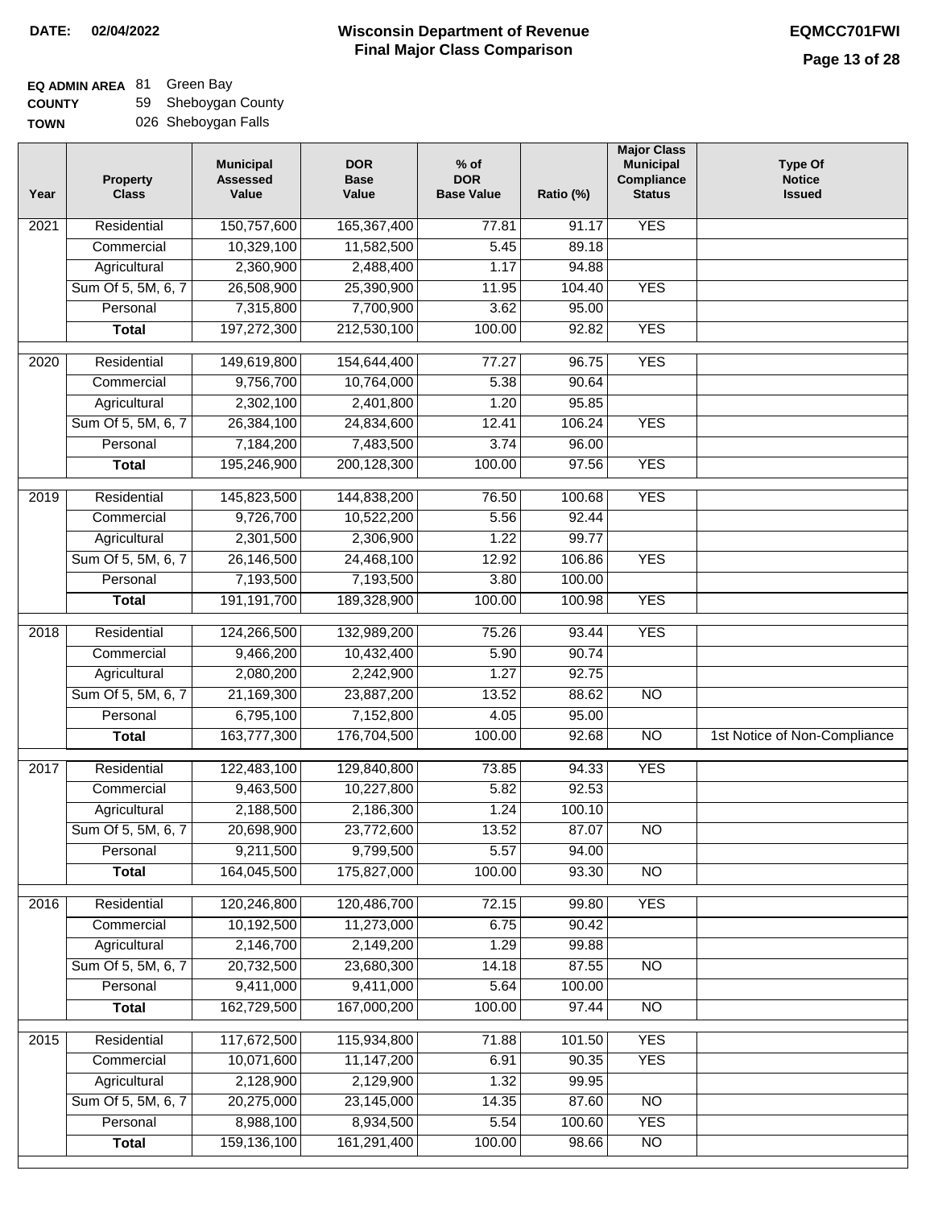**DATE:** 02/04/2022

# Wisconsin Department of Revenue
## Final Major Class Comparison

**EQMCC701FWI**

**EQ ADMIN AREA** 81 Green Bay
**COUNTY** 59 Sheboygan County
**TOWN** 026 Sheboygan Falls

| Year | Property Class | Municipal Assessed Value | DOR Base Value | % of DOR Base Value | Ratio (%) | Major Class Municipal Compliance Status | Type Of Notice Issued |
|---|---|---|---|---|---|---|---|
| 2021 | Residential | 150,757,600 | 165,367,400 | 77.81 | 91.17 | YES | |
| | Commercial | 10,329,100 | 11,582,500 | 5.45 | 89.18 | | |
| | Agricultural | 2,360,900 | 2,488,400 | 1.17 | 94.88 | | |
| | Sum Of 5, 5M, 6, 7 | 26,508,900 | 25,390,900 | 11.95 | 104.40 | YES | |
| | Personal | 7,315,800 | 7,700,900 | 3.62 | 95.00 | | |
| | **Total** | 197,272,300 | 212,530,100 | 100.00 | 92.82 | YES | |
| 2020 | Residential | 149,619,800 | 154,644,400 | 77.27 | 96.75 | YES | |
| | Commercial | 9,756,700 | 10,764,000 | 5.38 | 90.64 | | |
| | Agricultural | 2,302,100 | 2,401,800 | 1.20 | 95.85 | | |
| | Sum Of 5, 5M, 6, 7 | 26,384,100 | 24,834,600 | 12.41 | 106.24 | YES | |
| | Personal | 7,184,200 | 7,483,500 | 3.74 | 96.00 | | |
| | **Total** | 195,246,900 | 200,128,300 | 100.00 | 97.56 | YES | |
| 2019 | Residential | 145,823,500 | 144,838,200 | 76.50 | 100.68 | YES | |
| | Commercial | 9,726,700 | 10,522,200 | 5.56 | 92.44 | | |
| | Agricultural | 2,301,500 | 2,306,900 | 1.22 | 99.77 | | |
| | Sum Of 5, 5M, 6, 7 | 26,146,500 | 24,468,100 | 12.92 | 106.86 | YES | |
| | Personal | 7,193,500 | 7,193,500 | 3.80 | 100.00 | | |
| | **Total** | 191,191,700 | 189,328,900 | 100.00 | 100.98 | YES | |
| 2018 | Residential | 124,266,500 | 132,989,200 | 75.26 | 93.44 | YES | |
| | Commercial | 9,466,200 | 10,432,400 | 5.90 | 90.74 | | |
| | Agricultural | 2,080,200 | 2,242,900 | 1.27 | 92.75 | | |
| | Sum Of 5, 5M, 6, 7 | 21,169,300 | 23,887,200 | 13.52 | 88.62 | NO | |
| | Personal | 6,795,100 | 7,152,800 | 4.05 | 95.00 | | |
| | **Total** | 163,777,300 | 176,704,500 | 100.00 | 92.68 | NO | 1st Notice of Non-Compliance |
| 2017 | Residential | 122,483,100 | 129,840,800 | 73.85 | 94.33 | YES | |
| | Commercial | 9,463,500 | 10,227,800 | 5.82 | 92.53 | | |
| | Agricultural | 2,188,500 | 2,186,300 | 1.24 | 100.10 | | |
| | Sum Of 5, 5M, 6, 7 | 20,698,900 | 23,772,600 | 13.52 | 87.07 | NO | |
| | Personal | 9,211,500 | 9,799,500 | 5.57 | 94.00 | | |
| | **Total** | 164,045,500 | 175,827,000 | 100.00 | 93.30 | NO | |
| 2016 | Residential | 120,246,800 | 120,486,700 | 72.15 | 99.80 | YES | |
| | Commercial | 10,192,500 | 11,273,000 | 6.75 | 90.42 | | |
| | Agricultural | 2,146,700 | 2,149,200 | 1.29 | 99.88 | | |
| | Sum Of 5, 5M, 6, 7 | 20,732,500 | 23,680,300 | 14.18 | 87.55 | NO | |
| | Personal | 9,411,000 | 9,411,000 | 5.64 | 100.00 | | |
| | **Total** | 162,729,500 | 167,000,200 | 100.00 | 97.44 | NO | |
| 2015 | Residential | 117,672,500 | 115,934,800 | 71.88 | 101.50 | YES | |
| | Commercial | 10,071,600 | 11,147,200 | 6.91 | 90.35 | YES | |
| | Agricultural | 2,128,900 | 2,129,900 | 1.32 | 99.95 | | |
| | Sum Of 5, 5M, 6, 7 | 20,275,000 | 23,145,000 | 14.35 | 87.60 | NO | |
| | Personal | 8,988,100 | 8,934,500 | 5.54 | 100.60 | YES | |
| | **Total** | 159,136,100 | 161,291,400 | 100.00 | 98.66 | NO | |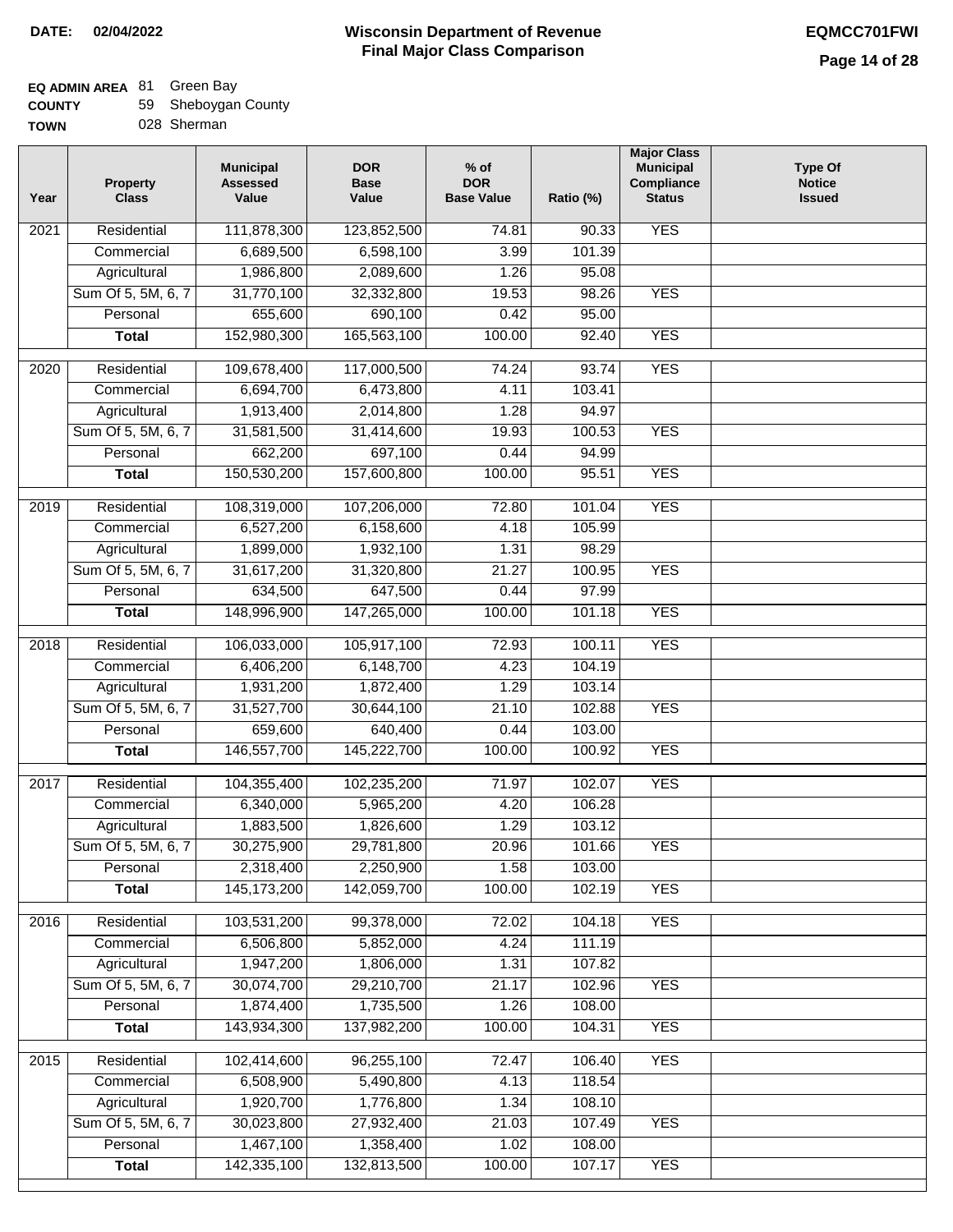**DATE:** 02/04/2022

# Wisconsin Department of Revenue
## Final Major Class Comparison

**EQMCC701FWI**

**EQ ADMIN AREA** 81 Green Bay
**COUNTY** 59 Sheboygan County
**TOWN** 028 Sherman

| Year | Property Class | Municipal Assessed Value | DOR Base Value | % of DOR Base Value | Ratio (%) | Major Class Municipal Compliance Status | Type Of Notice Issued |
|---|---|---|---|---|---|---|---|
| 2021 | Residential | 111,878,300 | 123,852,500 | 74.81 | 90.33 | YES | |
| | Commercial | 6,689,500 | 6,598,100 | 3.99 | 101.39 | | |
| | Agricultural | 1,986,800 | 2,089,600 | 1.26 | 95.08 | | |
| | Sum Of 5, 5M, 6, 7 | 31,770,100 | 32,332,800 | 19.53 | 98.26 | YES | |
| | Personal | 655,600 | 690,100 | 0.42 | 95.00 | | |
| | **Total** | 152,980,300 | 165,563,100 | 100.00 | 92.40 | YES | |
| 2020 | Residential | 109,678,400 | 117,000,500 | 74.24 | 93.74 | YES | |
| | Commercial | 6,694,700 | 6,473,800 | 4.11 | 103.41 | | |
| | Agricultural | 1,913,400 | 2,014,800 | 1.28 | 94.97 | | |
| | Sum Of 5, 5M, 6, 7 | 31,581,500 | 31,414,600 | 19.93 | 100.53 | YES | |
| | Personal | 662,200 | 697,100 | 0.44 | 94.99 | | |
| | **Total** | 150,530,200 | 157,600,800 | 100.00 | 95.51 | YES | |
| 2019 | Residential | 108,319,000 | 107,206,000 | 72.80 | 101.04 | YES | |
| | Commercial | 6,527,200 | 6,158,600 | 4.18 | 105.99 | | |
| | Agricultural | 1,899,000 | 1,932,100 | 1.31 | 98.29 | | |
| | Sum Of 5, 5M, 6, 7 | 31,617,200 | 31,320,800 | 21.27 | 100.95 | YES | |
| | Personal | 634,500 | 647,500 | 0.44 | 97.99 | | |
| | **Total** | 148,996,900 | 147,265,000 | 100.00 | 101.18 | YES | |
| 2018 | Residential | 106,033,000 | 105,917,100 | 72.93 | 100.11 | YES | |
| | Commercial | 6,406,200 | 6,148,700 | 4.23 | 104.19 | | |
| | Agricultural | 1,931,200 | 1,872,400 | 1.29 | 103.14 | | |
| | Sum Of 5, 5M, 6, 7 | 31,527,700 | 30,644,100 | 21.10 | 102.88 | YES | |
| | Personal | 659,600 | 640,400 | 0.44 | 103.00 | | |
| | **Total** | 146,557,700 | 145,222,700 | 100.00 | 100.92 | YES | |
| 2017 | Residential | 104,355,400 | 102,235,200 | 71.97 | 102.07 | YES | |
| | Commercial | 6,340,000 | 5,965,200 | 4.20 | 106.28 | | |
| | Agricultural | 1,883,500 | 1,826,600 | 1.29 | 103.12 | | |
| | Sum Of 5, 5M, 6, 7 | 30,275,900 | 29,781,800 | 20.96 | 101.66 | YES | |
| | Personal | 2,318,400 | 2,250,900 | 1.58 | 103.00 | | |
| | **Total** | 145,173,200 | 142,059,700 | 100.00 | 102.19 | YES | |
| 2016 | Residential | 103,531,200 | 99,378,000 | 72.02 | 104.18 | YES | |
| | Commercial | 6,506,800 | 5,852,000 | 4.24 | 111.19 | | |
| | Agricultural | 1,947,200 | 1,806,000 | 1.31 | 107.82 | | |
| | Sum Of 5, 5M, 6, 7 | 30,074,700 | 29,210,700 | 21.17 | 102.96 | YES | |
| | Personal | 1,874,400 | 1,735,500 | 1.26 | 108.00 | | |
| | **Total** | 143,934,300 | 137,982,200 | 100.00 | 104.31 | YES | |
| 2015 | Residential | 102,414,600 | 96,255,100 | 72.47 | 106.40 | YES | |
| | Commercial | 6,508,900 | 5,490,800 | 4.13 | 118.54 | | |
| | Agricultural | 1,920,700 | 1,776,800 | 1.34 | 108.10 | | |
| | Sum Of 5, 5M, 6, 7 | 30,023,800 | 27,932,400 | 21.03 | 107.49 | YES | |
| | Personal | 1,467,100 | 1,358,400 | 1.02 | 108.00 | | |
| | **Total** | 142,335,100 | 132,813,500 | 100.00 | 107.17 | YES | |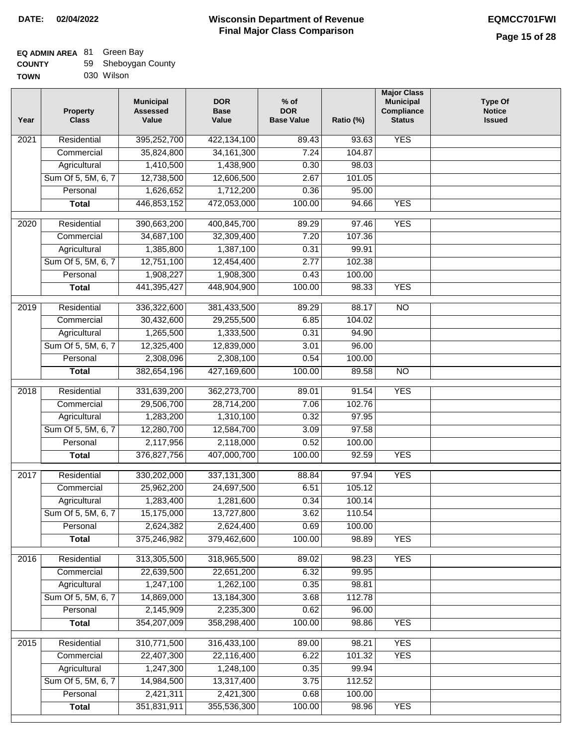**DATE: 02/04/2022**

# Wisconsin Department of Revenue
## Final Major Class Comparison

**EQMCC701FWI**

**EQ ADMIN AREA** 81 Green Bay
**COUNTY** 59 Sheboygan County
**TOWN** 030 Wilson

| Year | Property Class | Municipal Assessed Value | DOR Base Value | % of DOR Base Value | Ratio (%) | Major Class Municipal Compliance Status | Type Of Notice Issued |
|---|---|---|---|---|---|---|---|
| 2021 | Residential | 395,252,700 | 422,134,100 | 89.43 | 93.63 | YES | |
| | Commercial | 35,824,800 | 34,161,300 | 7.24 | 104.87 | | |
| | Agricultural | 1,410,500 | 1,438,900 | 0.30 | 98.03 | | |
| | Sum Of 5, 5M, 6, 7 | 12,738,500 | 12,606,500 | 2.67 | 101.05 | | |
| | Personal | 1,626,652 | 1,712,200 | 0.36 | 95.00 | | |
| | **Total** | 446,853,152 | 472,053,000 | 100.00 | 94.66 | YES | |
| 2020 | Residential | 390,663,200 | 400,845,700 | 89.29 | 97.46 | YES | |
| | Commercial | 34,687,100 | 32,309,400 | 7.20 | 107.36 | | |
| | Agricultural | 1,385,800 | 1,387,100 | 0.31 | 99.91 | | |
| | Sum Of 5, 5M, 6, 7 | 12,751,100 | 12,454,400 | 2.77 | 102.38 | | |
| | Personal | 1,908,227 | 1,908,300 | 0.43 | 100.00 | | |
| | **Total** | 441,395,427 | 448,904,900 | 100.00 | 98.33 | YES | |
| 2019 | Residential | 336,322,600 | 381,433,500 | 89.29 | 88.17 | NO | |
| | Commercial | 30,432,600 | 29,255,500 | 6.85 | 104.02 | | |
| | Agricultural | 1,265,500 | 1,333,500 | 0.31 | 94.90 | | |
| | Sum Of 5, 5M, 6, 7 | 12,325,400 | 12,839,000 | 3.01 | 96.00 | | |
| | Personal | 2,308,096 | 2,308,100 | 0.54 | 100.00 | | |
| | **Total** | 382,654,196 | 427,169,600 | 100.00 | 89.58 | NO | |
| 2018 | Residential | 331,639,200 | 362,273,700 | 89.01 | 91.54 | YES | |
| | Commercial | 29,506,700 | 28,714,200 | 7.06 | 102.76 | | |
| | Agricultural | 1,283,200 | 1,310,100 | 0.32 | 97.95 | | |
| | Sum Of 5, 5M, 6, 7 | 12,280,700 | 12,584,700 | 3.09 | 97.58 | | |
| | Personal | 2,117,956 | 2,118,000 | 0.52 | 100.00 | | |
| | **Total** | 376,827,756 | 407,000,700 | 100.00 | 92.59 | YES | |
| 2017 | Residential | 330,202,000 | 337,131,300 | 88.84 | 97.94 | YES | |
| | Commercial | 25,962,200 | 24,697,500 | 6.51 | 105.12 | | |
| | Agricultural | 1,283,400 | 1,281,600 | 0.34 | 100.14 | | |
| | Sum Of 5, 5M, 6, 7 | 15,175,000 | 13,727,800 | 3.62 | 110.54 | | |
| | Personal | 2,624,382 | 2,624,400 | 0.69 | 100.00 | | |
| | **Total** | 375,246,982 | 379,462,600 | 100.00 | 98.89 | YES | |
| 2016 | Residential | 313,305,500 | 318,965,500 | 89.02 | 98.23 | YES | |
| | Commercial | 22,639,500 | 22,651,200 | 6.32 | 99.95 | | |
| | Agricultural | 1,247,100 | 1,262,100 | 0.35 | 98.81 | | |
| | Sum Of 5, 5M, 6, 7 | 14,869,000 | 13,184,300 | 3.68 | 112.78 | | |
| | Personal | 2,145,909 | 2,235,300 | 0.62 | 96.00 | | |
| | **Total** | 354,207,009 | 358,298,400 | 100.00 | 98.86 | YES | |
| 2015 | Residential | 310,771,500 | 316,433,100 | 89.00 | 98.21 | YES | |
| | Commercial | 22,407,300 | 22,116,400 | 6.22 | 101.32 | YES | |
| | Agricultural | 1,247,300 | 1,248,100 | 0.35 | 99.94 | | |
| | Sum Of 5, 5M, 6, 7 | 14,984,500 | 13,317,400 | 3.75 | 112.52 | | |
| | Personal | 2,421,311 | 2,421,300 | 0.68 | 100.00 | | |
| | **Total** | 351,831,911 | 355,536,300 | 100.00 | 98.96 | YES | |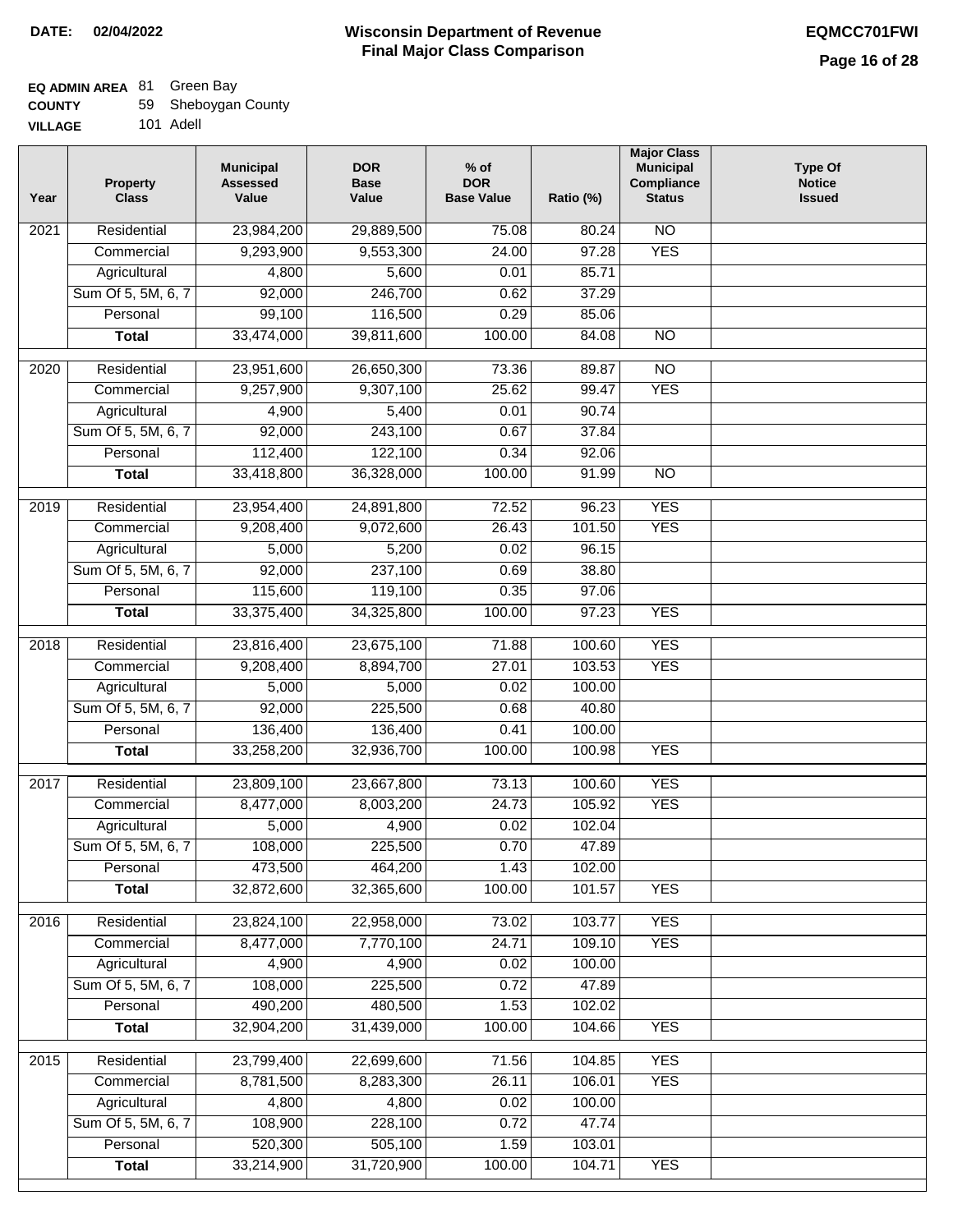**DATE:** 02/04/2022

# Wisconsin Department of Revenue
## Final Major Class Comparison

**EQMCC701FWI**

**EQ ADMIN AREA** 81 Green Bay
**COUNTY** 59 Sheboygan County
**VILLAGE** 101 Adell

| Year | Property Class | Municipal Assessed Value | DOR Base Value | % of DOR Base Value | Ratio (%) | Major Class Municipal Compliance Status | Type Of Notice Issued |
|---|---|---|---|---|---|---|---|
| 2021 | Residential | 23,984,200 | 29,889,500 | 75.08 | 80.24 | NO | |
| | Commercial | 9,293,900 | 9,553,300 | 24.00 | 97.28 | YES | |
| | Agricultural | 4,800 | 5,600 | 0.01 | 85.71 | | |
| | Sum Of 5, 5M, 6, 7 | 92,000 | 246,700 | 0.62 | 37.29 | | |
| | Personal | 99,100 | 116,500 | 0.29 | 85.06 | | |
| | **Total** | 33,474,000 | 39,811,600 | 100.00 | 84.08 | NO | |
| 2020 | Residential | 23,951,600 | 26,650,300 | 73.36 | 89.87 | NO | |
| | Commercial | 9,257,900 | 9,307,100 | 25.62 | 99.47 | YES | |
| | Agricultural | 4,900 | 5,400 | 0.01 | 90.74 | | |
| | Sum Of 5, 5M, 6, 7 | 92,000 | 243,100 | 0.67 | 37.84 | | |
| | Personal | 112,400 | 122,100 | 0.34 | 92.06 | | |
| | **Total** | 33,418,800 | 36,328,000 | 100.00 | 91.99 | NO | |
| 2019 | Residential | 23,954,400 | 24,891,800 | 72.52 | 96.23 | YES | |
| | Commercial | 9,208,400 | 9,072,600 | 26.43 | 101.50 | YES | |
| | Agricultural | 5,000 | 5,200 | 0.02 | 96.15 | | |
| | Sum Of 5, 5M, 6, 7 | 92,000 | 237,100 | 0.69 | 38.80 | | |
| | Personal | 115,600 | 119,100 | 0.35 | 97.06 | | |
| | **Total** | 33,375,400 | 34,325,800 | 100.00 | 97.23 | YES | |
| 2018 | Residential | 23,816,400 | 23,675,100 | 71.88 | 100.60 | YES | |
| | Commercial | 9,208,400 | 8,894,700 | 27.01 | 103.53 | YES | |
| | Agricultural | 5,000 | 5,000 | 0.02 | 100.00 | | |
| | Sum Of 5, 5M, 6, 7 | 92,000 | 225,500 | 0.68 | 40.80 | | |
| | Personal | 136,400 | 136,400 | 0.41 | 100.00 | | |
| | **Total** | 33,258,200 | 32,936,700 | 100.00 | 100.98 | YES | |
| 2017 | Residential | 23,809,100 | 23,667,800 | 73.13 | 100.60 | YES | |
| | Commercial | 8,477,000 | 8,003,200 | 24.73 | 105.92 | YES | |
| | Agricultural | 5,000 | 4,900 | 0.02 | 102.04 | | |
| | Sum Of 5, 5M, 6, 7 | 108,000 | 225,500 | 0.70 | 47.89 | | |
| | Personal | 473,500 | 464,200 | 1.43 | 102.00 | | |
| | **Total** | 32,872,600 | 32,365,600 | 100.00 | 101.57 | YES | |
| 2016 | Residential | 23,824,100 | 22,958,000 | 73.02 | 103.77 | YES | |
| | Commercial | 8,477,000 | 7,770,100 | 24.71 | 109.10 | YES | |
| | Agricultural | 4,900 | 4,900 | 0.02 | 100.00 | | |
| | Sum Of 5, 5M, 6, 7 | 108,000 | 225,500 | 0.72 | 47.89 | | |
| | Personal | 490,200 | 480,500 | 1.53 | 102.02 | | |
| | **Total** | 32,904,200 | 31,439,000 | 100.00 | 104.66 | YES | |
| 2015 | Residential | 23,799,400 | 22,699,600 | 71.56 | 104.85 | YES | |
| | Commercial | 8,781,500 | 8,283,300 | 26.11 | 106.01 | YES | |
| | Agricultural | 4,800 | 4,800 | 0.02 | 100.00 | | |
| | Sum Of 5, 5M, 6, 7 | 108,900 | 228,100 | 0.72 | 47.74 | | |
| | Personal | 520,300 | 505,100 | 1.59 | 103.01 | | |
| | **Total** | 33,214,900 | 31,720,900 | 100.00 | 104.71 | YES | |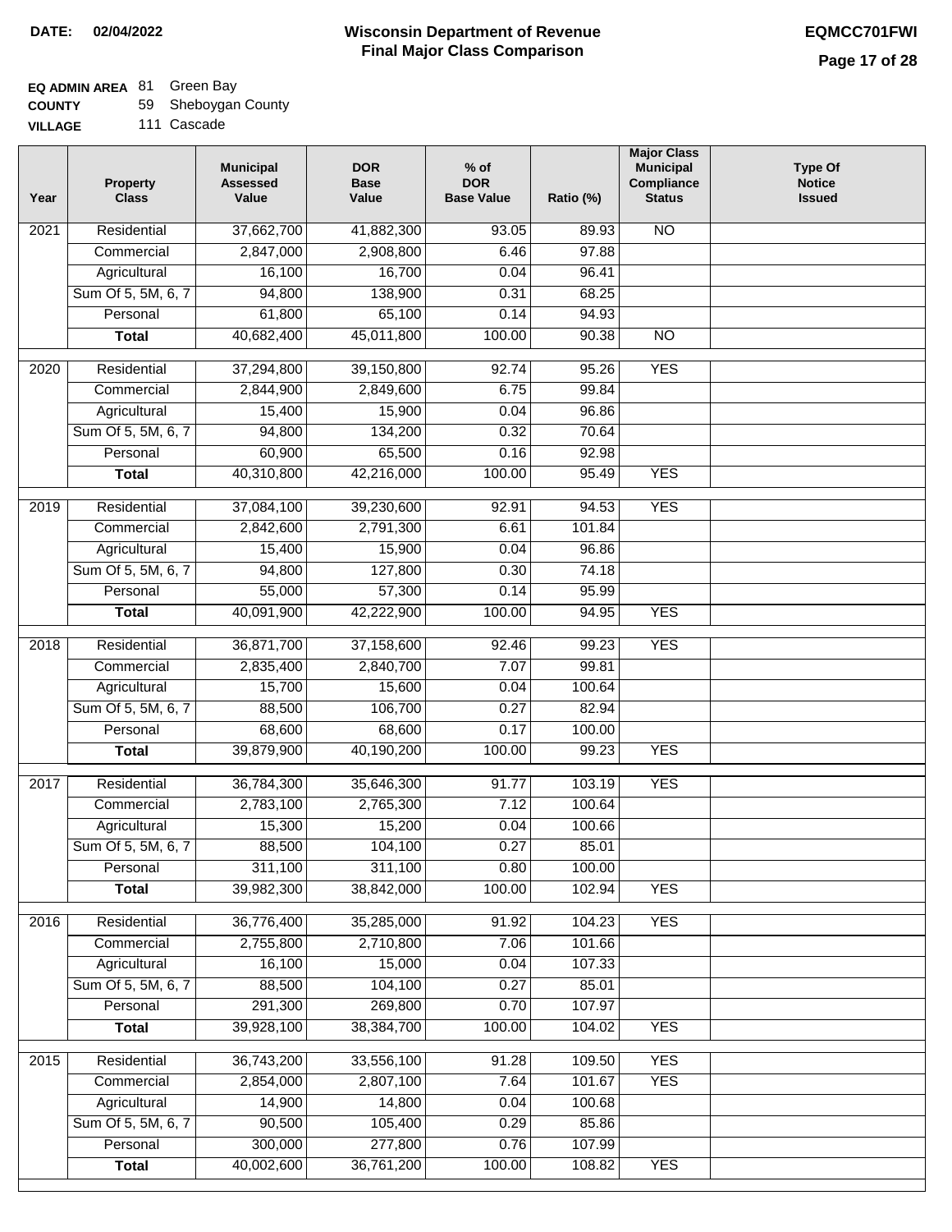**DATE: 02/04/2022**

# Wisconsin Department of Revenue
## Final Major Class Comparison

**EQMCC701FWI**

**EQ ADMIN AREA** 81 Green Bay
**COUNTY** 59 Sheboygan County
**VILLAGE** 111 Cascade

| Year | Property Class | Municipal Assessed Value | DOR Base Value | % of DOR Base Value | Ratio (%) | Major Class Municipal Compliance Status | Type Of Notice Issued |
|---|---|---|---|---|---|---|---|
| 2021 | Residential | 37,662,700 | 41,882,300 | 93.05 | 89.93 | NO | |
| | Commercial | 2,847,000 | 2,908,800 | 6.46 | 97.88 | | |
| | Agricultural | 16,100 | 16,700 | 0.04 | 96.41 | | |
| | Sum Of 5, 5M, 6, 7 | 94,800 | 138,900 | 0.31 | 68.25 | | |
| | Personal | 61,800 | 65,100 | 0.14 | 94.93 | | |
| | **Total** | 40,682,400 | 45,011,800 | 100.00 | 90.38 | NO | |
| 2020 | Residential | 37,294,800 | 39,150,800 | 92.74 | 95.26 | YES | |
| | Commercial | 2,844,900 | 2,849,600 | 6.75 | 99.84 | | |
| | Agricultural | 15,400 | 15,900 | 0.04 | 96.86 | | |
| | Sum Of 5, 5M, 6, 7 | 94,800 | 134,200 | 0.32 | 70.64 | | |
| | Personal | 60,900 | 65,500 | 0.16 | 92.98 | | |
| | **Total** | 40,310,800 | 42,216,000 | 100.00 | 95.49 | YES | |
| 2019 | Residential | 37,084,100 | 39,230,600 | 92.91 | 94.53 | YES | |
| | Commercial | 2,842,600 | 2,791,300 | 6.61 | 101.84 | | |
| | Agricultural | 15,400 | 15,900 | 0.04 | 96.86 | | |
| | Sum Of 5, 5M, 6, 7 | 94,800 | 127,800 | 0.30 | 74.18 | | |
| | Personal | 55,000 | 57,300 | 0.14 | 95.99 | | |
| | **Total** | 40,091,900 | 42,222,900 | 100.00 | 94.95 | YES | |
| 2018 | Residential | 36,871,700 | 37,158,600 | 92.46 | 99.23 | YES | |
| | Commercial | 2,835,400 | 2,840,700 | 7.07 | 99.81 | | |
| | Agricultural | 15,700 | 15,600 | 0.04 | 100.64 | | |
| | Sum Of 5, 5M, 6, 7 | 88,500 | 106,700 | 0.27 | 82.94 | | |
| | Personal | 68,600 | 68,600 | 0.17 | 100.00 | | |
| | **Total** | 39,879,900 | 40,190,200 | 100.00 | 99.23 | YES | |
| 2017 | Residential | 36,784,300 | 35,646,300 | 91.77 | 103.19 | YES | |
| | Commercial | 2,783,100 | 2,765,300 | 7.12 | 100.64 | | |
| | Agricultural | 15,300 | 15,200 | 0.04 | 100.66 | | |
| | Sum Of 5, 5M, 6, 7 | 88,500 | 104,100 | 0.27 | 85.01 | | |
| | Personal | 311,100 | 311,100 | 0.80 | 100.00 | | |
| | **Total** | 39,982,300 | 38,842,000 | 100.00 | 102.94 | YES | |
| 2016 | Residential | 36,776,400 | 35,285,000 | 91.92 | 104.23 | YES | |
| | Commercial | 2,755,800 | 2,710,800 | 7.06 | 101.66 | | |
| | Agricultural | 16,100 | 15,000 | 0.04 | 107.33 | | |
| | Sum Of 5, 5M, 6, 7 | 88,500 | 104,100 | 0.27 | 85.01 | | |
| | Personal | 291,300 | 269,800 | 0.70 | 107.97 | | |
| | **Total** | 39,928,100 | 38,384,700 | 100.00 | 104.02 | YES | |
| 2015 | Residential | 36,743,200 | 33,556,100 | 91.28 | 109.50 | YES | |
| | Commercial | 2,854,000 | 2,807,100 | 7.64 | 101.67 | YES | |
| | Agricultural | 14,900 | 14,800 | 0.04 | 100.68 | | |
| | Sum Of 5, 5M, 6, 7 | 90,500 | 105,400 | 0.29 | 85.86 | | |
| | Personal | 300,000 | 277,800 | 0.76 | 107.99 | | |
| | **Total** | 40,002,600 | 36,761,200 | 100.00 | 108.82 | YES | |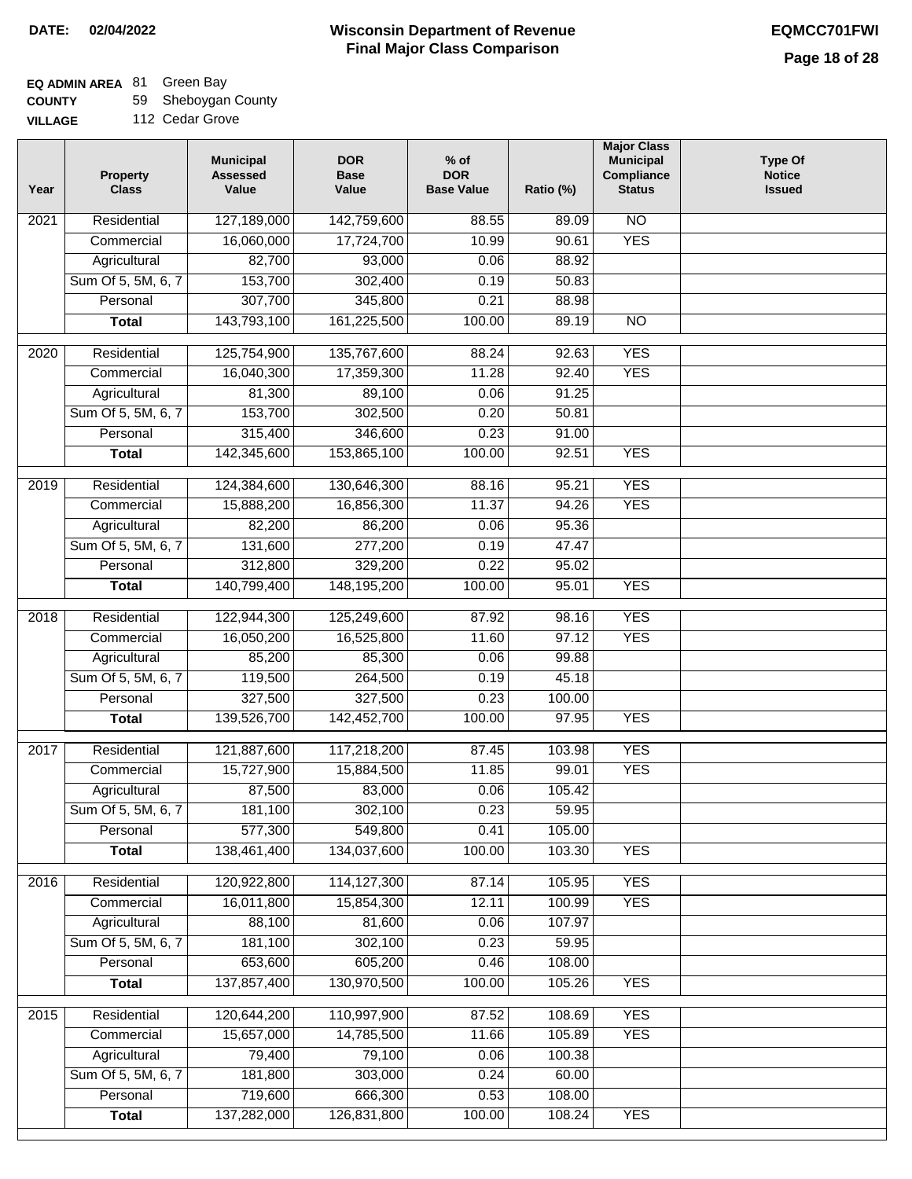**DATE:** 02/04/2022

# Wisconsin Department of Revenue
## Final Major Class Comparison

**EQMCC701FWI**

**EQ ADMIN AREA** 81 Green Bay
**COUNTY** 59 Sheboygan County
**VILLAGE** 112 Cedar Grove

| Year | Property Class | Municipal Assessed Value | DOR Base Value | % of DOR Base Value | Ratio (%) | Major Class Municipal Compliance Status | Type Of Notice Issued |
|---|---|---|---|---|---|---|---|
| 2021 | Residential | 127,189,000 | 142,759,600 | 88.55 | 89.09 | NO | |
| | Commercial | 16,060,000 | 17,724,700 | 10.99 | 90.61 | YES | |
| | Agricultural | 82,700 | 93,000 | 0.06 | 88.92 | | |
| | Sum Of 5, 5M, 6, 7 | 153,700 | 302,400 | 0.19 | 50.83 | | |
| | Personal | 307,700 | 345,800 | 0.21 | 88.98 | | |
| | **Total** | 143,793,100 | 161,225,500 | 100.00 | 89.19 | NO | |
| 2020 | Residential | 125,754,900 | 135,767,600 | 88.24 | 92.63 | YES | |
| | Commercial | 16,040,300 | 17,359,300 | 11.28 | 92.40 | YES | |
| | Agricultural | 81,300 | 89,100 | 0.06 | 91.25 | | |
| | Sum Of 5, 5M, 6, 7 | 153,700 | 302,500 | 0.20 | 50.81 | | |
| | Personal | 315,400 | 346,600 | 0.23 | 91.00 | | |
| | **Total** | 142,345,600 | 153,865,100 | 100.00 | 92.51 | YES | |
| 2019 | Residential | 124,384,600 | 130,646,300 | 88.16 | 95.21 | YES | |
| | Commercial | 15,888,200 | 16,856,300 | 11.37 | 94.26 | YES | |
| | Agricultural | 82,200 | 86,200 | 0.06 | 95.36 | | |
| | Sum Of 5, 5M, 6, 7 | 131,600 | 277,200 | 0.19 | 47.47 | | |
| | Personal | 312,800 | 329,200 | 0.22 | 95.02 | | |
| | **Total** | 140,799,400 | 148,195,200 | 100.00 | 95.01 | YES | |
| 2018 | Residential | 122,944,300 | 125,249,600 | 87.92 | 98.16 | YES | |
| | Commercial | 16,050,200 | 16,525,800 | 11.60 | 97.12 | YES | |
| | Agricultural | 85,200 | 85,300 | 0.06 | 99.88 | | |
| | Sum Of 5, 5M, 6, 7 | 119,500 | 264,500 | 0.19 | 45.18 | | |
| | Personal | 327,500 | 327,500 | 0.23 | 100.00 | | |
| | **Total** | 139,526,700 | 142,452,700 | 100.00 | 97.95 | YES | |
| 2017 | Residential | 121,887,600 | 117,218,200 | 87.45 | 103.98 | YES | |
| | Commercial | 15,727,900 | 15,884,500 | 11.85 | 99.01 | YES | |
| | Agricultural | 87,500 | 83,000 | 0.06 | 105.42 | | |
| | Sum Of 5, 5M, 6, 7 | 181,100 | 302,100 | 0.23 | 59.95 | | |
| | Personal | 577,300 | 549,800 | 0.41 | 105.00 | | |
| | **Total** | 138,461,400 | 134,037,600 | 100.00 | 103.30 | YES | |
| 2016 | Residential | 120,922,800 | 114,127,300 | 87.14 | 105.95 | YES | |
| | Commercial | 16,011,800 | 15,854,300 | 12.11 | 100.99 | YES | |
| | Agricultural | 88,100 | 81,600 | 0.06 | 107.97 | | |
| | Sum Of 5, 5M, 6, 7 | 181,100 | 302,100 | 0.23 | 59.95 | | |
| | Personal | 653,600 | 605,200 | 0.46 | 108.00 | | |
| | **Total** | 137,857,400 | 130,970,500 | 100.00 | 105.26 | YES | |
| 2015 | Residential | 120,644,200 | 110,997,900 | 87.52 | 108.69 | YES | |
| | Commercial | 15,657,000 | 14,785,500 | 11.66 | 105.89 | YES | |
| | Agricultural | 79,400 | 79,100 | 0.06 | 100.38 | | |
| | Sum Of 5, 5M, 6, 7 | 181,800 | 303,000 | 0.24 | 60.00 | | |
| | Personal | 719,600 | 666,300 | 0.53 | 108.00 | | |
| | **Total** | 137,282,000 | 126,831,800 | 100.00 | 108.24 | YES | |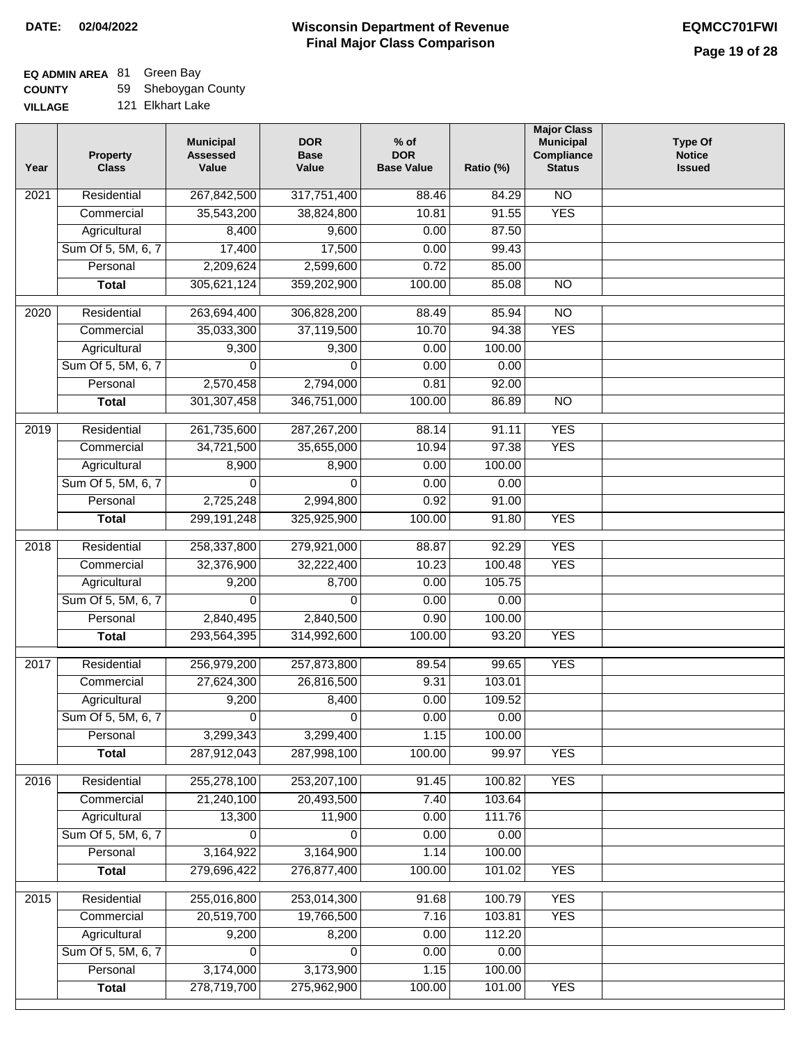**DATE: 02/04/2022**

# Wisconsin Department of Revenue
## Final Major Class Comparison

**EQMCC701FWI**

**EQ ADMIN AREA** 81 Green Bay
**COUNTY** 59 Sheboygan County
**VILLAGE** 121 Elkhart Lake

| Year | Property Class | Municipal Assessed Value | DOR Base Value | % of DOR Base Value | Ratio (%) | Major Class Municipal Compliance Status | Type Of Notice Issued |
|---|---|---|---|---|---|---|---|
| 2021 | Residential | 267,842,500 | 317,751,400 | 88.46 | 84.29 | NO | |
| | Commercial | 35,543,200 | 38,824,800 | 10.81 | 91.55 | YES | |
| | Agricultural | 8,400 | 9,600 | 0.00 | 87.50 | | |
| | Sum Of 5, 5M, 6, 7 | 17,400 | 17,500 | 0.00 | 99.43 | | |
| | Personal | 2,209,624 | 2,599,600 | 0.72 | 85.00 | | |
| | **Total** | 305,621,124 | 359,202,900 | 100.00 | 85.08 | NO | |
| 2020 | Residential | 263,694,400 | 306,828,200 | 88.49 | 85.94 | NO | |
| | Commercial | 35,033,300 | 37,119,500 | 10.70 | 94.38 | YES | |
| | Agricultural | 9,300 | 9,300 | 0.00 | 100.00 | | |
| | Sum Of 5, 5M, 6, 7 | 0 | 0 | 0.00 | 0.00 | | |
| | Personal | 2,570,458 | 2,794,000 | 0.81 | 92.00 | | |
| | **Total** | 301,307,458 | 346,751,000 | 100.00 | 86.89 | NO | |
| 2019 | Residential | 261,735,600 | 287,267,200 | 88.14 | 91.11 | YES | |
| | Commercial | 34,721,500 | 35,655,000 | 10.94 | 97.38 | YES | |
| | Agricultural | 8,900 | 8,900 | 0.00 | 100.00 | | |
| | Sum Of 5, 5M, 6, 7 | 0 | 0 | 0.00 | 0.00 | | |
| | Personal | 2,725,248 | 2,994,800 | 0.92 | 91.00 | | |
| | **Total** | 299,191,248 | 325,925,900 | 100.00 | 91.80 | YES | |
| 2018 | Residential | 258,337,800 | 279,921,000 | 88.87 | 92.29 | YES | |
| | Commercial | 32,376,900 | 32,222,400 | 10.23 | 100.48 | YES | |
| | Agricultural | 9,200 | 8,700 | 0.00 | 105.75 | | |
| | Sum Of 5, 5M, 6, 7 | 0 | 0 | 0.00 | 0.00 | | |
| | Personal | 2,840,495 | 2,840,500 | 0.90 | 100.00 | | |
| | **Total** | 293,564,395 | 314,992,600 | 100.00 | 93.20 | YES | |
| 2017 | Residential | 256,979,200 | 257,873,800 | 89.54 | 99.65 | YES | |
| | Commercial | 27,624,300 | 26,816,500 | 9.31 | 103.01 | | |
| | Agricultural | 9,200 | 8,400 | 0.00 | 109.52 | | |
| | Sum Of 5, 5M, 6, 7 | 0 | 0 | 0.00 | 0.00 | | |
| | Personal | 3,299,343 | 3,299,400 | 1.15 | 100.00 | | |
| | **Total** | 287,912,043 | 287,998,100 | 100.00 | 99.97 | YES | |
| 2016 | Residential | 255,278,100 | 253,207,100 | 91.45 | 100.82 | YES | |
| | Commercial | 21,240,100 | 20,493,500 | 7.40 | 103.64 | | |
| | Agricultural | 13,300 | 11,900 | 0.00 | 111.76 | | |
| | Sum Of 5, 5M, 6, 7 | 0 | 0 | 0.00 | 0.00 | | |
| | Personal | 3,164,922 | 3,164,900 | 1.14 | 100.00 | | |
| | **Total** | 279,696,422 | 276,877,400 | 100.00 | 101.02 | YES | |
| 2015 | Residential | 255,016,800 | 253,014,300 | 91.68 | 100.79 | YES | |
| | Commercial | 20,519,700 | 19,766,500 | 7.16 | 103.81 | YES | |
| | Agricultural | 9,200 | 8,200 | 0.00 | 112.20 | | |
| | Sum Of 5, 5M, 6, 7 | 0 | 0 | 0.00 | 0.00 | | |
| | Personal | 3,174,000 | 3,173,900 | 1.15 | 100.00 | | |
| | **Total** | 278,719,700 | 275,962,900 | 100.00 | 101.00 | YES | |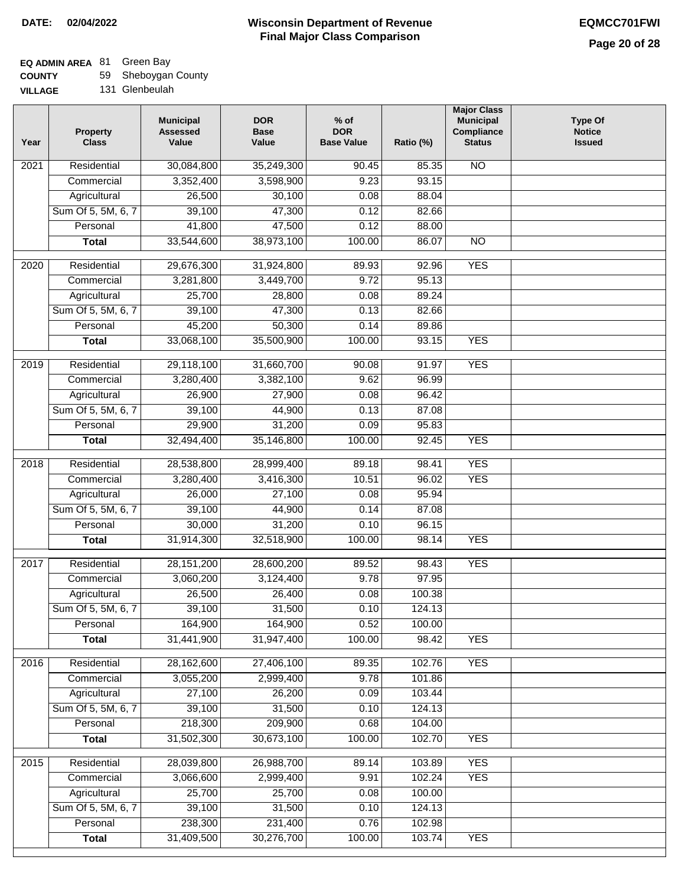**DATE: 02/04/2022**

# Wisconsin Department of Revenue
## Final Major Class Comparison

**EQMCC701FWI**

**EQ ADMIN AREA** 81 Green Bay
**COUNTY** 59 Sheboygan County
**VILLAGE** 131 Glenbeulah

| Year | Property Class | Municipal Assessed Value | DOR Base Value | % of DOR Base Value | Ratio (%) | Major Class Municipal Compliance Status | Type Of Notice Issued |
|---|---|---|---|---|---|---|---|
| 2021 | Residential | 30,084,800 | 35,249,300 | 90.45 | 85.35 | NO | |
| | Commercial | 3,352,400 | 3,598,900 | 9.23 | 93.15 | | |
| | Agricultural | 26,500 | 30,100 | 0.08 | 88.04 | | |
| | Sum Of 5, 5M, 6, 7 | 39,100 | 47,300 | 0.12 | 82.66 | | |
| | Personal | 41,800 | 47,500 | 0.12 | 88.00 | | |
| | **Total** | 33,544,600 | 38,973,100 | 100.00 | 86.07 | NO | |
| 2020 | Residential | 29,676,300 | 31,924,800 | 89.93 | 92.96 | YES | |
| | Commercial | 3,281,800 | 3,449,700 | 9.72 | 95.13 | | |
| | Agricultural | 25,700 | 28,800 | 0.08 | 89.24 | | |
| | Sum Of 5, 5M, 6, 7 | 39,100 | 47,300 | 0.13 | 82.66 | | |
| | Personal | 45,200 | 50,300 | 0.14 | 89.86 | | |
| | **Total** | 33,068,100 | 35,500,900 | 100.00 | 93.15 | YES | |
| 2019 | Residential | 29,118,100 | 31,660,700 | 90.08 | 91.97 | YES | |
| | Commercial | 3,280,400 | 3,382,100 | 9.62 | 96.99 | | |
| | Agricultural | 26,900 | 27,900 | 0.08 | 96.42 | | |
| | Sum Of 5, 5M, 6, 7 | 39,100 | 44,900 | 0.13 | 87.08 | | |
| | Personal | 29,900 | 31,200 | 0.09 | 95.83 | | |
| | **Total** | 32,494,400 | 35,146,800 | 100.00 | 92.45 | YES | |
| 2018 | Residential | 28,538,800 | 28,999,400 | 89.18 | 98.41 | YES | |
| | Commercial | 3,280,400 | 3,416,300 | 10.51 | 96.02 | YES | |
| | Agricultural | 26,000 | 27,100 | 0.08 | 95.94 | | |
| | Sum Of 5, 5M, 6, 7 | 39,100 | 44,900 | 0.14 | 87.08 | | |
| | Personal | 30,000 | 31,200 | 0.10 | 96.15 | | |
| | **Total** | 31,914,300 | 32,518,900 | 100.00 | 98.14 | YES | |
| 2017 | Residential | 28,151,200 | 28,600,200 | 89.52 | 98.43 | YES | |
| | Commercial | 3,060,200 | 3,124,400 | 9.78 | 97.95 | | |
| | Agricultural | 26,500 | 26,400 | 0.08 | 100.38 | | |
| | Sum Of 5, 5M, 6, 7 | 39,100 | 31,500 | 0.10 | 124.13 | | |
| | Personal | 164,900 | 164,900 | 0.52 | 100.00 | | |
| | **Total** | 31,441,900 | 31,947,400 | 100.00 | 98.42 | YES | |
| 2016 | Residential | 28,162,600 | 27,406,100 | 89.35 | 102.76 | YES | |
| | Commercial | 3,055,200 | 2,999,400 | 9.78 | 101.86 | | |
| | Agricultural | 27,100 | 26,200 | 0.09 | 103.44 | | |
| | Sum Of 5, 5M, 6, 7 | 39,100 | 31,500 | 0.10 | 124.13 | | |
| | Personal | 218,300 | 209,900 | 0.68 | 104.00 | | |
| | **Total** | 31,502,300 | 30,673,100 | 100.00 | 102.70 | YES | |
| 2015 | Residential | 28,039,800 | 26,988,700 | 89.14 | 103.89 | YES | |
| | Commercial | 3,066,600 | 2,999,400 | 9.91 | 102.24 | YES | |
| | Agricultural | 25,700 | 25,700 | 0.08 | 100.00 | | |
| | Sum Of 5, 5M, 6, 7 | 39,100 | 31,500 | 0.10 | 124.13 | | |
| | Personal | 238,300 | 231,400 | 0.76 | 102.98 | | |
| | **Total** | 31,409,500 | 30,276,700 | 100.00 | 103.74 | YES | |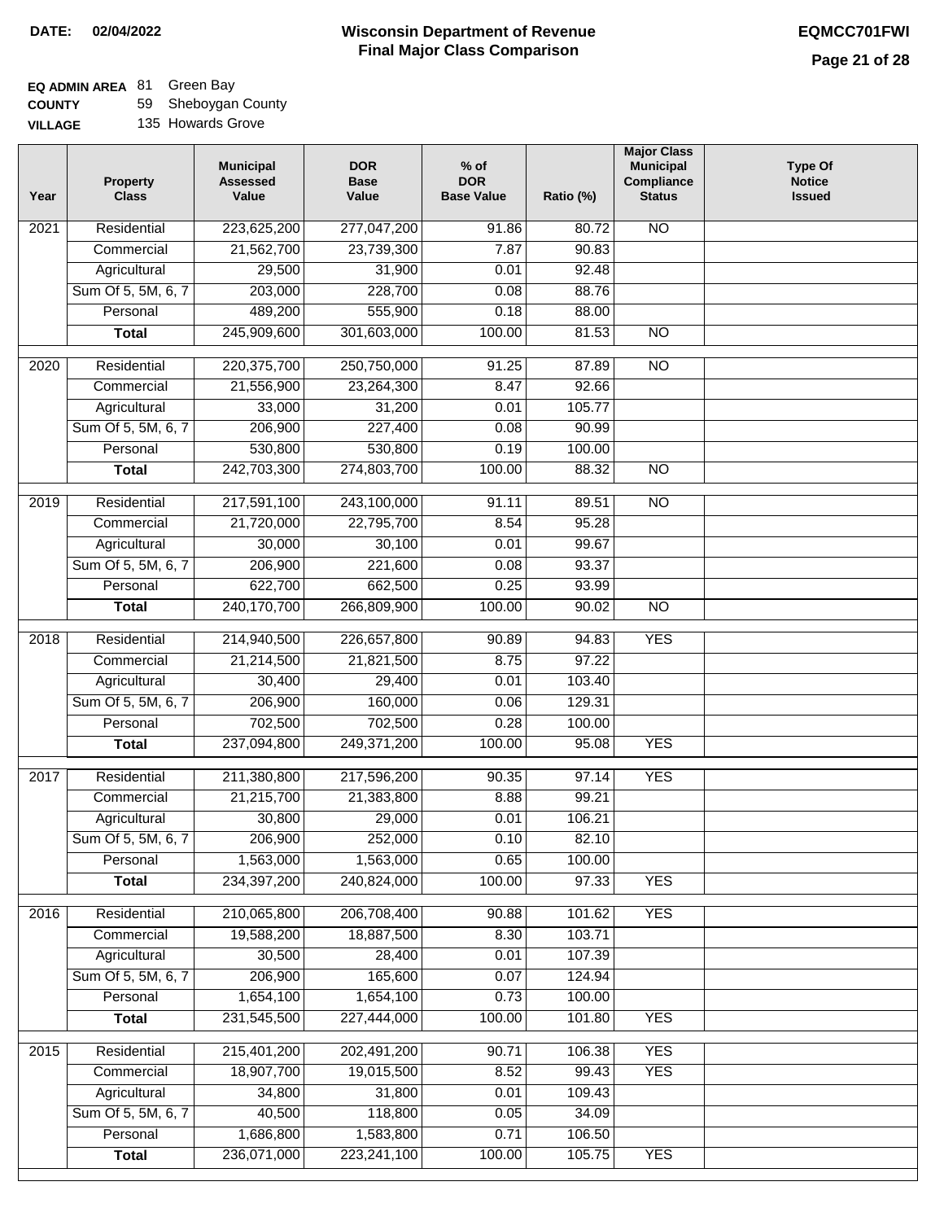**DATE:** 02/04/2022

# Wisconsin Department of Revenue
## Final Major Class Comparison

**EQMCC701FWI**

**EQ ADMIN AREA** 81 Green Bay
**COUNTY** 59 Sheboygan County
**VILLAGE** 135 Howards Grove

| Year | Property Class | Municipal Assessed Value | DOR Base Value | % of DOR Base Value | Ratio (%) | Major Class Municipal Compliance Status | Type Of Notice Issued |
|---|---|---|---|---|---|---|---|
| 2021 | Residential | 223,625,200 | 277,047,200 | 91.86 | 80.72 | NO | |
| | Commercial | 21,562,700 | 23,739,300 | 7.87 | 90.83 | | |
| | Agricultural | 29,500 | 31,900 | 0.01 | 92.48 | | |
| | Sum Of 5, 5M, 6, 7 | 203,000 | 228,700 | 0.08 | 88.76 | | |
| | Personal | 489,200 | 555,900 | 0.18 | 88.00 | | |
| | **Total** | 245,909,600 | 301,603,000 | 100.00 | 81.53 | NO | |
| 2020 | Residential | 220,375,700 | 250,750,000 | 91.25 | 87.89 | NO | |
| | Commercial | 21,556,900 | 23,264,300 | 8.47 | 92.66 | | |
| | Agricultural | 33,000 | 31,200 | 0.01 | 105.77 | | |
| | Sum Of 5, 5M, 6, 7 | 206,900 | 227,400 | 0.08 | 90.99 | | |
| | Personal | 530,800 | 530,800 | 0.19 | 100.00 | | |
| | **Total** | 242,703,300 | 274,803,700 | 100.00 | 88.32 | NO | |
| 2019 | Residential | 217,591,100 | 243,100,000 | 91.11 | 89.51 | NO | |
| | Commercial | 21,720,000 | 22,795,700 | 8.54 | 95.28 | | |
| | Agricultural | 30,000 | 30,100 | 0.01 | 99.67 | | |
| | Sum Of 5, 5M, 6, 7 | 206,900 | 221,600 | 0.08 | 93.37 | | |
| | Personal | 622,700 | 662,500 | 0.25 | 93.99 | | |
| | **Total** | 240,170,700 | 266,809,900 | 100.00 | 90.02 | NO | |
| 2018 | Residential | 214,940,500 | 226,657,800 | 90.89 | 94.83 | YES | |
| | Commercial | 21,214,500 | 21,821,500 | 8.75 | 97.22 | | |
| | Agricultural | 30,400 | 29,400 | 0.01 | 103.40 | | |
| | Sum Of 5, 5M, 6, 7 | 206,900 | 160,000 | 0.06 | 129.31 | | |
| | Personal | 702,500 | 702,500 | 0.28 | 100.00 | | |
| | **Total** | 237,094,800 | 249,371,200 | 100.00 | 95.08 | YES | |
| 2017 | Residential | 211,380,800 | 217,596,200 | 90.35 | 97.14 | YES | |
| | Commercial | 21,215,700 | 21,383,800 | 8.88 | 99.21 | | |
| | Agricultural | 30,800 | 29,000 | 0.01 | 106.21 | | |
| | Sum Of 5, 5M, 6, 7 | 206,900 | 252,000 | 0.10 | 82.10 | | |
| | Personal | 1,563,000 | 1,563,000 | 0.65 | 100.00 | | |
| | **Total** | 234,397,200 | 240,824,000 | 100.00 | 97.33 | YES | |
| 2016 | Residential | 210,065,800 | 206,708,400 | 90.88 | 101.62 | YES | |
| | Commercial | 19,588,200 | 18,887,500 | 8.30 | 103.71 | | |
| | Agricultural | 30,500 | 28,400 | 0.01 | 107.39 | | |
| | Sum Of 5, 5M, 6, 7 | 206,900 | 165,600 | 0.07 | 124.94 | | |
| | Personal | 1,654,100 | 1,654,100 | 0.73 | 100.00 | | |
| | **Total** | 231,545,500 | 227,444,000 | 100.00 | 101.80 | YES | |
| 2015 | Residential | 215,401,200 | 202,491,200 | 90.71 | 106.38 | YES | |
| | Commercial | 18,907,700 | 19,015,500 | 8.52 | 99.43 | YES | |
| | Agricultural | 34,800 | 31,800 | 0.01 | 109.43 | | |
| | Sum Of 5, 5M, 6, 7 | 40,500 | 118,800 | 0.05 | 34.09 | | |
| | Personal | 1,686,800 | 1,583,800 | 0.71 | 106.50 | | |
| | **Total** | 236,071,000 | 223,241,100 | 100.00 | 105.75 | YES | |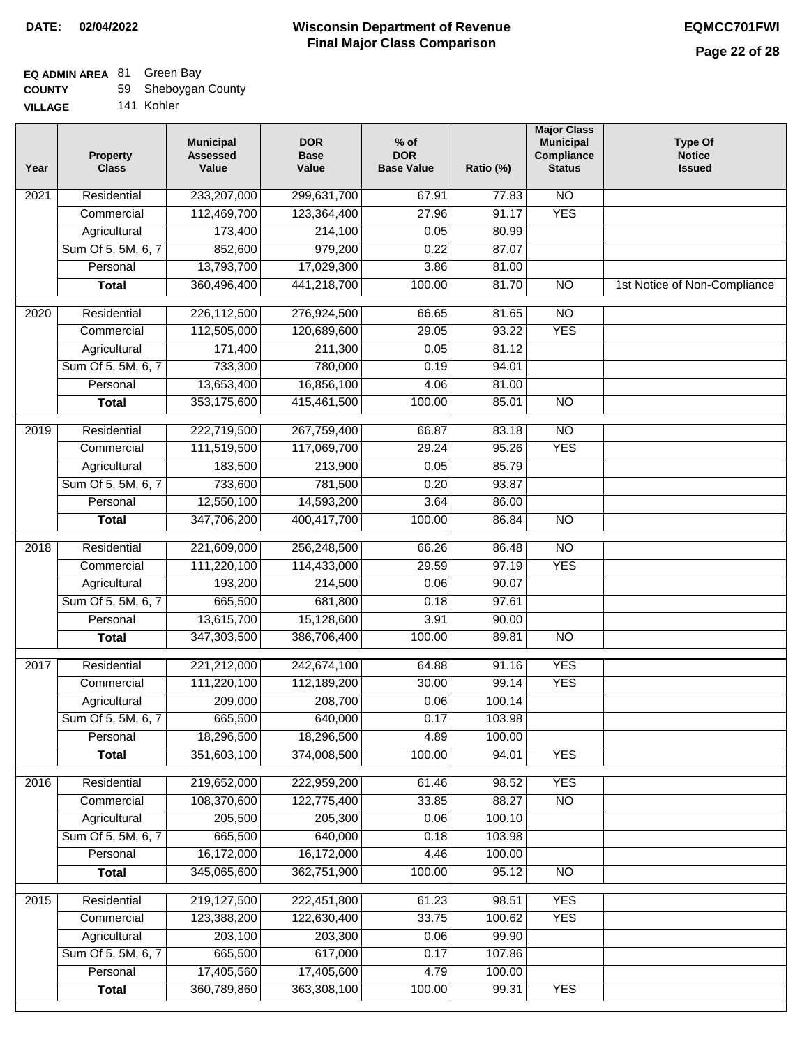**DATE:** 02/04/2022

# Wisconsin Department of Revenue
## Final Major Class Comparison

**EQMCC701FWI**

**EQ ADMIN AREA** 81 Green Bay
**COUNTY** 59 Sheboygan County
**VILLAGE** 141 Kohler

| Year | Property Class | Municipal Assessed Value | DOR Base Value | % of DOR Base Value | Ratio (%) | Major Class Municipal Compliance Status | Type Of Notice Issued |
|---|---|---|---|---|---|---|---|
| 2021 | Residential | 233,207,000 | 299,631,700 | 67.91 | 77.83 | NO | |
| | Commercial | 112,469,700 | 123,364,400 | 27.96 | 91.17 | YES | |
| | Agricultural | 173,400 | 214,100 | 0.05 | 80.99 | | |
| | Sum Of 5, 5M, 6, 7 | 852,600 | 979,200 | 0.22 | 87.07 | | |
| | Personal | 13,793,700 | 17,029,300 | 3.86 | 81.00 | | |
| | **Total** | 360,496,400 | 441,218,700 | 100.00 | 81.70 | NO | 1st Notice of Non-Compliance |
| 2020 | Residential | 226,112,500 | 276,924,500 | 66.65 | 81.65 | NO | |
| | Commercial | 112,505,000 | 120,689,600 | 29.05 | 93.22 | YES | |
| | Agricultural | 171,400 | 211,300 | 0.05 | 81.12 | | |
| | Sum Of 5, 5M, 6, 7 | 733,300 | 780,000 | 0.19 | 94.01 | | |
| | Personal | 13,653,400 | 16,856,100 | 4.06 | 81.00 | | |
| | **Total** | 353,175,600 | 415,461,500 | 100.00 | 85.01 | NO | |
| 2019 | Residential | 222,719,500 | 267,759,400 | 66.87 | 83.18 | NO | |
| | Commercial | 111,519,500 | 117,069,700 | 29.24 | 95.26 | YES | |
| | Agricultural | 183,500 | 213,900 | 0.05 | 85.79 | | |
| | Sum Of 5, 5M, 6, 7 | 733,600 | 781,500 | 0.20 | 93.87 | | |
| | Personal | 12,550,100 | 14,593,200 | 3.64 | 86.00 | | |
| | **Total** | 347,706,200 | 400,417,700 | 100.00 | 86.84 | NO | |
| 2018 | Residential | 221,609,000 | 256,248,500 | 66.26 | 86.48 | NO | |
| | Commercial | 111,220,100 | 114,433,000 | 29.59 | 97.19 | YES | |
| | Agricultural | 193,200 | 214,500 | 0.06 | 90.07 | | |
| | Sum Of 5, 5M, 6, 7 | 665,500 | 681,800 | 0.18 | 97.61 | | |
| | Personal | 13,615,700 | 15,128,600 | 3.91 | 90.00 | | |
| | **Total** | 347,303,500 | 386,706,400 | 100.00 | 89.81 | NO | |
| 2017 | Residential | 221,212,000 | 242,674,100 | 64.88 | 91.16 | YES | |
| | Commercial | 111,220,100 | 112,189,200 | 30.00 | 99.14 | YES | |
| | Agricultural | 209,000 | 208,700 | 0.06 | 100.14 | | |
| | Sum Of 5, 5M, 6, 7 | 665,500 | 640,000 | 0.17 | 103.98 | | |
| | Personal | 18,296,500 | 18,296,500 | 4.89 | 100.00 | | |
| | **Total** | 351,603,100 | 374,008,500 | 100.00 | 94.01 | YES | |
| 2016 | Residential | 219,652,000 | 222,959,200 | 61.46 | 98.52 | YES | |
| | Commercial | 108,370,600 | 122,775,400 | 33.85 | 88.27 | NO | |
| | Agricultural | 205,500 | 205,300 | 0.06 | 100.10 | | |
| | Sum Of 5, 5M, 6, 7 | 665,500 | 640,000 | 0.18 | 103.98 | | |
| | Personal | 16,172,000 | 16,172,000 | 4.46 | 100.00 | | |
| | **Total** | 345,065,600 | 362,751,900 | 100.00 | 95.12 | NO | |
| 2015 | Residential | 219,127,500 | 222,451,800 | 61.23 | 98.51 | YES | |
| | Commercial | 123,388,200 | 122,630,400 | 33.75 | 100.62 | YES | |
| | Agricultural | 203,100 | 203,300 | 0.06 | 99.90 | | |
| | Sum Of 5, 5M, 6, 7 | 665,500 | 617,000 | 0.17 | 107.86 | | |
| | Personal | 17,405,560 | 17,405,600 | 4.79 | 100.00 | | |
| | **Total** | 360,789,860 | 363,308,100 | 100.00 | 99.31 | YES | |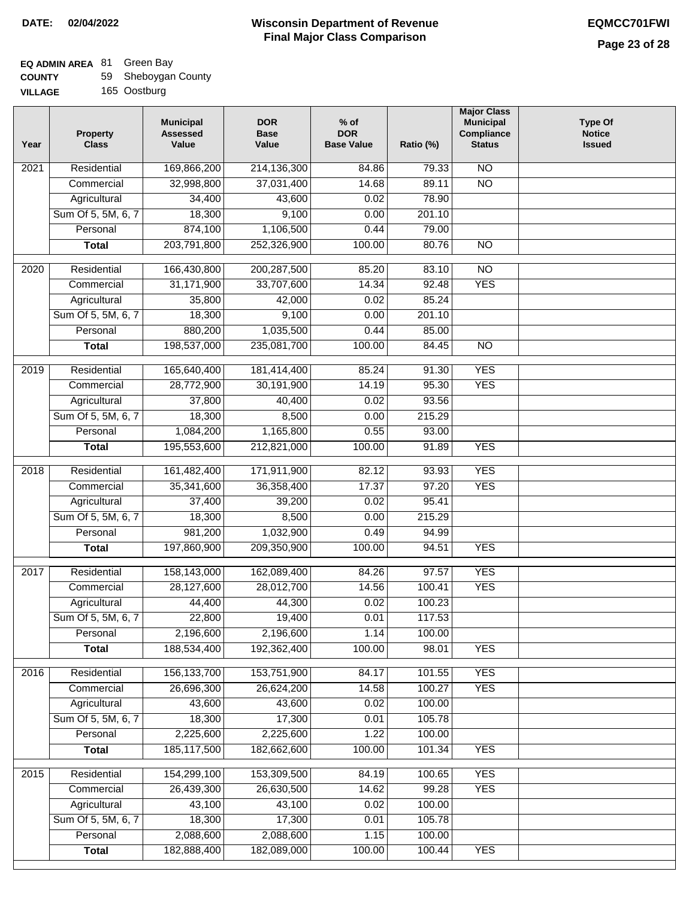**DATE: 02/04/2022**

# Wisconsin Department of Revenue
## Final Major Class Comparison

**EQMCC701FWI**

**EQ ADMIN AREA** 81 Green Bay
**COUNTY** 59 Sheboygan County
**VILLAGE** 165 Oostburg

| Year | Property Class | Municipal Assessed Value | DOR Base Value | % of DOR Base Value | Ratio (%) | Major Class Municipal Compliance Status | Type Of Notice Issued |
|---|---|---|---|---|---|---|---|
| 2021 | Residential | 169,866,200 | 214,136,300 | 84.86 | 79.33 | NO | |
| | Commercial | 32,998,800 | 37,031,400 | 14.68 | 89.11 | NO | |
| | Agricultural | 34,400 | 43,600 | 0.02 | 78.90 | | |
| | Sum Of 5, 5M, 6, 7 | 18,300 | 9,100 | 0.00 | 201.10 | | |
| | Personal | 874,100 | 1,106,500 | 0.44 | 79.00 | | |
| | **Total** | 203,791,800 | 252,326,900 | 100.00 | 80.76 | NO | |
| 2020 | Residential | 166,430,800 | 200,287,500 | 85.20 | 83.10 | NO | |
| | Commercial | 31,171,900 | 33,707,600 | 14.34 | 92.48 | YES | |
| | Agricultural | 35,800 | 42,000 | 0.02 | 85.24 | | |
| | Sum Of 5, 5M, 6, 7 | 18,300 | 9,100 | 0.00 | 201.10 | | |
| | Personal | 880,200 | 1,035,500 | 0.44 | 85.00 | | |
| | **Total** | 198,537,000 | 235,081,700 | 100.00 | 84.45 | NO | |
| 2019 | Residential | 165,640,400 | 181,414,400 | 85.24 | 91.30 | YES | |
| | Commercial | 28,772,900 | 30,191,900 | 14.19 | 95.30 | YES | |
| | Agricultural | 37,800 | 40,400 | 0.02 | 93.56 | | |
| | Sum Of 5, 5M, 6, 7 | 18,300 | 8,500 | 0.00 | 215.29 | | |
| | Personal | 1,084,200 | 1,165,800 | 0.55 | 93.00 | | |
| | **Total** | 195,553,600 | 212,821,000 | 100.00 | 91.89 | YES | |
| 2018 | Residential | 161,482,400 | 171,911,900 | 82.12 | 93.93 | YES | |
| | Commercial | 35,341,600 | 36,358,400 | 17.37 | 97.20 | YES | |
| | Agricultural | 37,400 | 39,200 | 0.02 | 95.41 | | |
| | Sum Of 5, 5M, 6, 7 | 18,300 | 8,500 | 0.00 | 215.29 | | |
| | Personal | 981,200 | 1,032,900 | 0.49 | 94.99 | | |
| | **Total** | 197,860,900 | 209,350,900 | 100.00 | 94.51 | YES | |
| 2017 | Residential | 158,143,000 | 162,089,400 | 84.26 | 97.57 | YES | |
| | Commercial | 28,127,600 | 28,012,700 | 14.56 | 100.41 | YES | |
| | Agricultural | 44,400 | 44,300 | 0.02 | 100.23 | | |
| | Sum Of 5, 5M, 6, 7 | 22,800 | 19,400 | 0.01 | 117.53 | | |
| | Personal | 2,196,600 | 2,196,600 | 1.14 | 100.00 | | |
| | **Total** | 188,534,400 | 192,362,400 | 100.00 | 98.01 | YES | |
| 2016 | Residential | 156,133,700 | 153,751,900 | 84.17 | 101.55 | YES | |
| | Commercial | 26,696,300 | 26,624,200 | 14.58 | 100.27 | YES | |
| | Agricultural | 43,600 | 43,600 | 0.02 | 100.00 | | |
| | Sum Of 5, 5M, 6, 7 | 18,300 | 17,300 | 0.01 | 105.78 | | |
| | Personal | 2,225,600 | 2,225,600 | 1.22 | 100.00 | | |
| | **Total** | 185,117,500 | 182,662,600 | 100.00 | 101.34 | YES | |
| 2015 | Residential | 154,299,100 | 153,309,500 | 84.19 | 100.65 | YES | |
| | Commercial | 26,439,300 | 26,630,500 | 14.62 | 99.28 | YES | |
| | Agricultural | 43,100 | 43,100 | 0.02 | 100.00 | | |
| | Sum Of 5, 5M, 6, 7 | 18,300 | 17,300 | 0.01 | 105.78 | | |
| | Personal | 2,088,600 | 2,088,600 | 1.15 | 100.00 | | |
| | **Total** | 182,888,400 | 182,089,000 | 100.00 | 100.44 | YES | |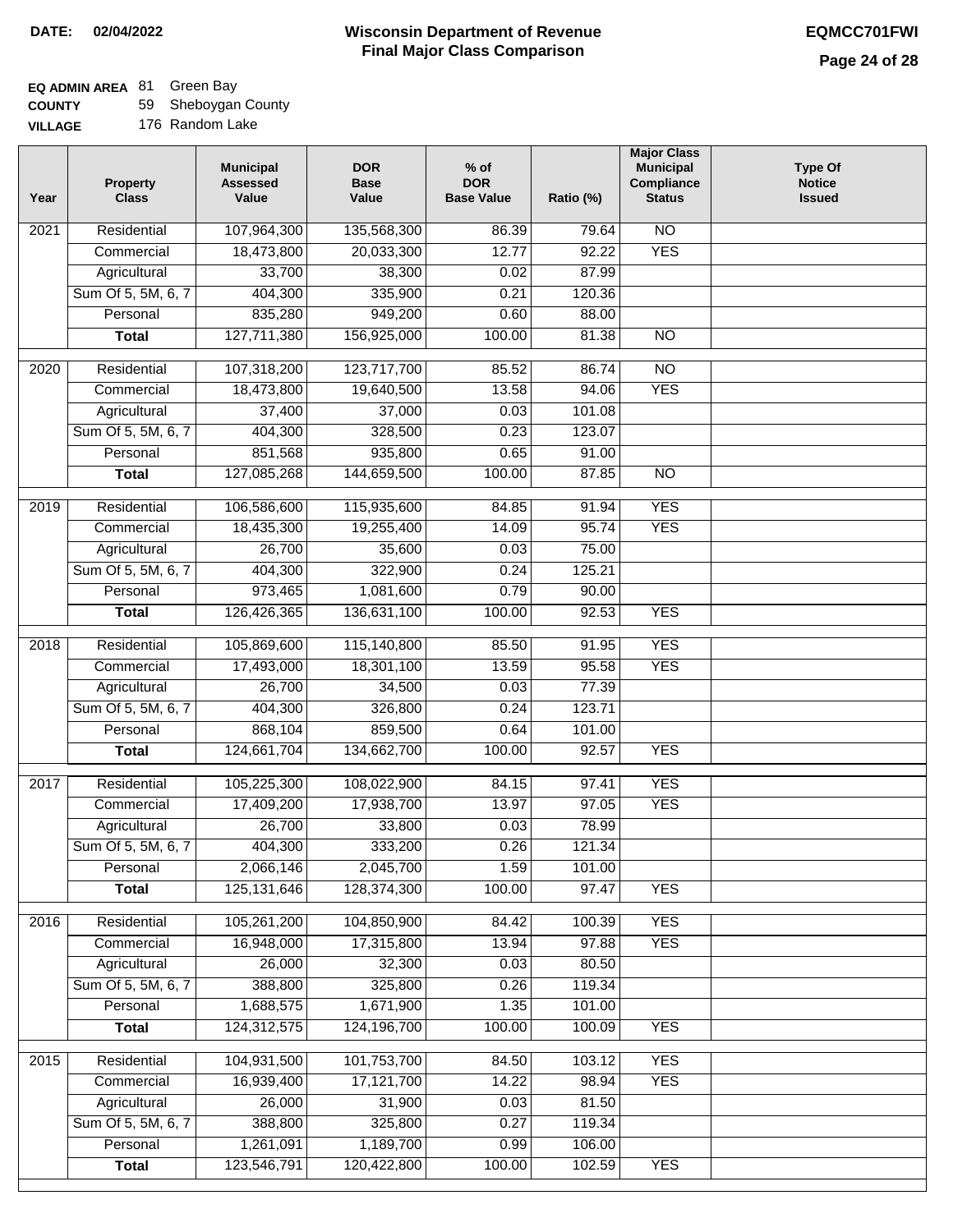**DATE: 02/04/2022**

# Wisconsin Department of Revenue
## Final Major Class Comparison

**EQMCC701FWI**

**EQ ADMIN AREA** 81 Green Bay
**COUNTY** 59 Sheboygan County
**VILLAGE** 176 Random Lake

| Year | Property Class | Municipal Assessed Value | DOR Base Value | % of DOR Base Value | Ratio (%) | Major Class Municipal Compliance Status | Type Of Notice Issued |
|---|---|---|---|---|---|---|---|
| 2021 | Residential | 107,964,300 | 135,568,300 | 86.39 | 79.64 | NO | |
| | Commercial | 18,473,800 | 20,033,300 | 12.77 | 92.22 | YES | |
| | Agricultural | 33,700 | 38,300 | 0.02 | 87.99 | | |
| | Sum Of 5, 5M, 6, 7 | 404,300 | 335,900 | 0.21 | 120.36 | | |
| | Personal | 835,280 | 949,200 | 0.60 | 88.00 | | |
| | **Total** | 127,711,380 | 156,925,000 | 100.00 | 81.38 | NO | |
| 2020 | Residential | 107,318,200 | 123,717,700 | 85.52 | 86.74 | NO | |
| | Commercial | 18,473,800 | 19,640,500 | 13.58 | 94.06 | YES | |
| | Agricultural | 37,400 | 37,000 | 0.03 | 101.08 | | |
| | Sum Of 5, 5M, 6, 7 | 404,300 | 328,500 | 0.23 | 123.07 | | |
| | Personal | 851,568 | 935,800 | 0.65 | 91.00 | | |
| | **Total** | 127,085,268 | 144,659,500 | 100.00 | 87.85 | NO | |
| 2019 | Residential | 106,586,600 | 115,935,600 | 84.85 | 91.94 | YES | |
| | Commercial | 18,435,300 | 19,255,400 | 14.09 | 95.74 | YES | |
| | Agricultural | 26,700 | 35,600 | 0.03 | 75.00 | | |
| | Sum Of 5, 5M, 6, 7 | 404,300 | 322,900 | 0.24 | 125.21 | | |
| | Personal | 973,465 | 1,081,600 | 0.79 | 90.00 | | |
| | **Total** | 126,426,365 | 136,631,100 | 100.00 | 92.53 | YES | |
| 2018 | Residential | 105,869,600 | 115,140,800 | 85.50 | 91.95 | YES | |
| | Commercial | 17,493,000 | 18,301,100 | 13.59 | 95.58 | YES | |
| | Agricultural | 26,700 | 34,500 | 0.03 | 77.39 | | |
| | Sum Of 5, 5M, 6, 7 | 404,300 | 326,800 | 0.24 | 123.71 | | |
| | Personal | 868,104 | 859,500 | 0.64 | 101.00 | | |
| | **Total** | 124,661,704 | 134,662,700 | 100.00 | 92.57 | YES | |
| 2017 | Residential | 105,225,300 | 108,022,900 | 84.15 | 97.41 | YES | |
| | Commercial | 17,409,200 | 17,938,700 | 13.97 | 97.05 | YES | |
| | Agricultural | 26,700 | 33,800 | 0.03 | 78.99 | | |
| | Sum Of 5, 5M, 6, 7 | 404,300 | 333,200 | 0.26 | 121.34 | | |
| | Personal | 2,066,146 | 2,045,700 | 1.59 | 101.00 | | |
| | **Total** | 125,131,646 | 128,374,300 | 100.00 | 97.47 | YES | |
| 2016 | Residential | 105,261,200 | 104,850,900 | 84.42 | 100.39 | YES | |
| | Commercial | 16,948,000 | 17,315,800 | 13.94 | 97.88 | YES | |
| | Agricultural | 26,000 | 32,300 | 0.03 | 80.50 | | |
| | Sum Of 5, 5M, 6, 7 | 388,800 | 325,800 | 0.26 | 119.34 | | |
| | Personal | 1,688,575 | 1,671,900 | 1.35 | 101.00 | | |
| | **Total** | 124,312,575 | 124,196,700 | 100.00 | 100.09 | YES | |
| 2015 | Residential | 104,931,500 | 101,753,700 | 84.50 | 103.12 | YES | |
| | Commercial | 16,939,400 | 17,121,700 | 14.22 | 98.94 | YES | |
| | Agricultural | 26,000 | 31,900 | 0.03 | 81.50 | | |
| | Sum Of 5, 5M, 6, 7 | 388,800 | 325,800 | 0.27 | 119.34 | | |
| | Personal | 1,261,091 | 1,189,700 | 0.99 | 106.00 | | |
| | **Total** | 123,546,791 | 120,422,800 | 100.00 | 102.59 | YES | |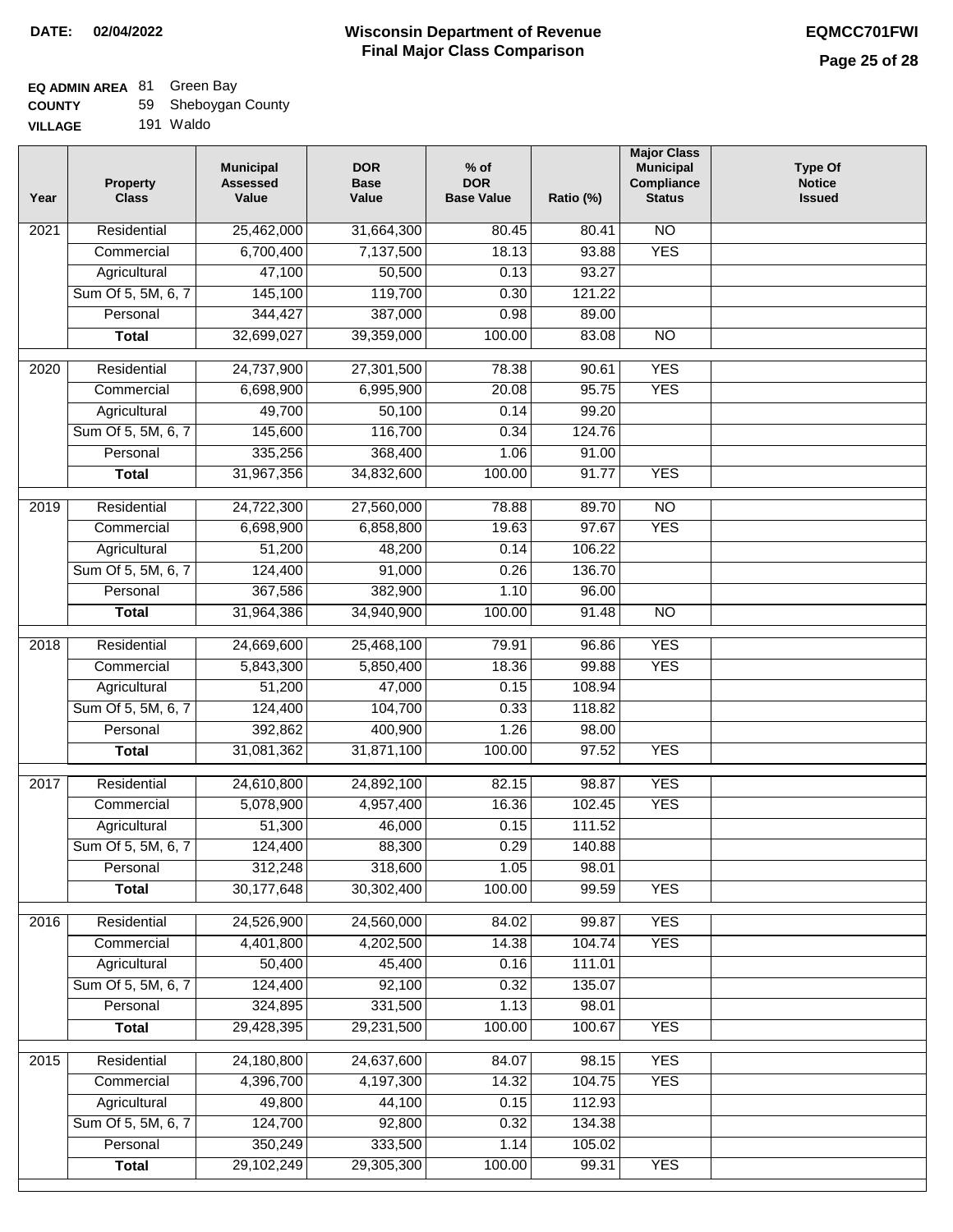DATE: 02/04/2022

# Wisconsin Department of Revenue
## Final Major Class Comparison

EQMCC701FWI

**EQ ADMIN AREA** 81 Green Bay
**COUNTY** 59 Sheboygan County
**VILLAGE** 191 Waldo

| Year | Property Class | Municipal Assessed Value | DOR Base Value | % of DOR Base Value | Ratio (%) | Major Class Municipal Compliance Status | Type Of Notice Issued |
|---|---|---|---|---|---|---|---|
| 2021 | Residential | 25,462,000 | 31,664,300 | 80.45 | 80.41 | NO | |
| | Commercial | 6,700,400 | 7,137,500 | 18.13 | 93.88 | YES | |
| | Agricultural | 47,100 | 50,500 | 0.13 | 93.27 | | |
| | Sum Of 5, 5M, 6, 7 | 145,100 | 119,700 | 0.30 | 121.22 | | |
| | Personal | 344,427 | 387,000 | 0.98 | 89.00 | | |
| | **Total** | 32,699,027 | 39,359,000 | 100.00 | 83.08 | NO | |
| 2020 | Residential | 24,737,900 | 27,301,500 | 78.38 | 90.61 | YES | |
| | Commercial | 6,698,900 | 6,995,900 | 20.08 | 95.75 | YES | |
| | Agricultural | 49,700 | 50,100 | 0.14 | 99.20 | | |
| | Sum Of 5, 5M, 6, 7 | 145,600 | 116,700 | 0.34 | 124.76 | | |
| | Personal | 335,256 | 368,400 | 1.06 | 91.00 | | |
| | **Total** | 31,967,356 | 34,832,600 | 100.00 | 91.77 | YES | |
| 2019 | Residential | 24,722,300 | 27,560,000 | 78.88 | 89.70 | NO | |
| | Commercial | 6,698,900 | 6,858,800 | 19.63 | 97.67 | YES | |
| | Agricultural | 51,200 | 48,200 | 0.14 | 106.22 | | |
| | Sum Of 5, 5M, 6, 7 | 124,400 | 91,000 | 0.26 | 136.70 | | |
| | Personal | 367,586 | 382,900 | 1.10 | 96.00 | | |
| | **Total** | 31,964,386 | 34,940,900 | 100.00 | 91.48 | NO | |
| 2018 | Residential | 24,669,600 | 25,468,100 | 79.91 | 96.86 | YES | |
| | Commercial | 5,843,300 | 5,850,400 | 18.36 | 99.88 | YES | |
| | Agricultural | 51,200 | 47,000 | 0.15 | 108.94 | | |
| | Sum Of 5, 5M, 6, 7 | 124,400 | 104,700 | 0.33 | 118.82 | | |
| | Personal | 392,862 | 400,900 | 1.26 | 98.00 | | |
| | **Total** | 31,081,362 | 31,871,100 | 100.00 | 97.52 | YES | |
| 2017 | Residential | 24,610,800 | 24,892,100 | 82.15 | 98.87 | YES | |
| | Commercial | 5,078,900 | 4,957,400 | 16.36 | 102.45 | YES | |
| | Agricultural | 51,300 | 46,000 | 0.15 | 111.52 | | |
| | Sum Of 5, 5M, 6, 7 | 124,400 | 88,300 | 0.29 | 140.88 | | |
| | Personal | 312,248 | 318,600 | 1.05 | 98.01 | | |
| | **Total** | 30,177,648 | 30,302,400 | 100.00 | 99.59 | YES | |
| 2016 | Residential | 24,526,900 | 24,560,000 | 84.02 | 99.87 | YES | |
| | Commercial | 4,401,800 | 4,202,500 | 14.38 | 104.74 | YES | |
| | Agricultural | 50,400 | 45,400 | 0.16 | 111.01 | | |
| | Sum Of 5, 5M, 6, 7 | 124,400 | 92,100 | 0.32 | 135.07 | | |
| | Personal | 324,895 | 331,500 | 1.13 | 98.01 | | |
| | **Total** | 29,428,395 | 29,231,500 | 100.00 | 100.67 | YES | |
| 2015 | Residential | 24,180,800 | 24,637,600 | 84.07 | 98.15 | YES | |
| | Commercial | 4,396,700 | 4,197,300 | 14.32 | 104.75 | YES | |
| | Agricultural | 49,800 | 44,100 | 0.15 | 112.93 | | |
| | Sum Of 5, 5M, 6, 7 | 124,700 | 92,800 | 0.32 | 134.38 | | |
| | Personal | 350,249 | 333,500 | 1.14 | 105.02 | | |
| | **Total** | 29,102,249 | 29,305,300 | 100.00 | 99.31 | YES | |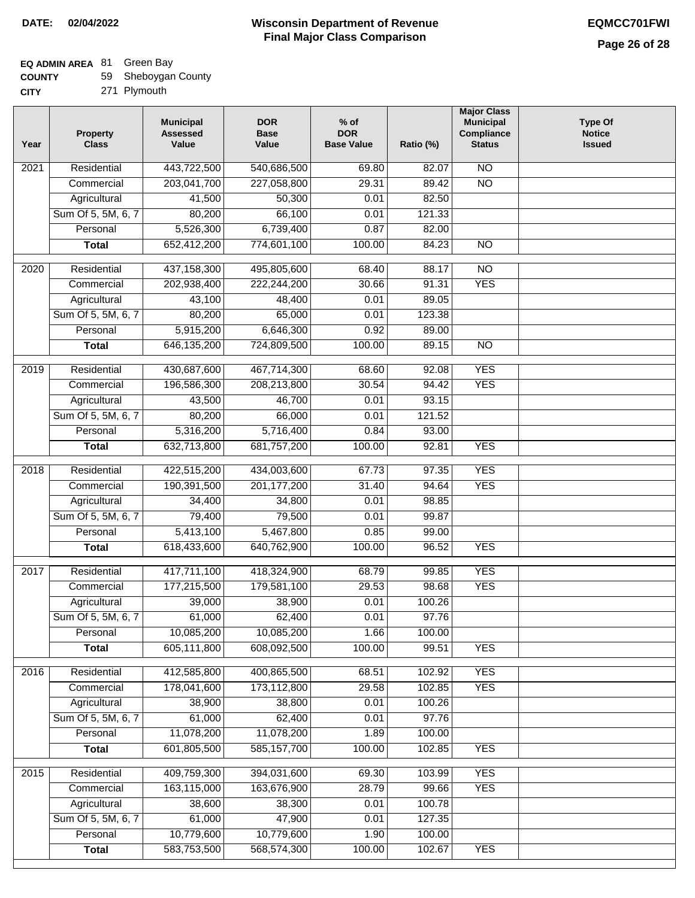**DATE: 02/04/2022**

# Wisconsin Department of Revenue
## Final Major Class Comparison

**EQMCC701FWI**

**EQ ADMIN AREA** 81 Green Bay
**COUNTY** 59 Sheboygan County
**CITY** 271 Plymouth

| Year | Property Class | Municipal Assessed Value | DOR Base Value | % of DOR Base Value | Ratio (%) | Major Class Municipal Compliance Status | Type Of Notice Issued |
|---|---|---|---|---|---|---|---|
| 2021 | Residential | 443,722,500 | 540,686,500 | 69.80 | 82.07 | NO | |
| | Commercial | 203,041,700 | 227,058,800 | 29.31 | 89.42 | NO | |
| | Agricultural | 41,500 | 50,300 | 0.01 | 82.50 | | |
| | Sum Of 5, 5M, 6, 7 | 80,200 | 66,100 | 0.01 | 121.33 | | |
| | Personal | 5,526,300 | 6,739,400 | 0.87 | 82.00 | | |
| | **Total** | 652,412,200 | 774,601,100 | 100.00 | 84.23 | NO | |
| 2020 | Residential | 437,158,300 | 495,805,600 | 68.40 | 88.17 | NO | |
| | Commercial | 202,938,400 | 222,244,200 | 30.66 | 91.31 | YES | |
| | Agricultural | 43,100 | 48,400 | 0.01 | 89.05 | | |
| | Sum Of 5, 5M, 6, 7 | 80,200 | 65,000 | 0.01 | 123.38 | | |
| | Personal | 5,915,200 | 6,646,300 | 0.92 | 89.00 | | |
| | **Total** | 646,135,200 | 724,809,500 | 100.00 | 89.15 | NO | |
| 2019 | Residential | 430,687,600 | 467,714,300 | 68.60 | 92.08 | YES | |
| | Commercial | 196,586,300 | 208,213,800 | 30.54 | 94.42 | YES | |
| | Agricultural | 43,500 | 46,700 | 0.01 | 93.15 | | |
| | Sum Of 5, 5M, 6, 7 | 80,200 | 66,000 | 0.01 | 121.52 | | |
| | Personal | 5,316,200 | 5,716,400 | 0.84 | 93.00 | | |
| | **Total** | 632,713,800 | 681,757,200 | 100.00 | 92.81 | YES | |
| 2018 | Residential | 422,515,200 | 434,003,600 | 67.73 | 97.35 | YES | |
| | Commercial | 190,391,500 | 201,177,200 | 31.40 | 94.64 | YES | |
| | Agricultural | 34,400 | 34,800 | 0.01 | 98.85 | | |
| | Sum Of 5, 5M, 6, 7 | 79,400 | 79,500 | 0.01 | 99.87 | | |
| | Personal | 5,413,100 | 5,467,800 | 0.85 | 99.00 | | |
| | **Total** | 618,433,600 | 640,762,900 | 100.00 | 96.52 | YES | |
| 2017 | Residential | 417,711,100 | 418,324,900 | 68.79 | 99.85 | YES | |
| | Commercial | 177,215,500 | 179,581,100 | 29.53 | 98.68 | YES | |
| | Agricultural | 39,000 | 38,900 | 0.01 | 100.26 | | |
| | Sum Of 5, 5M, 6, 7 | 61,000 | 62,400 | 0.01 | 97.76 | | |
| | Personal | 10,085,200 | 10,085,200 | 1.66 | 100.00 | | |
| | **Total** | 605,111,800 | 608,092,500 | 100.00 | 99.51 | YES | |
| 2016 | Residential | 412,585,800 | 400,865,500 | 68.51 | 102.92 | YES | |
| | Commercial | 178,041,600 | 173,112,800 | 29.58 | 102.85 | YES | |
| | Agricultural | 38,900 | 38,800 | 0.01 | 100.26 | | |
| | Sum Of 5, 5M, 6, 7 | 61,000 | 62,400 | 0.01 | 97.76 | | |
| | Personal | 11,078,200 | 11,078,200 | 1.89 | 100.00 | | |
| | **Total** | 601,805,500 | 585,157,700 | 100.00 | 102.85 | YES | |
| 2015 | Residential | 409,759,300 | 394,031,600 | 69.30 | 103.99 | YES | |
| | Commercial | 163,115,000 | 163,676,900 | 28.79 | 99.66 | YES | |
| | Agricultural | 38,600 | 38,300 | 0.01 | 100.78 | | |
| | Sum Of 5, 5M, 6, 7 | 61,000 | 47,900 | 0.01 | 127.35 | | |
| | Personal | 10,779,600 | 10,779,600 | 1.90 | 100.00 | | |
| | **Total** | 583,753,500 | 568,574,300 | 100.00 | 102.67 | YES | |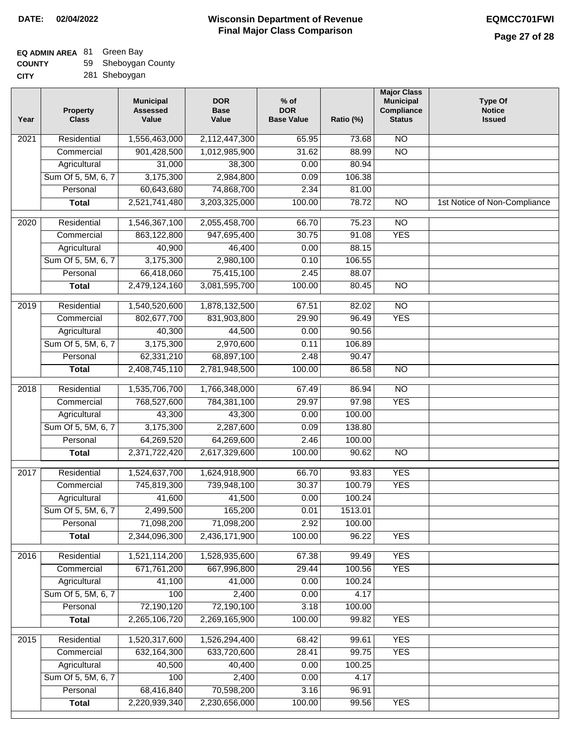**DATE:** 02/04/2022

# Wisconsin Department of Revenue
## Final Major Class Comparison

**EQMCC701FWI**

**EQ ADMIN AREA** 81 Green Bay
**COUNTY** 59 Sheboygan County
**CITY** 281 Sheboygan

| Year | Property Class | Municipal Assessed Value | DOR Base Value | % of DOR Base Value | Ratio (%) | Major Class Municipal Compliance Status | Type Of Notice Issued |
|---|---|---|---|---|---|---|---|
| 2021 | Residential | 1,556,463,000 | 2,112,447,300 | 65.95 | 73.68 | NO | |
| | Commercial | 901,428,500 | 1,012,985,900 | 31.62 | 88.99 | NO | |
| | Agricultural | 31,000 | 38,300 | 0.00 | 80.94 | | |
| | Sum Of 5, 5M, 6, 7 | 3,175,300 | 2,984,800 | 0.09 | 106.38 | | |
| | Personal | 60,643,680 | 74,868,700 | 2.34 | 81.00 | | |
| | **Total** | 2,521,741,480 | 3,203,325,000 | 100.00 | 78.72 | NO | 1st Notice of Non-Compliance |
| 2020 | Residential | 1,546,367,100 | 2,055,458,700 | 66.70 | 75.23 | NO | |
| | Commercial | 863,122,800 | 947,695,400 | 30.75 | 91.08 | YES | |
| | Agricultural | 40,900 | 46,400 | 0.00 | 88.15 | | |
| | Sum Of 5, 5M, 6, 7 | 3,175,300 | 2,980,100 | 0.10 | 106.55 | | |
| | Personal | 66,418,060 | 75,415,100 | 2.45 | 88.07 | | |
| | **Total** | 2,479,124,160 | 3,081,595,700 | 100.00 | 80.45 | NO | |
| 2019 | Residential | 1,540,520,600 | 1,878,132,500 | 67.51 | 82.02 | NO | |
| | Commercial | 802,677,700 | 831,903,800 | 29.90 | 96.49 | YES | |
| | Agricultural | 40,300 | 44,500 | 0.00 | 90.56 | | |
| | Sum Of 5, 5M, 6, 7 | 3,175,300 | 2,970,600 | 0.11 | 106.89 | | |
| | Personal | 62,331,210 | 68,897,100 | 2.48 | 90.47 | | |
| | **Total** | 2,408,745,110 | 2,781,948,500 | 100.00 | 86.58 | NO | |
| 2018 | Residential | 1,535,706,700 | 1,766,348,000 | 67.49 | 86.94 | NO | |
| | Commercial | 768,527,600 | 784,381,100 | 29.97 | 97.98 | YES | |
| | Agricultural | 43,300 | 43,300 | 0.00 | 100.00 | | |
| | Sum Of 5, 5M, 6, 7 | 3,175,300 | 2,287,600 | 0.09 | 138.80 | | |
| | Personal | 64,269,520 | 64,269,600 | 2.46 | 100.00 | | |
| | **Total** | 2,371,722,420 | 2,617,329,600 | 100.00 | 90.62 | NO | |
| 2017 | Residential | 1,524,637,700 | 1,624,918,900 | 66.70 | 93.83 | YES | |
| | Commercial | 745,819,300 | 739,948,100 | 30.37 | 100.79 | YES | |
| | Agricultural | 41,600 | 41,500 | 0.00 | 100.24 | | |
| | Sum Of 5, 5M, 6, 7 | 2,499,500 | 165,200 | 0.01 | 1513.01 | | |
| | Personal | 71,098,200 | 71,098,200 | 2.92 | 100.00 | | |
| | **Total** | 2,344,096,300 | 2,436,171,900 | 100.00 | 96.22 | YES | |
| 2016 | Residential | 1,521,114,200 | 1,528,935,600 | 67.38 | 99.49 | YES | |
| | Commercial | 671,761,200 | 667,996,800 | 29.44 | 100.56 | YES | |
| | Agricultural | 41,100 | 41,000 | 0.00 | 100.24 | | |
| | Sum Of 5, 5M, 6, 7 | 100 | 2,400 | 0.00 | 4.17 | | |
| | Personal | 72,190,120 | 72,190,100 | 3.18 | 100.00 | | |
| | **Total** | 2,265,106,720 | 2,269,165,900 | 100.00 | 99.82 | YES | |
| 2015 | Residential | 1,520,317,600 | 1,526,294,400 | 68.42 | 99.61 | YES | |
| | Commercial | 632,164,300 | 633,720,600 | 28.41 | 99.75 | YES | |
| | Agricultural | 40,500 | 40,400 | 0.00 | 100.25 | | |
| | Sum Of 5, 5M, 6, 7 | 100 | 2,400 | 0.00 | 4.17 | | |
| | Personal | 68,416,840 | 70,598,200 | 3.16 | 96.91 | | |
| | **Total** | 2,220,939,340 | 2,230,656,000 | 100.00 | 99.56 | YES | |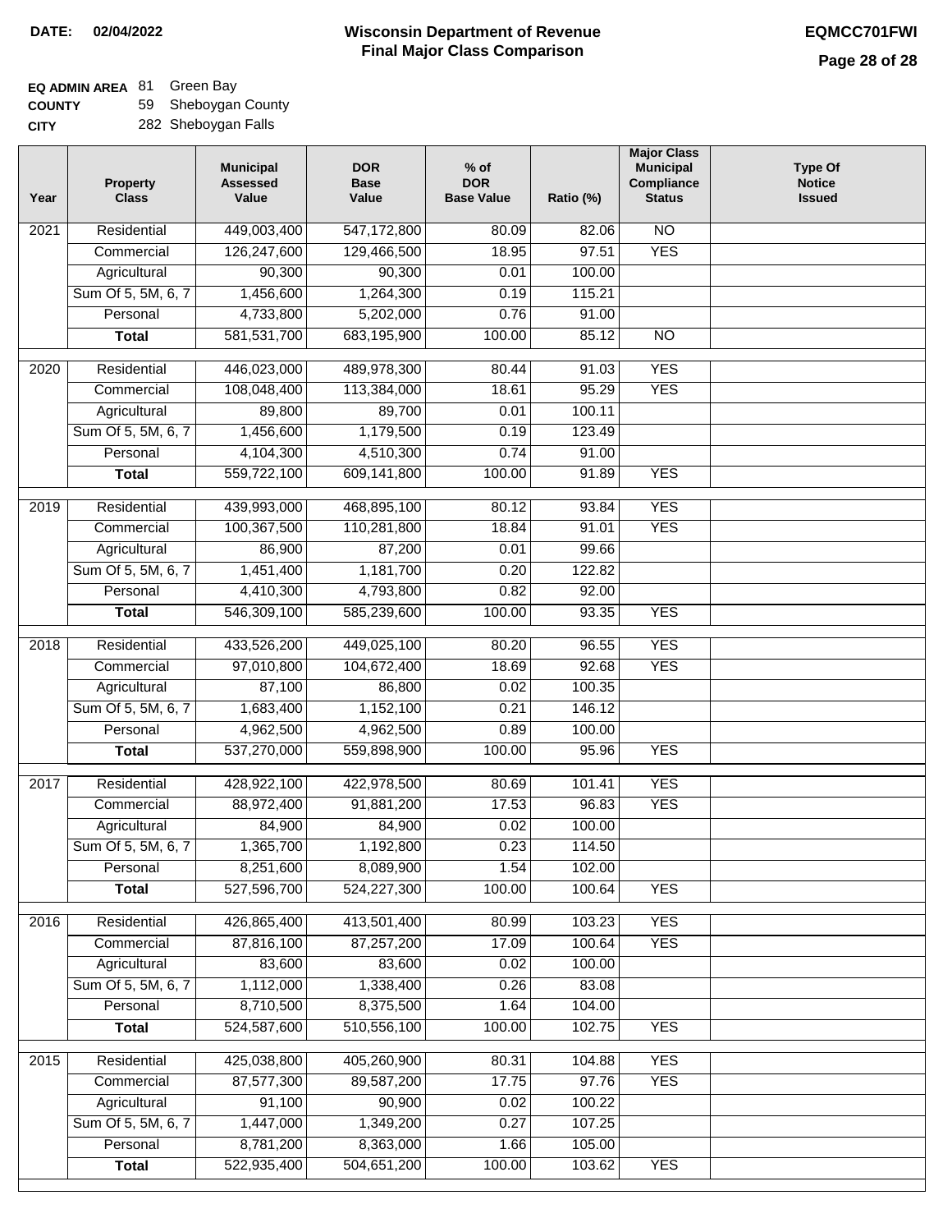**DATE: 02/04/2022**

# Wisconsin Department of Revenue
## Final Major Class Comparison

**EQMCC701FWI**

**EQ ADMIN AREA** 81 Green Bay
**COUNTY** 59 Sheboygan County
**CITY** 282 Sheboygan Falls

| Year | Property Class | Municipal Assessed Value | DOR Base Value | % of DOR Base Value | Ratio (%) | Major Class Municipal Compliance Status | Type Of Notice Issued |
|---|---|---|---|---|---|---|---|
| 2021 | Residential | 449,003,400 | 547,172,800 | 80.09 | 82.06 | NO | |
| | Commercial | 126,247,600 | 129,466,500 | 18.95 | 97.51 | YES | |
| | Agricultural | 90,300 | 90,300 | 0.01 | 100.00 | | |
| | Sum Of 5, 5M, 6, 7 | 1,456,600 | 1,264,300 | 0.19 | 115.21 | | |
| | Personal | 4,733,800 | 5,202,000 | 0.76 | 91.00 | | |
| | **Total** | 581,531,700 | 683,195,900 | 100.00 | 85.12 | NO | |
| 2020 | Residential | 446,023,000 | 489,978,300 | 80.44 | 91.03 | YES | |
| | Commercial | 108,048,400 | 113,384,000 | 18.61 | 95.29 | YES | |
| | Agricultural | 89,800 | 89,700 | 0.01 | 100.11 | | |
| | Sum Of 5, 5M, 6, 7 | 1,456,600 | 1,179,500 | 0.19 | 123.49 | | |
| | Personal | 4,104,300 | 4,510,300 | 0.74 | 91.00 | | |
| | **Total** | 559,722,100 | 609,141,800 | 100.00 | 91.89 | YES | |
| 2019 | Residential | 439,993,000 | 468,895,100 | 80.12 | 93.84 | YES | |
| | Commercial | 100,367,500 | 110,281,800 | 18.84 | 91.01 | YES | |
| | Agricultural | 86,900 | 87,200 | 0.01 | 99.66 | | |
| | Sum Of 5, 5M, 6, 7 | 1,451,400 | 1,181,700 | 0.20 | 122.82 | | |
| | Personal | 4,410,300 | 4,793,800 | 0.82 | 92.00 | | |
| | **Total** | 546,309,100 | 585,239,600 | 100.00 | 93.35 | YES | |
| 2018 | Residential | 433,526,200 | 449,025,100 | 80.20 | 96.55 | YES | |
| | Commercial | 97,010,800 | 104,672,400 | 18.69 | 92.68 | YES | |
| | Agricultural | 87,100 | 86,800 | 0.02 | 100.35 | | |
| | Sum Of 5, 5M, 6, 7 | 1,683,400 | 1,152,100 | 0.21 | 146.12 | | |
| | Personal | 4,962,500 | 4,962,500 | 0.89 | 100.00 | | |
| | **Total** | 537,270,000 | 559,898,900 | 100.00 | 95.96 | YES | |
| 2017 | Residential | 428,922,100 | 422,978,500 | 80.69 | 101.41 | YES | |
| | Commercial | 88,972,400 | 91,881,200 | 17.53 | 96.83 | YES | |
| | Agricultural | 84,900 | 84,900 | 0.02 | 100.00 | | |
| | Sum Of 5, 5M, 6, 7 | 1,365,700 | 1,192,800 | 0.23 | 114.50 | | |
| | Personal | 8,251,600 | 8,089,900 | 1.54 | 102.00 | | |
| | **Total** | 527,596,700 | 524,227,300 | 100.00 | 100.64 | YES | |
| 2016 | Residential | 426,865,400 | 413,501,400 | 80.99 | 103.23 | YES | |
| | Commercial | 87,816,100 | 87,257,200 | 17.09 | 100.64 | YES | |
| | Agricultural | 83,600 | 83,600 | 0.02 | 100.00 | | |
| | Sum Of 5, 5M, 6, 7 | 1,112,000 | 1,338,400 | 0.26 | 83.08 | | |
| | Personal | 8,710,500 | 8,375,500 | 1.64 | 104.00 | | |
| | **Total** | 524,587,600 | 510,556,100 | 100.00 | 102.75 | YES | |
| 2015 | Residential | 425,038,800 | 405,260,900 | 80.31 | 104.88 | YES | |
| | Commercial | 87,577,300 | 89,587,200 | 17.75 | 97.76 | YES | |
| | Agricultural | 91,100 | 90,900 | 0.02 | 100.22 | | |
| | Sum Of 5, 5M, 6, 7 | 1,447,000 | 1,349,200 | 0.27 | 107.25 | | |
| | Personal | 8,781,200 | 8,363,000 | 1.66 | 105.00 | | |
| | **Total** | 522,935,400 | 504,651,200 | 100.00 | 103.62 | YES | |